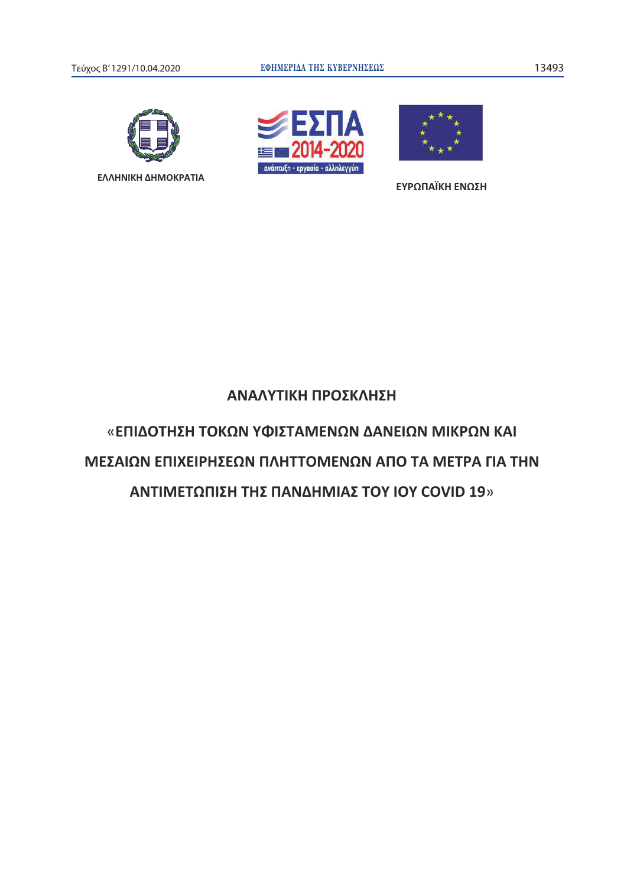ΕΛΛΗΝΙΚΗ ΔΗΜΟΚΡΑΤΙΑ

ΕΥΡΩΠΑΪΚΗ ΕΝΩΣΗ

# ΑΝΑΛΥΤΙΚΗ ΠΡΟΣΚΛΗΣΗ

# «ΕΠΙΔΟΤΗΣΗ ΤΟΚΩΝ ΥΦΙΣΤΑΜΕΝΩΝ ΔΑΝΕΙΩΝ ΜΙΚΡΩΝ ΚΑΙ ΜΕΣΑΙΩΝ ΕΠΙΧΕΙΡΗΣΕΩΝ ΠΛΗΤΤΟΜΕΝΩΝ ΑΠΟ ΤΑ ΜΕΤΡΑ ΓΙΑ ΤΗΝ ΑΝΤΙΜΕΤΩΠΙΣΗ ΤΗΣ ΠΑΝΔΗΜΙΑΣ ΤΟΥ ΙΟΥ COVID 19»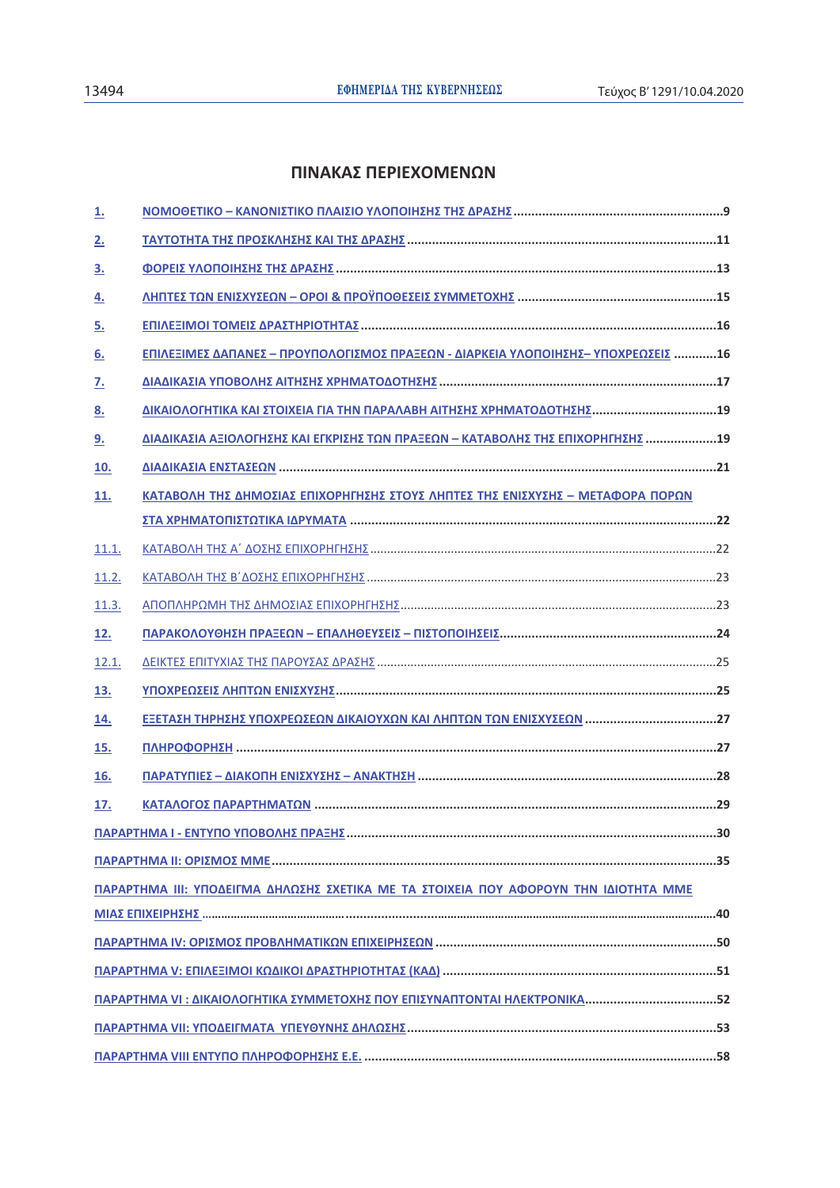## ΠΙΝΑΚΑΣ ΠΕΡΙΕΧΟΜΕΝΩΝ

| | | |
|---|---|---|
| **1.** | **ΝΟΜΟΘΕΤΙΚΟ – ΚΑΝΟΝΙΣΤΙΚΟ ΠΛΑΙΣΙΟ ΥΛΟΠΟΙΗΣΗΣ ΤΗΣ ΔΡΑΣΗΣ** | **9** |
| **2.** | **ΤΑΥΤΟΤΗΤΑ ΤΗΣ ΠΡΟΣΚΛΗΣΗΣ ΚΑΙ ΤΗΣ ΔΡΑΣΗΣ** | **11** |
| **3.** | **ΦΟΡΕΙΣ ΥΛΟΠΟΙΗΣΗΣ ΤΗΣ ΔΡΑΣΗΣ** | **13** |
| **4.** | **ΛΗΠΤΕΣ ΤΩΝ ΕΝΙΣΧΥΣΕΩΝ – ΟΡΟΙ & ΠΡΟΫΠΟΘΕΣΕΙΣ ΣΥΜΜΕΤΟΧΗΣ** | **15** |
| **5.** | **ΕΠΙΛΕΞΙΜΟΙ ΤΟΜΕΙΣ ΔΡΑΣΤΗΡΙΟΤΗΤΑΣ** | **16** |
| **6.** | **ΕΠΙΛΕΞΙΜΕΣ ΔΑΠΑΝΕΣ – ΠΡΟΥΠΟΛΟΓΙΣΜΟΣ ΠΡΑΞΕΩΝ - ΔΙΑΡΚΕΙΑ ΥΛΟΠΟΙΗΣΗΣ– ΥΠΟΧΡΕΩΣΕΙΣ** | **16** |
| **7.** | **ΔΙΑΔΙΚΑΣΙΑ ΥΠΟΒΟΛΗΣ ΑΙΤΗΣΗΣ ΧΡΗΜΑΤΟΔΟΤΗΣΗΣ** | **17** |
| **8.** | **ΔΙΚΑΙΟΛΟΓΗΤΙΚΑ ΚΑΙ ΣΤΟΙΧΕΙΑ ΓΙΑ ΤΗΝ ΠΑΡΑΛΑΒΗ ΑΙΤΗΣΗΣ ΧΡΗΜΑΤΟΔΟΤΗΣΗΣ** | **19** |
| **9.** | **ΔΙΑΔΙΚΑΣΙΑ ΑΞΙΟΛΟΓΗΣΗΣ ΚΑΙ ΕΓΚΡΙΣΗΣ ΤΩΝ ΠΡΑΞΕΩΝ – ΚΑΤΑΒΟΛΗΣ ΤΗΣ ΕΠΙΧΟΡΗΓΗΣΗΣ** | **19** |
| **10.** | **ΔΙΑΔΙΚΑΣΙΑ ΕΝΣΤΑΣΕΩΝ** | **21** |
| **11.** | **ΚΑΤΑΒΟΛΗ ΤΗΣ ΔΗΜΟΣΙΑΣ ΕΠΙΧΟΡΗΓΗΣΗΣ ΣΤΟΥΣ ΛΗΠΤΕΣ ΤΗΣ ΕΝΙΣΧΥΣΗΣ – ΜΕΤΑΦΟΡΑ ΠΟΡΩΝ ΣΤΑ ΧΡΗΜΑΤΟΠΙΣΤΩΤΙΚΑ ΙΔΡΥΜΑΤΑ** | **22** |
| 11.1. | ΚΑΤΑΒΟΛΗ ΤΗΣ Α΄ ΔΟΣΗΣ ΕΠΙΧΟΡΗΓΗΣΗΣ | 22 |
| 11.2. | ΚΑΤΑΒΟΛΗ ΤΗΣ Β΄ΔΟΣΗΣ ΕΠΙΧΟΡΗΓΗΣΗΣ | 23 |
| 11.3. | ΑΠΟΠΛΗΡΩΜΗ ΤΗΣ ΔΗΜΟΣΙΑΣ ΕΠΙΧΟΡΗΓΗΣΗΣ | 23 |
| **12.** | **ΠΑΡΑΚΟΛΟΥΘΗΣΗ ΠΡΑΞΕΩΝ – ΕΠΑΛΗΘΕΥΣΕΙΣ – ΠΙΣΤΟΠΟΙΗΣΕΙΣ** | **24** |
| 12.1. | ΔΕΙΚΤΕΣ ΕΠΙΤΥΧΙΑΣ ΤΗΣ ΠΑΡΟΥΣΑΣ ΔΡΑΣΗΣ | 25 |
| **13.** | **ΥΠΟΧΡΕΩΣΕΙΣ ΛΗΠΤΩΝ ΕΝΙΣΧΥΣΗΣ** | **25** |
| **14.** | **ΕΞΕΤΑΣΗ ΤΗΡΗΣΗΣ ΥΠΟΧΡΕΩΣΕΩΝ ΔΙΚΑΙΟΥΧΩΝ ΚΑΙ ΛΗΠΤΩΝ ΤΩΝ ΕΝΙΣΧΥΣΕΩΝ** | **27** |
| **15.** | **ΠΛΗΡΟΦΟΡΗΣΗ** | **27** |
| **16.** | **ΠΑΡΑΤΥΠΙΕΣ – ΔΙΑΚΟΠΗ ΕΝΙΣΧΥΣΗΣ – ΑΝΑΚΤΗΣΗ** | **28** |
| **17.** | **ΚΑΤΑΛΟΓΟΣ ΠΑΡΑΡΤΗΜΑΤΩΝ** | **29** |
| | **ΠΑΡΑΡΤΗΜΑ Ι - ΕΝΤΥΠΟ ΥΠΟΒΟΛΗΣ ΠΡΑΞΗΣ** | **30** |
| | **ΠΑΡΑΡΤΗΜΑ ΙΙ: ΟΡΙΣΜΟΣ ΜΜΕ** | **35** |
| | **ΠΑΡΑΡΤΗΜΑ ΙΙΙ: ΥΠΟΔΕΙΓΜΑ ΔΗΛΩΣΗΣ ΣΧΕΤΙΚΑ ΜΕ ΤΑ ΣΤΟΙΧΕΙΑ ΠΟΥ ΑΦΟΡΟΥΝ ΤΗΝ ΙΔΙΟΤΗΤΑ ΜΜΕ ΜΙΑΣ ΕΠΙΧΕΙΡΗΣΗΣ** | **40** |
| | **ΠΑΡΑΡΤΗΜΑ ΙV: ΟΡΙΣΜΟΣ ΠΡΟΒΛΗΜΑΤΙΚΩΝ ΕΠΙΧΕΙΡΗΣΕΩΝ** | **50** |
| | **ΠΑΡΑΡΤΗΜΑ V: ΕΠΙΛΕΞΙΜΟΙ ΚΩΔΙΚΟΙ ΔΡΑΣΤΗΡΙΟΤΗΤΑΣ (ΚΑΔ)** | **51** |
| | **ΠΑΡΑΡΤΗΜΑ VI : ΔΙΚΑΙΟΛΟΓΗΤΙΚΑ ΣΥΜΜΕΤΟΧΗΣ ΠΟΥ ΕΠΙΣΥΝΑΠΤΟΝΤΑΙ ΗΛΕΚΤΡΟΝΙΚΑ** | **52** |
| | **ΠΑΡΑΡΤΗΜΑ VII: ΥΠΟΔΕΙΓΜΑΤΑ ΥΠΕΥΘΥΝΗΣ ΔΗΛΩΣΗΣ** | **53** |
| | **ΠΑΡΑΡΤΗΜΑ VIII ΕΝΤΥΠΟ ΠΛΗΡΟΦΟΡΗΣΗΣ Ε.Ε.** | **58** |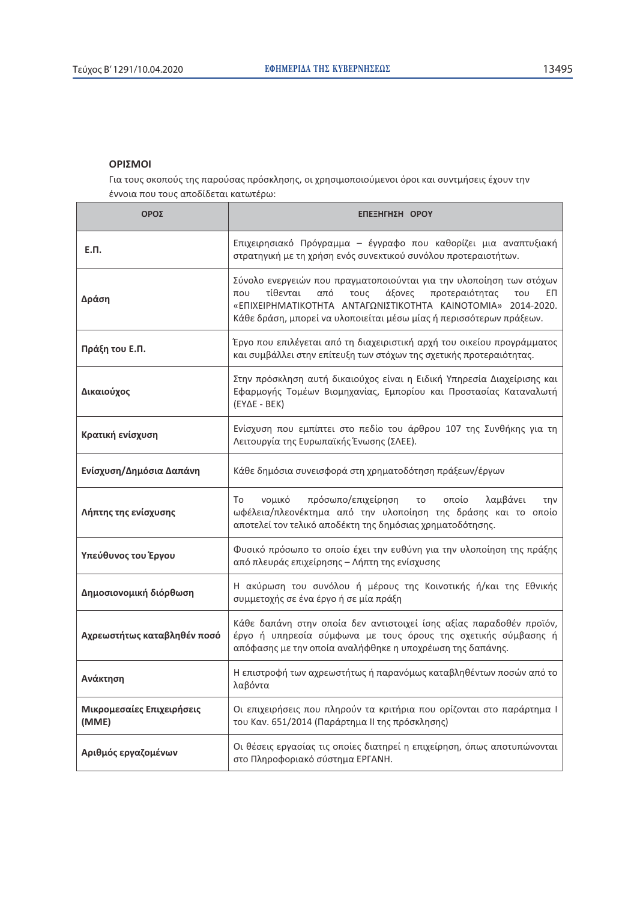## ΟΡΙΣΜΟΙ

Για τους σκοπούς της παρούσας πρόσκλησης, οι χρησιμοποιούμενοι όροι και συντμήσεις έχουν την έννοια που τους αποδίδεται κατωτέρω:

| ΟΡΟΣ | ΕΠΕΞΗΓΗΣΗ ΟΡΟΥ |
|---|---|
| **Ε.Π.** | Επιχειρησιακό Πρόγραμμα – έγγραφο που καθορίζει μια αναπτυξιακή στρατηγική με τη χρήση ενός συνεκτικού συνόλου προτεραιοτήτων. |
| **Δράση** | Σύνολο ενεργειών που πραγματοποιούνται για την υλοποίηση των στόχων που τίθενται από τους άξονες προτεραιότητας του ΕΠ «ΕΠΙΧΕΙΡΗΜΑΤΙΚΟΤΗΤΑ ΑΝΤΑΓΩΝΙΣΤΙΚΟΤΗΤΑ ΚΑΙΝΟΤΟΜΙΑ» 2014-2020. Κάθε δράση, μπορεί να υλοποιείται μέσω μίας ή περισσότερων πράξεων. |
| **Πράξη του Ε.Π.** | Έργο που επιλέγεται από τη διαχειριστική αρχή του οικείου προγράμματος και συμβάλλει στην επίτευξη των στόχων της σχετικής προτεραιότητας. |
| **Δικαιούχος** | Στην πρόσκληση αυτή δικαιούχος είναι η Ειδική Υπηρεσία Διαχείρισης και Εφαρμογής Τομέων Βιομηχανίας, Εμπορίου και Προστασίας Καταναλωτή (ΕΥΔΕ - ΒΕΚ) |
| **Κρατική ενίσχυση** | Ενίσχυση που εμπίπτει στο πεδίο του άρθρου 107 της Συνθήκης για τη Λειτουργία της Ευρωπαϊκής Ένωσης (ΣΛΕΕ). |
| **Ενίσχυση/Δημόσια Δαπάνη** | Κάθε δημόσια συνεισφορά στη χρηματοδότηση πράξεων/έργων |
| **Λήπτης της ενίσχυσης** | Το νομικό πρόσωπο/επιχείρηση το οποίο λαμβάνει την ωφέλεια/πλεονέκτημα από την υλοποίηση της δράσης και το οποίο αποτελεί τον τελικό αποδέκτη της δημόσιας χρηματοδότησης. |
| **Υπεύθυνος του Έργου** | Φυσικό πρόσωπο το οποίο έχει την ευθύνη για την υλοποίηση της πράξης από πλευράς επιχείρησης – Λήπτη της ενίσχυσης |
| **Δημοσιονομική διόρθωση** | Η ακύρωση του συνόλου ή μέρους της Κοινοτικής ή/και της Εθνικής συμμετοχής σε ένα έργο ή σε μία πράξη |
| **Αχρεωστήτως καταβληθέν ποσό** | Κάθε δαπάνη στην οποία δεν αντιστοιχεί ίσης αξίας παραδοθέν προϊόν, έργο ή υπηρεσία σύμφωνα με τους όρους της σχετικής σύμβασης ή απόφασης με την οποία αναλήφθηκε η υποχρέωση της δαπάνης. |
| **Ανάκτηση** | Η επιστροφή των αχρεωστήτως ή παρανόμως καταβληθέντων ποσών από το λαβόντα |
| **Μικρομεσαίες Επιχειρήσεις (ΜΜΕ)** | Οι επιχειρήσεις που πληρούν τα κριτήρια που ορίζονται στο παράρτημα Ι του Καν. 651/2014 (Παράρτημα ΙΙ της πρόσκλησης) |
| **Αριθμός εργαζομένων** | Οι θέσεις εργασίας τις οποίες διατηρεί η επιχείρηση, όπως αποτυπώνονται στο Πληροφοριακό σύστημα ΕΡΓΑΝΗ. |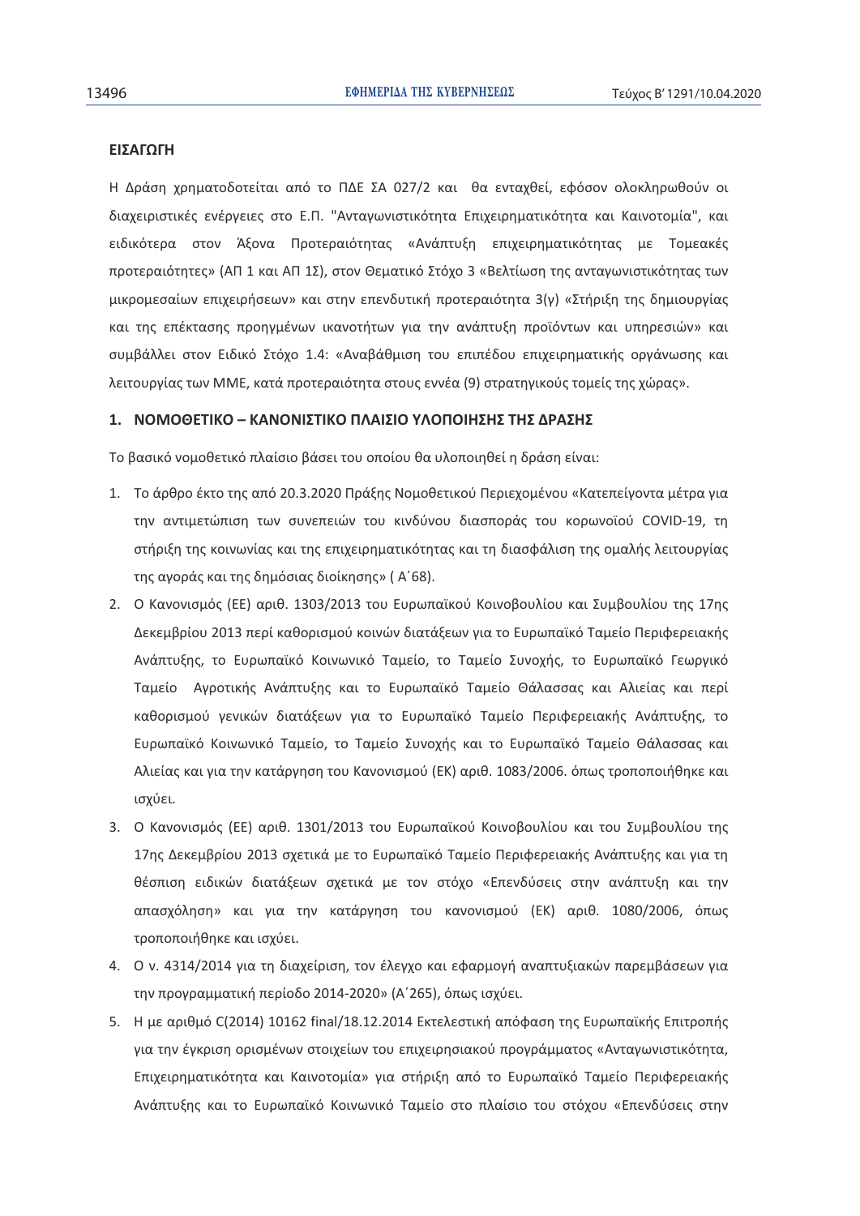**ΕΙΣΑΓΩΓΗ**

Η Δράση χρηματοδοτείται από το ΠΔΕ ΣΑ 027/2 και θα ενταχθεί, εφόσον ολοκληρωθούν οι διαχειριστικές ενέργειες στο Ε.Π. "Ανταγωνιστικότητα Επιχειρηματικότητα και Καινοτομία", και ειδικότερα στον Άξονα Προτεραιότητας «Ανάπτυξη επιχειρηματικότητας με Τομεακές προτεραιότητες» (ΑΠ 1 και ΑΠ 1Σ), στον Θεματικό Στόχο 3 «Βελτίωση της ανταγωνιστικότητας των μικρομεσαίων επιχειρήσεων» και στην επενδυτική προτεραιότητα 3(γ) «Στήριξη της δημιουργίας και της επέκτασης προηγμένων ικανοτήτων για την ανάπτυξη προϊόντων και υπηρεσιών» και συμβάλλει στον Ειδικό Στόχο 1.4: «Αναβάθμιση του επιπέδου επιχειρηματικής οργάνωσης και λειτουργίας των ΜΜΕ, κατά προτεραιότητα στους εννέα (9) στρατηγικούς τομείς της χώρας».

## 1. ΝΟΜΟΘΕΤΙΚΟ – ΚΑΝΟΝΙΣΤΙΚΟ ΠΛΑΙΣΙΟ ΥΛΟΠΟΙΗΣΗΣ ΤΗΣ ΔΡΑΣΗΣ

Το βασικό νομοθετικό πλαίσιο βάσει του οποίου θα υλοποιηθεί η δράση είναι:

1. Το άρθρο έκτο της από 20.3.2020 Πράξης Νομοθετικού Περιεχομένου «Κατεπείγοντα μέτρα για την αντιμετώπιση των συνεπειών του κινδύνου διασποράς του κορωνοϊού COVID-19, τη στήριξη της κοινωνίας και της επιχειρηματικότητας και τη διασφάλιση της ομαλής λειτουργίας της αγοράς και της δημόσιας διοίκησης» ( Α΄68).
2. Ο Κανονισμός (ΕΕ) αριθ. 1303/2013 του Ευρωπαϊκού Κοινοβουλίου και Συμβουλίου της 17ης Δεκεμβρίου 2013 περί καθορισμού κοινών διατάξεων για το Ευρωπαϊκό Ταμείο Περιφερειακής Ανάπτυξης, το Ευρωπαϊκό Κοινωνικό Ταμείο, το Ταμείο Συνοχής, το Ευρωπαϊκό Γεωργικό Ταμείο Αγροτικής Ανάπτυξης και το Ευρωπαϊκό Ταμείο Θάλασσας και Αλιείας και περί καθορισμού γενικών διατάξεων για το Ευρωπαϊκό Ταμείο Περιφερειακής Ανάπτυξης, το Ευρωπαϊκό Κοινωνικό Ταμείο, το Ταμείο Συνοχής και το Ευρωπαϊκό Ταμείο Θάλασσας και Αλιείας και για την κατάργηση του Κανονισμού (ΕΚ) αριθ. 1083/2006. όπως τροποποιήθηκε και ισχύει.
3. Ο Κανονισμός (ΕΕ) αριθ. 1301/2013 του Ευρωπαϊκού Κοινοβουλίου και του Συμβουλίου της 17ης Δεκεμβρίου 2013 σχετικά με το Ευρωπαϊκό Ταμείο Περιφερειακής Ανάπτυξης και για τη θέσπιση ειδικών διατάξεων σχετικά με τον στόχο «Επενδύσεις στην ανάπτυξη και την απασχόληση» και για την κατάργηση του κανονισμού (ΕΚ) αριθ. 1080/2006, όπως τροποποιήθηκε και ισχύει.
4. Ο ν. 4314/2014 για τη διαχείριση, τον έλεγχο και εφαρμογή αναπτυξιακών παρεμβάσεων για την προγραμματική περίοδο 2014-2020» (Α΄265), όπως ισχύει.
5. Η με αριθμό C(2014) 10162 final/18.12.2014 Εκτελεστική απόφαση της Ευρωπαϊκής Επιτροπής για την έγκριση ορισμένων στοιχείων του επιχειρησιακού προγράμματος «Ανταγωνιστικότητα, Επιχειρηματικότητα και Καινοτομία» για στήριξη από το Ευρωπαϊκό Ταμείο Περιφερειακής Ανάπτυξης και το Ευρωπαϊκό Κοινωνικό Ταμείο στο πλαίσιο του στόχου «Επενδύσεις στην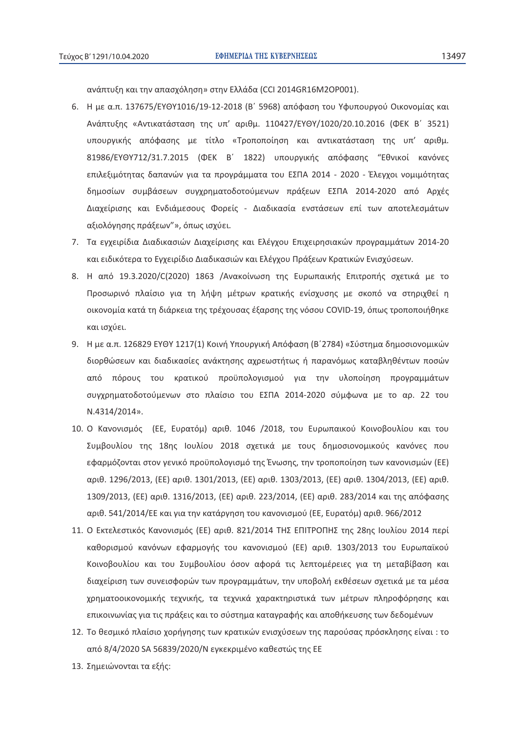ανάπτυξη και την απασχόληση» στην Ελλάδα (CCI 2014GR16M2OP001).

6. Η με α.π. 137675/ΕΥΘΥ1016/19-12-2018 (Β΄ 5968) απόφαση του Υφυπουργού Οικονομίας και Ανάπτυξης «Αντικατάσταση της υπ' αριθμ. 110427/ΕΥΘΥ/1020/20.10.2016 (ΦΕΚ Β΄ 3521) υπουργικής απόφασης με τίτλο «Τροποποίηση και αντικατάσταση της υπ' αριθμ. 81986/ΕΥΘΥ712/31.7.2015 (ΦΕΚ Β΄ 1822) υπουργικής απόφασης "Εθνικοί κανόνες επιλεξιμότητας δαπανών για τα προγράμματα του ΕΣΠΑ 2014 - 2020 - Έλεγχοι νομιμότητας δημοσίων συμβάσεων συγχρηματοδοτούμενων πράξεων ΕΣΠΑ 2014-2020 από Αρχές Διαχείρισης και Ενδιάμεσους Φορείς - Διαδικασία ενστάσεων επί των αποτελεσμάτων αξιολόγησης πράξεων"», όπως ισχύει.
7. Τα εγχειρίδια Διαδικασιών Διαχείρισης και Ελέγχου Επιχειρησιακών προγραμμάτων 2014-20 και ειδικότερα το Εγχειρίδιο Διαδικασιών και Ελέγχου Πράξεων Κρατικών Ενισχύσεων.
8. Η από 19.3.2020/C(2020) 1863 /Ανακοίνωση της Ευρωπαικής Επιτροπής σχετικά με το Προσωρινό πλαίσιο για τη λήψη μέτρων κρατικής ενίσχυσης με σκοπό να στηριχθεί η οικονομία κατά τη διάρκεια της τρέχουσας έξαρσης της νόσου COVID-19, όπως τροποποιήθηκε και ισχύει.
9. Η με α.π. 126829 ΕΥΘΥ 1217(1) Κοινή Υπουργική Απόφαση (Β΄2784) «Σύστημα δημοσιονομικών διορθώσεων και διαδικασίες ανάκτησης αχρεωστήτως ή παρανόμως καταβληθέντων ποσών από πόρους του κρατικού προϋπολογισμού για την υλοποίηση προγραμμάτων συγχρηματοδοτούμενων στο πλαίσιο του ΕΣΠΑ 2014-2020 σύμφωνα με το αρ. 22 του Ν.4314/2014».
10. Ο Κανονισμός (ΕΕ, Ευρατόμ) αριθ. 1046 /2018, του Ευρωπαικού Κοινοβουλίου και του Συμβουλίου της 18ης Ιουλίου 2018 σχετικά με τους δημοσιονομικούς κανόνες που εφαρμόζονται στον γενικό προϋπολογισμό της Ένωσης, την τροποποίηση των κανονισμών (ΕΕ) αριθ. 1296/2013, (ΕΕ) αριθ. 1301/2013, (ΕΕ) αριθ. 1303/2013, (ΕΕ) αριθ. 1304/2013, (ΕΕ) αριθ. 1309/2013, (ΕΕ) αριθ. 1316/2013, (ΕΕ) αριθ. 223/2014, (ΕΕ) αριθ. 283/2014 και της απόφασης αριθ. 541/2014/ΕΕ και για την κατάργηση του κανονισμού (ΕΕ, Ευρατόμ) αριθ. 966/2012
11. Ο Εκτελεστικός Κανονισμός (ΕΕ) αριθ. 821/2014 ΤΗΣ ΕΠΙΤΡΟΠΗΣ της 28ης Ιουλίου 2014 περί καθορισμού κανόνων εφαρμογής του κανονισμού (ΕΕ) αριθ. 1303/2013 του Ευρωπαϊκού Κοινοβουλίου και του Συμβουλίου όσον αφορά τις λεπτομέρειες για τη μεταβίβαση και διαχείριση των συνεισφορών των προγραμμάτων, την υποβολή εκθέσεων σχετικά με τα μέσα χρηματοοικονομικής τεχνικής, τα τεχνικά χαρακτηριστικά των μέτρων πληροφόρησης και επικοινωνίας για τις πράξεις και το σύστημα καταγραφής και αποθήκευσης των δεδομένων
12. Το θεσμικό πλαίσιο χορήγησης των κρατικών ενισχύσεων της παρούσας πρόσκλησης είναι : το από 8/4/2020 SA 56839/2020/N εγκεκριμένο καθεστώς της ΕΕ
13. Σημειώνονται τα εξής: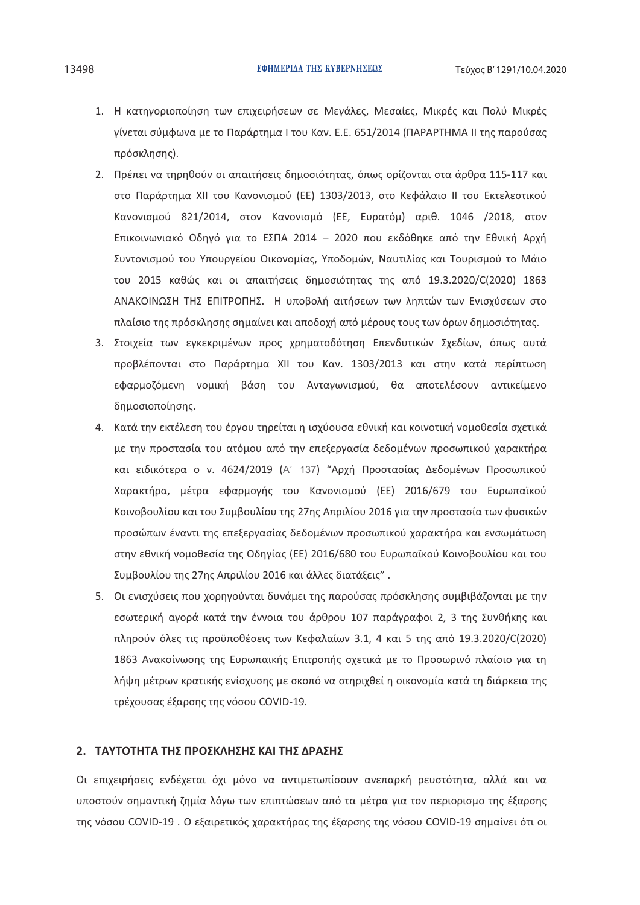1. Η κατηγοριοποίηση των επιχειρήσεων σε Μεγάλες, Μεσαίες, Μικρές και Πολύ Μικρές γίνεται σύμφωνα με το Παράρτημα I του Καν. Ε.Ε. 651/2014 (ΠΑΡΑΡΤΗΜΑ II της παρούσας πρόσκλησης).
2. Πρέπει να τηρηθούν οι απαιτήσεις δημοσιότητας, όπως ορίζονται στα άρθρα 115-117 και στο Παράρτημα XII του Κανονισμού (ΕΕ) 1303/2013, στο Κεφάλαιο ΙΙ του Εκτελεστικού Κανονισμού 821/2014, στον Κανονισμό (ΕΕ, Ευρατόμ) αριθ. 1046 /2018, στον Επικοινωνιακό Οδηγό για το ΕΣΠΑ 2014 – 2020 που εκδόθηκε από την Εθνική Αρχή Συντονισμού του Υπουργείου Οικονομίας, Υποδομών, Ναυτιλίας και Τουρισμού το Μάιο του 2015 καθώς και οι απαιτήσεις δημοσιότητας της από 19.3.2020/C(2020) 1863 ΑΝΑΚΟΙΝΩΣΗ ΤΗΣ ΕΠΙΤΡΟΠΗΣ. Η υποβολή αιτήσεων των ληπτών των Ενισχύσεων στο πλαίσιο της πρόσκλησης σημαίνει και αποδοχή από μέρους τους των όρων δημοσιότητας.
3. Στοιχεία των εγκεκριμένων προς χρηματοδότηση Επενδυτικών Σχεδίων, όπως αυτά προβλέπονται στο Παράρτημα XII του Καν. 1303/2013 και στην κατά περίπτωση εφαρμοζόμενη νομική βάση του Ανταγωνισμού, θα αποτελέσουν αντικείμενο δημοσιοποίησης.
4. Κατά την εκτέλεση του έργου τηρείται η ισχύουσα εθνική και κοινοτική νομοθεσία σχετικά με την προστασία του ατόμου από την επεξεργασία δεδομένων προσωπικού χαρακτήρα και ειδικότερα ο ν. 4624/2019 (Α΄ 137) "Αρχή Προστασίας Δεδομένων Προσωπικού Χαρακτήρα, μέτρα εφαρμογής του Κανονισμού (ΕΕ) 2016/679 του Ευρωπαϊκού Κοινοβουλίου και του Συμβουλίου της 27ης Απριλίου 2016 για την προστασία των φυσικών προσώπων έναντι της επεξεργασίας δεδομένων προσωπικού χαρακτήρα και ενσωμάτωση στην εθνική νομοθεσία της Οδηγίας (ΕΕ) 2016/680 του Ευρωπαϊκού Κοινοβουλίου και του Συμβουλίου της 27ης Απριλίου 2016 και άλλες διατάξεις" .
5. Οι ενισχύσεις που χορηγούνται δυνάμει της παρούσας πρόσκλησης συμβιβάζονται με την εσωτερική αγορά κατά την έννοια του άρθρου 107 παράγραφοι 2, 3 της Συνθήκης και πληρούν όλες τις προϋποθέσεις των Κεφαλαίων 3.1, 4 και 5 της από 19.3.2020/C(2020) 1863 Ανακοίνωσης της Ευρωπαικής Επιτροπής σχετικά με το Προσωρινό πλαίσιο για τη λήψη μέτρων κρατικής ενίσχυσης με σκοπό να στηριχθεί η οικονομία κατά τη διάρκεια της τρέχουσας έξαρσης της νόσου COVID-19.

## 2. ΤΑΥΤΟΤΗΤΑ ΤΗΣ ΠΡΟΣΚΛΗΣΗΣ ΚΑΙ ΤΗΣ ΔΡΑΣΗΣ

Οι επιχειρήσεις ενδέχεται όχι μόνο να αντιμετωπίσουν ανεπαρκή ρευστότητα, αλλά και να υποστούν σημαντική ζημία λόγω των επιπτώσεων από τα μέτρα για τον περιορισμο της έξαρσης της νόσου COVID-19 . Ο εξαιρετικός χαρακτήρας της έξαρσης της νόσου COVID-19 σημαίνει ότι οι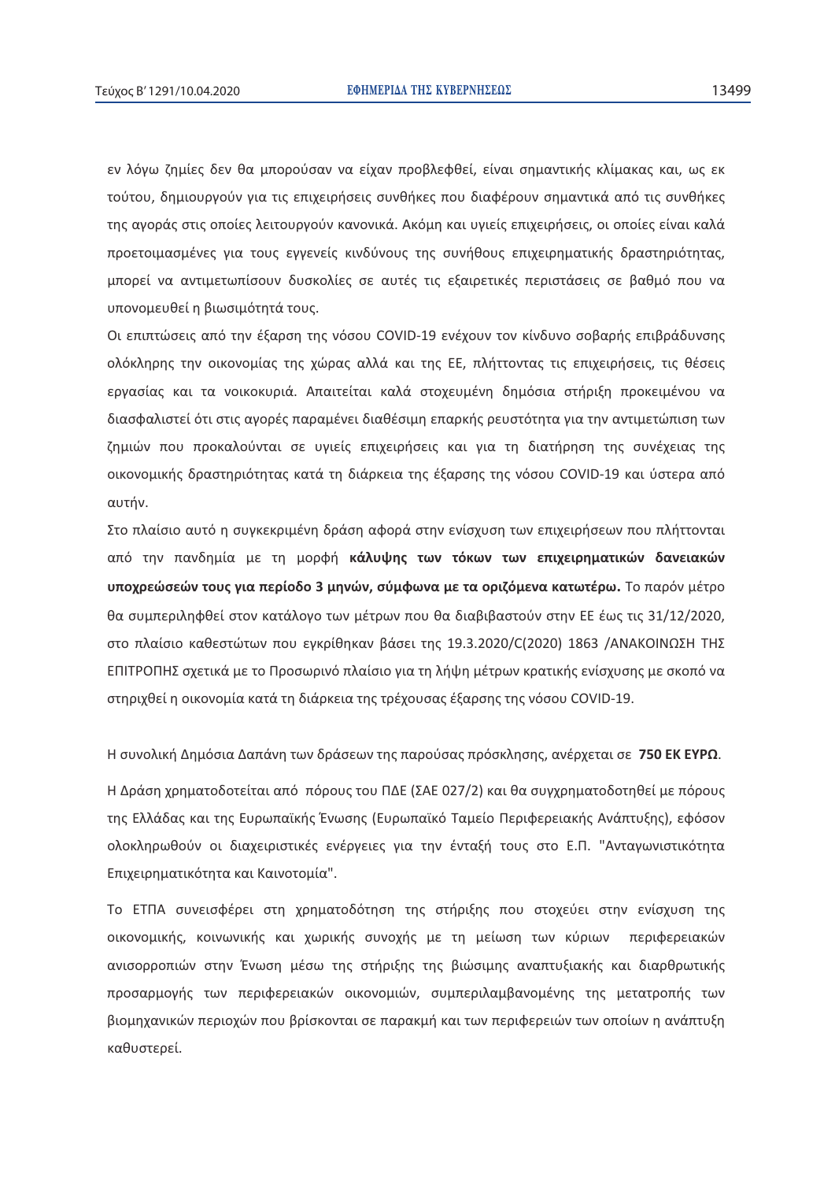εν λόγω ζημίες δεν θα μπορούσαν να είχαν προβλεφθεί, είναι σημαντικής κλίμακας και, ως εκ τούτου, δημιουργούν για τις επιχειρήσεις συνθήκες που διαφέρουν σημαντικά από τις συνθήκες της αγοράς στις οποίες λειτουργούν κανονικά. Ακόμη και υγιείς επιχειρήσεις, οι οποίες είναι καλά προετοιμασμένες για τους εγγενείς κινδύνους της συνήθους επιχειρηματικής δραστηριότητας, μπορεί να αντιμετωπίσουν δυσκολίες σε αυτές τις εξαιρετικές περιστάσεις σε βαθμό που να υπονομευθεί η βιωσιμότητά τους.

Οι επιπτώσεις από την έξαρση της νόσου COVID-19 ενέχουν τον κίνδυνο σοβαρής επιβράδυνσης ολόκληρης την οικονομίας της χώρας αλλά και της ΕΕ, πλήττοντας τις επιχειρήσεις, τις θέσεις εργασίας και τα νοικοκυριά. Απαιτείται καλά στοχευμένη δημόσια στήριξη προκειμένου να διασφαλιστεί ότι στις αγορές παραμένει διαθέσιμη επαρκής ρευστότητα για την αντιμετώπιση των ζημιών που προκαλούνται σε υγιείς επιχειρήσεις και για τη διατήρηση της συνέχειας της οικονομικής δραστηριότητας κατά τη διάρκεια της έξαρσης της νόσου COVID-19 και ύστερα από αυτήν.

Στο πλαίσιο αυτό η συγκεκριμένη δράση αφορά στην ενίσχυση των επιχειρήσεων που πλήττονται από την πανδημία με τη μορφή **κάλυψης των τόκων των επιχειρηματικών δανειακών υποχρεώσεών τους για περίοδο 3 μηνών, σύμφωνα με τα οριζόμενα κατωτέρω.** Το παρόν μέτρο θα συμπεριληφθεί στον κατάλογο των μέτρων που θα διαβιβαστούν στην ΕΕ έως τις 31/12/2020, στο πλαίσιο καθεστώτων που εγκρίθηκαν βάσει της 19.3.2020/C(2020) 1863 /ΑΝΑΚΟΙΝΩΣΗ ΤΗΣ ΕΠΙΤΡΟΠΗΣ σχετικά με το Προσωρινό πλαίσιο για τη λήψη μέτρων κρατικής ενίσχυσης με σκοπό να στηριχθεί η οικονομία κατά τη διάρκεια της τρέχουσας έξαρσης της νόσου COVID-19.

Η συνολική Δημόσια Δαπάνη των δράσεων της παρούσας πρόσκλησης, ανέρχεται σε **750 ΕΚ ΕΥΡΩ**.

Η Δράση χρηματοδοτείται από πόρους του ΠΔΕ (ΣΑΕ 027/2) και θα συγχρηματοδοτηθεί με πόρους της Ελλάδας και της Ευρωπαϊκής Ένωσης (Ευρωπαϊκό Ταμείο Περιφερειακής Ανάπτυξης), εφόσον ολοκληρωθούν οι διαχειριστικές ενέργειες για την ένταξή τους στο Ε.Π. "Ανταγωνιστικότητα Επιχειρηματικότητα και Καινοτομία".

Το ΕΤΠΑ συνεισφέρει στη χρηματοδότηση της στήριξης που στοχεύει στην ενίσχυση της οικονομικής, κοινωνικής και χωρικής συνοχής με τη μείωση των κύριων περιφερειακών ανισορροπιών στην Ένωση μέσω της στήριξης της βιώσιμης αναπτυξιακής και διαρθρωτικής προσαρμογής των περιφερειακών οικονομιών, συμπεριλαμβανομένης της μετατροπής των βιομηχανικών περιοχών που βρίσκονται σε παρακμή και των περιφερειών των οποίων η ανάπτυξη καθυστερεί.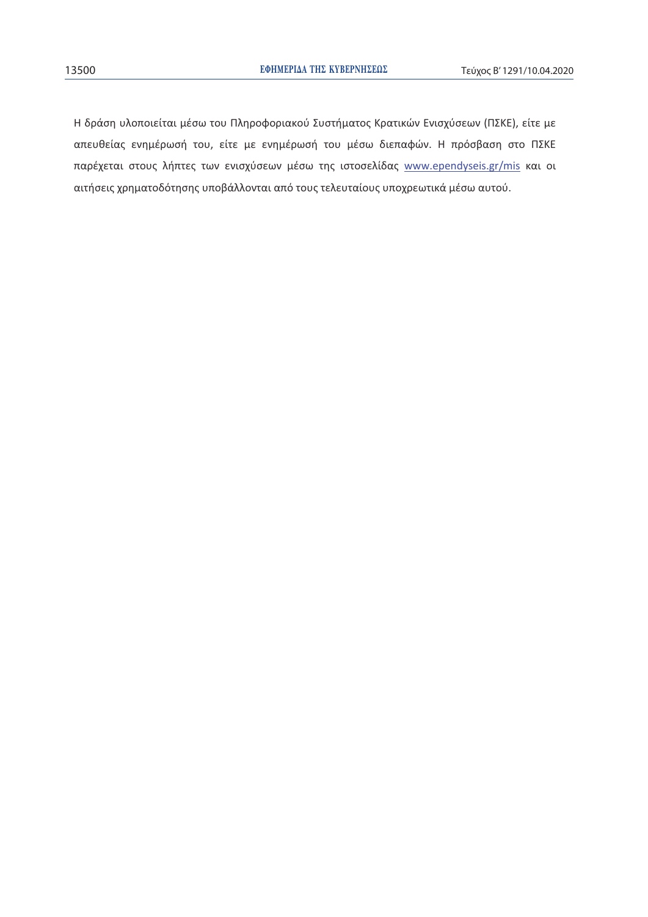Η δράση υλοποιείται μέσω του Πληροφοριακού Συστήματος Κρατικών Ενισχύσεων (ΠΣΚΕ), είτε με απευθείας ενημέρωσή του, είτε με ενημέρωσή του μέσω διεπαφών. Η πρόσβαση στο ΠΣΚΕ παρέχεται στους λήπτες των ενισχύσεων μέσω της ιστοσελίδας www.ependyseis.gr/mis και οι αιτήσεις χρηματοδότησης υποβάλλονται από τους τελευταίους υποχρεωτικά μέσω αυτού.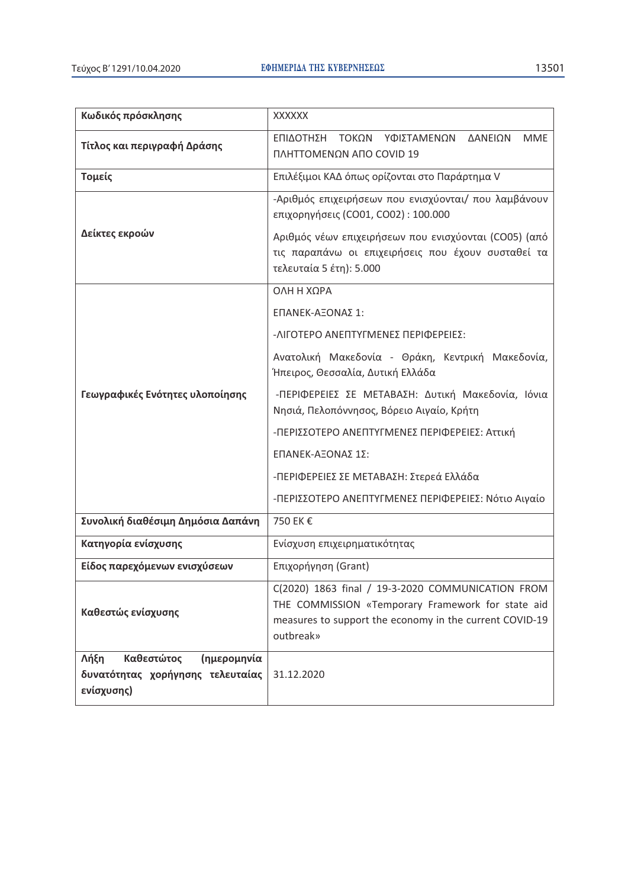| Κωδικός πρόσκλησης | XXXXXX |
| --- | --- |
| Τίτλος και περιγραφή Δράσης | ΕΠΙΔΟΤΗΣΗ ΤΟΚΩΝ ΥΦΙΣΤΑΜΕΝΩΝ ΔΑΝΕΙΩΝ ΜΜΕ ΠΛΗΤΤΟΜΕΝΩΝ ΑΠΟ COVID 19 |
| Τομείς | Επιλέξιμοι ΚΑΔ όπως ορίζονται στο Παράρτημα V |
| Δείκτες εκροών | -Αριθμός επιχειρήσεων που ενισχύονται/ που λαμβάνουν επιχορηγήσεις (CO01, CO02) : 100.000<br><br>Αριθμός νέων επιχειρήσεων που ενισχύονται (CO05) (από τις παραπάνω οι επιχειρήσεις που έχουν συσταθεί τα τελευταία 5 έτη): 5.000 |
| Γεωγραφικές Ενότητες υλοποίησης | ΟΛΗ Η ΧΩΡΑ<br><br>ΕΠΑΝΕΚ-ΑΞΟΝΑΣ 1:<br><br>-ΛΙΓΟΤΕΡΟ ΑΝΕΠΤΥΓΜΕΝΕΣ ΠΕΡΙΦΕΡΕΙΕΣ:<br><br>Ανατολική Μακεδονία - Θράκη, Κεντρική Μακεδονία, Ήπειρος, Θεσσαλία, Δυτική Ελλάδα<br><br>-ΠΕΡΙΦΕΡΕΙΕΣ ΣΕ ΜΕΤΑΒΑΣΗ: Δυτική Μακεδονία, Ιόνια Νησιά, Πελοπόννησος, Βόρειο Αιγαίο, Κρήτη<br><br>-ΠΕΡΙΣΣΟΤΕΡΟ ΑΝΕΠΤΥΓΜΕΝΕΣ ΠΕΡΙΦΕΡΕΙΕΣ: Αττική<br><br>ΕΠΑΝΕΚ-ΑΞΟΝΑΣ 1Σ:<br><br>-ΠΕΡΙΦΕΡΕΙΕΣ ΣΕ ΜΕΤΑΒΑΣΗ: Στερεά Ελλάδα<br><br>-ΠΕΡΙΣΣΟΤΕΡΟ ΑΝΕΠΤΥΓΜΕΝΕΣ ΠΕΡΙΦΕΡΕΙΕΣ: Νότιο Αιγαίο |
| Συνολική διαθέσιμη Δημόσια Δαπάνη | 750 ΕΚ € |
| Κατηγορία ενίσχυσης | Ενίσχυση επιχειρηματικότητας |
| Είδος παρεχόμενων ενισχύσεων | Επιχορήγηση (Grant) |
| Καθεστώς ενίσχυσης | C(2020) 1863 final / 19-3-2020 COMMUNICATION FROM THE COMMISSION «Temporary Framework for state aid measures to support the economy in the current COVID-19 outbreak» |
| Λήξη Καθεστώτος (ημερομηνία δυνατότητας χορήγησης τελευταίας ενίσχυσης) | 31.12.2020 |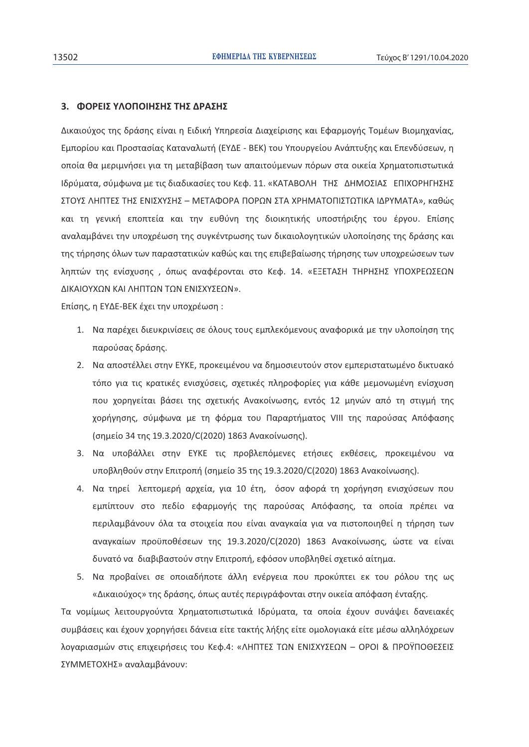## 3. ΦΟΡΕΙΣ ΥΛΟΠΟΙΗΣΗΣ ΤΗΣ ΔΡΑΣΗΣ

Δικαιούχος της δράσης είναι η Ειδική Υπηρεσία Διαχείρισης και Εφαρμογής Τομέων Βιομηχανίας, Εμπορίου και Προστασίας Καταναλωτή (ΕΥΔΕ - ΒΕΚ) του Υπουργείου Ανάπτυξης και Επενδύσεων, η οποία θα μεριμνήσει για τη μεταβίβαση των απαιτούμενων πόρων στα οικεία Χρηματοπιστωτικά Ιδρύματα, σύμφωνα με τις διαδικασίες του Κεφ. 11. «ΚΑΤΑΒΟΛΗ ΤΗΣ ΔΗΜΟΣΙΑΣ ΕΠΙΧΟΡΗΓΗΣΗΣ ΣΤΟΥΣ ΛΗΠΤΕΣ ΤΗΣ ΕΝΙΣΧΥΣΗΣ – ΜΕΤΑΦΟΡΑ ΠΟΡΩΝ ΣΤΑ ΧΡΗΜΑΤΟΠΙΣΤΩΤΙΚΑ ΙΔΡΥΜΑΤΑ», καθώς και τη γενική εποπτεία και την ευθύνη της διοικητικής υποστήριξης του έργου. Επίσης αναλαμβάνει την υποχρέωση της συγκέντρωσης των δικαιολογητικών υλοποίησης της δράσης και της τήρησης όλων των παραστατικών καθώς και της επιβεβαίωσης τήρησης των υποχρεώσεων των ληπτών της ενίσχυσης , όπως αναφέρονται στο Κεφ. 14. «ΕΞΕΤΑΣΗ ΤΗΡΗΣΗΣ ΥΠΟΧΡΕΩΣΕΩΝ ΔΙΚΑΙΟΥΧΩΝ ΚΑΙ ΛΗΠΤΩΝ ΤΩΝ ΕΝΙΣΧΥΣΕΩΝ».

Επίσης, η ΕΥΔΕ-ΒΕΚ έχει την υποχρέωση :

1. Να παρέχει διευκρινίσεις σε όλους τους εμπλεκόμενους αναφορικά με την υλοποίηση της παρούσας δράσης.
2. Να αποστέλλει στην ΕΥΚΕ, προκειμένου να δημοσιευτούν στον εμπεριστατωμένο δικτυακό τόπο για τις κρατικές ενισχύσεις, σχετικές πληροφορίες για κάθε μεμονωμένη ενίσχυση που χορηγείται βάσει της σχετικής Ανακοίνωσης, εντός 12 μηνών από τη στιγμή της χορήγησης, σύμφωνα με τη φόρμα του Παραρτήματος VIII της παρούσας Απόφασης (σημείο 34 της 19.3.2020/C(2020) 1863 Ανακοίνωσης).
3. Να υποβάλλει στην ΕΥΚΕ τις προβλεπόμενες ετήσιες εκθέσεις, προκειμένου να υποβληθούν στην Επιτροπή (σημείο 35 της 19.3.2020/C(2020) 1863 Ανακοίνωσης).
4. Να τηρεί λεπτομερή αρχεία, για 10 έτη, όσον αφορά τη χορήγηση ενισχύσεων που εμπίπτουν στο πεδίο εφαρμογής της παρούσας Απόφασης, τα οποία πρέπει να περιλαμβάνουν όλα τα στοιχεία που είναι αναγκαία για να πιστοποιηθεί η τήρηση των αναγκαίων προϋποθέσεων της 19.3.2020/C(2020) 1863 Ανακοίνωσης, ώστε να είναι δυνατό να διαβιβαστούν στην Επιτροπή, εφόσον υποβληθεί σχετικό αίτημα.
5. Να προβαίνει σε οποιαδήποτε άλλη ενέργεια που προκύπτει εκ του ρόλου της ως «Δικαιούχος» της δράσης, όπως αυτές περιγράφονται στην οικεία απόφαση ένταξης.

Τα νομίμως λειτουργούντα Χρηματοπιστωτικά Ιδρύματα, τα οποία έχουν συνάψει δανειακές συμβάσεις και έχουν χορηγήσει δάνεια είτε τακτής λήξης είτε ομολογιακά είτε μέσω αλληλόχρεων λογαριασμών στις επιχειρήσεις του Κεφ.4: «ΛΗΠΤΕΣ ΤΩΝ ΕΝΙΣΧΥΣΕΩΝ – ΟΡΟΙ & ΠΡΟΫΠΟΘΕΣΕΙΣ ΣΥΜΜΕΤΟΧΗΣ» αναλαμβάνουν: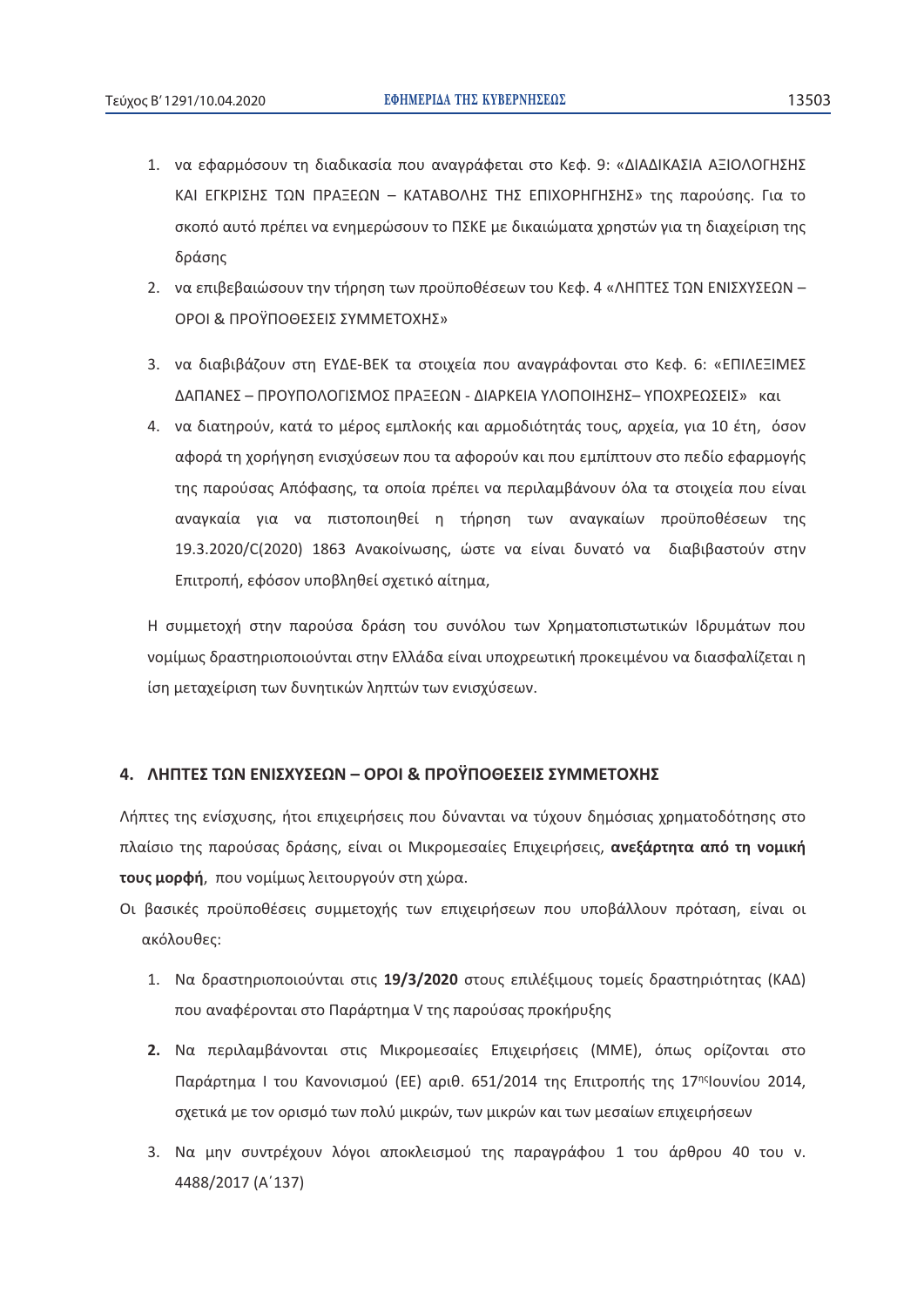1. να εφαρμόσουν τη διαδικασία που αναγράφεται στο Κεφ. 9: «ΔΙΑΔΙΚΑΣΙΑ ΑΞΙΟΛΟΓΗΣΗΣ ΚΑΙ ΕΓΚΡΙΣΗΣ ΤΩΝ ΠΡΑΞΕΩΝ – ΚΑΤΑΒΟΛΗΣ ΤΗΣ ΕΠΙΧΟΡΗΓΗΣΗΣ» της παρούσης. Για το σκοπό αυτό πρέπει να ενημερώσουν το ΠΣΚΕ με δικαιώματα χρηστών για τη διαχείριση της δράσης
2. να επιβεβαιώσουν την τήρηση των προϋποθέσεων του Κεφ. 4 «ΛΗΠΤΕΣ ΤΩΝ ΕΝΙΣΧΥΣΕΩΝ – ΟΡΟΙ & ΠΡΟΫΠΟΘΕΣΕΙΣ ΣΥΜΜΕΤΟΧΗΣ»
3. να διαβιβάζουν στη ΕΥΔΕ-ΒΕΚ τα στοιχεία που αναγράφονται στο Κεφ. 6: «ΕΠΙΛΕΞΙΜΕΣ ΔΑΠΑΝΕΣ – ΠΡΟΥΠΟΛΟΓΙΣΜΟΣ ΠΡΑΞΕΩΝ - ΔΙΑΡΚΕΙΑ ΥΛΟΠΟΙΗΣΗΣ– ΥΠΟΧΡΕΩΣΕΙΣ» και
4. να διατηρούν, κατά το μέρος εμπλοκής και αρμοδιότητάς τους, αρχεία, για 10 έτη, όσον αφορά τη χορήγηση ενισχύσεων που τα αφορούν και που εμπίπτουν στο πεδίο εφαρμογής της παρούσας Απόφασης, τα οποία πρέπει να περιλαμβάνουν όλα τα στοιχεία που είναι αναγκαία για να πιστοποιηθεί η τήρηση των αναγκαίων προϋποθέσεων της 19.3.2020/C(2020) 1863 Ανακοίνωσης, ώστε να είναι δυνατό να διαβιβαστούν στην Επιτροπή, εφόσον υποβληθεί σχετικό αίτημα,

Η συμμετοχή στην παρούσα δράση του συνόλου των Χρηματοπιστωτικών Ιδρυμάτων που νομίμως δραστηριοποιούνται στην Ελλάδα είναι υποχρεωτική προκειμένου να διασφαλίζεται η ίση μεταχείριση των δυνητικών ληπτών των ενισχύσεων.

## 4. ΛΗΠΤΕΣ ΤΩΝ ΕΝΙΣΧΥΣΕΩΝ – ΟΡΟΙ & ΠΡΟΫΠΟΘΕΣΕΙΣ ΣΥΜΜΕΤΟΧΗΣ

Λήπτες της ενίσχυσης, ήτοι επιχειρήσεις που δύνανται να τύχουν δημόσιας χρηματοδότησης στο πλαίσιο της παρούσας δράσης, είναι οι Μικρομεσαίες Επιχειρήσεις, **ανεξάρτητα από τη νομική τους μορφή**, που νομίμως λειτουργούν στη χώρα.

Οι βασικές προϋποθέσεις συμμετοχής των επιχειρήσεων που υποβάλλουν πρόταση, είναι οι ακόλουθες:

1. Να δραστηριοποιούνται στις **19/3/2020** στους επιλέξιμους τομείς δραστηριότητας (ΚΑΔ) που αναφέρονται στο Παράρτημα V της παρούσας προκήρυξης
2. Να περιλαμβάνονται στις Μικρομεσαίες Επιχειρήσεις (ΜΜΕ), όπως ορίζονται στο Παράρτημα Ι του Κανονισμού (ΕΕ) αριθ. 651/2014 της Επιτροπής της 17ης Ιουνίου 2014, σχετικά με τον ορισμό των πολύ μικρών, των μικρών και των μεσαίων επιχειρήσεων
3. Να μην συντρέχουν λόγοι αποκλεισμού της παραγράφου 1 του άρθρου 40 του ν. 4488/2017 (Α΄137)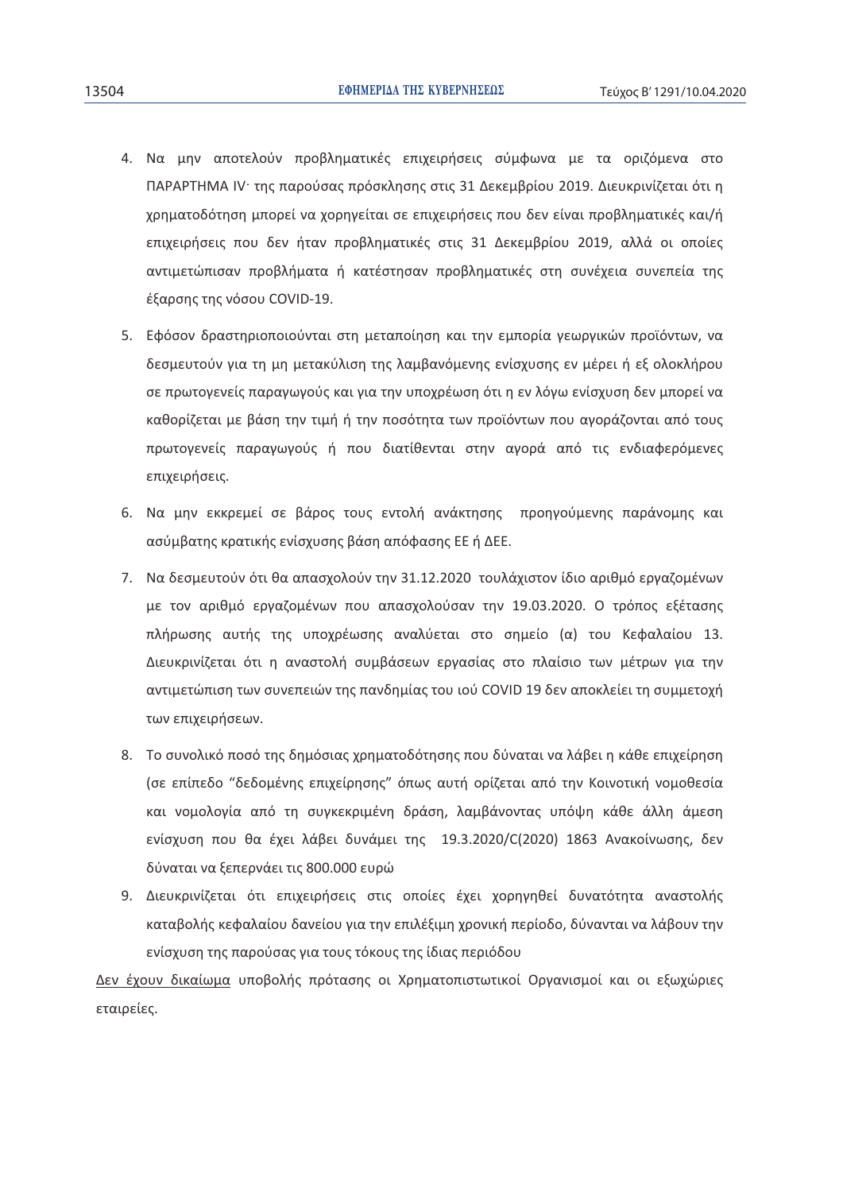4. Να μην αποτελούν προβληματικές επιχειρήσεις σύμφωνα με τα οριζόμενα στο ΠΑΡΑΡΤΗΜΑ IV· της παρούσας πρόσκλησης στις 31 Δεκεμβρίου 2019. Διευκρινίζεται ότι η χρηματοδότηση μπορεί να χορηγείται σε επιχειρήσεις που δεν είναι προβληματικές και/ή επιχειρήσεις που δεν ήταν προβληματικές στις 31 Δεκεμβρίου 2019, αλλά οι οποίες αντιμετώπισαν προβλήματα ή κατέστησαν προβληματικές στη συνέχεια συνεπεία της έξαρσης της νόσου COVID-19.
5. Εφόσον δραστηριοποιούνται στη μεταποίηση και την εμπορία γεωργικών προϊόντων, να δεσμευτούν για τη μη μετακύλιση της λαμβανόμενης ενίσχυσης εν μέρει ή εξ ολοκλήρου σε πρωτογενείς παραγωγούς και για την υποχρέωση ότι η εν λόγω ενίσχυση δεν μπορεί να καθορίζεται με βάση την τιμή ή την ποσότητα των προϊόντων που αγοράζονται από τους πρωτογενείς παραγωγούς ή που διατίθενται στην αγορά από τις ενδιαφερόμενες επιχειρήσεις.
6. Να μην εκκρεμεί σε βάρος τους εντολή ανάκτησης προηγούμενης παράνομης και ασύμβατης κρατικής ενίσχυσης βάση απόφασης ΕΕ ή ΔΕΕ.
7. Να δεσμευτούν ότι θα απασχολούν την 31.12.2020 τουλάχιστον ίδιο αριθμό εργαζομένων με τον αριθμό εργαζομένων που απασχολούσαν την 19.03.2020. Ο τρόπος εξέτασης πλήρωσης αυτής της υποχρέωσης αναλύεται στο σημείο (α) του Κεφαλαίου 13. Διευκρινίζεται ότι η αναστολή συμβάσεων εργασίας στο πλαίσιο των μέτρων για την αντιμετώπιση των συνεπειών της πανδημίας του ιού COVID 19 δεν αποκλείει τη συμμετοχή των επιχειρήσεων.
8. Το συνολικό ποσό της δημόσιας χρηματοδότησης που δύναται να λάβει η κάθε επιχείρηση (σε επίπεδο "δεδομένης επιχείρησης" όπως αυτή ορίζεται από την Κοινοτική νομοθεσία και νομολογία από τη συγκεκριμένη δράση, λαμβάνοντας υπόψη κάθε άλλη άμεση ενίσχυση που θα έχει λάβει δυνάμει της 19.3.2020/C(2020) 1863 Ανακοίνωσης, δεν δύναται να ξεπερνάει τις 800.000 ευρώ
9. Διευκρινίζεται ότι επιχειρήσεις στις οποίες έχει χορηγηθεί δυνατότητα αναστολής καταβολής κεφαλαίου δανείου για την επιλέξιμη χρονική περίοδο, δύνανται να λάβουν την ενίσχυση της παρούσας για τους τόκους της ίδιας περιόδου

<u>Δεν έχουν δικαίωμα</u> υποβολής πρότασης οι Χρηματοπιστωτικοί Οργανισμοί και οι εξωχώριες εταιρείες.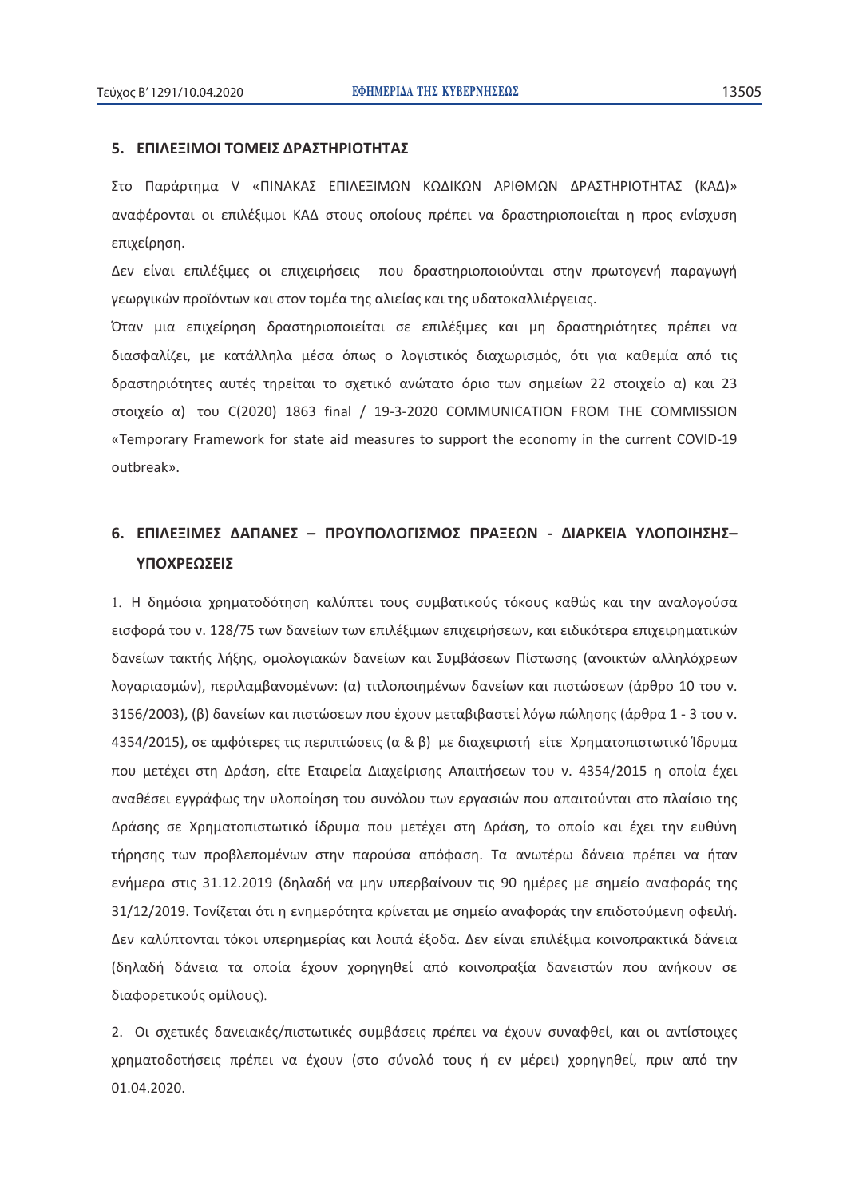## 5. ΕΠΙΛΕΞΙΜΟΙ ΤΟΜΕΙΣ ΔΡΑΣΤΗΡΙΟΤΗΤΑΣ

Στο Παράρτημα V «ΠΙΝΑΚΑΣ ΕΠΙΛΕΞΙΜΩΝ ΚΩΔΙΚΩΝ ΑΡΙΘΜΩΝ ΔΡΑΣΤΗΡΙΟΤΗΤΑΣ (ΚΑΔ)» αναφέρονται οι επιλέξιμοι ΚΑΔ στους οποίους πρέπει να δραστηριοποιείται η προς ενίσχυση επιχείρηση.

Δεν είναι επιλέξιμες οι επιχειρήσεις που δραστηριοποιούνται στην πρωτογενή παραγωγή γεωργικών προϊόντων και στον τομέα της αλιείας και της υδατοκαλλιέργειας.

Όταν μια επιχείρηση δραστηριοποιείται σε επιλέξιμες και μη δραστηριότητες πρέπει να διασφαλίζει, με κατάλληλα μέσα όπως ο λογιστικός διαχωρισμός, ότι για καθεμία από τις δραστηριότητες αυτές τηρείται το σχετικό ανώτατο όριο των σημείων 22 στοιχείο α) και 23 στοιχείο α) του C(2020) 1863 final / 19-3-2020 COMMUNICATION FROM THE COMMISSION «Temporary Framework for state aid measures to support the economy in the current COVID-19 outbreak».

## 6. ΕΠΙΛΕΞΙΜΕΣ ΔΑΠΑΝΕΣ – ΠΡΟΥΠΟΛΟΓΙΣΜΟΣ ΠΡΑΞΕΩΝ - ΔΙΑΡΚΕΙΑ ΥΛΟΠΟΙΗΣΗΣ– ΥΠΟΧΡΕΩΣΕΙΣ

1. Η δημόσια χρηματοδότηση καλύπτει τους συμβατικούς τόκους καθώς και την αναλογούσα εισφορά του ν. 128/75 των δανείων των επιλέξιμων επιχειρήσεων, και ειδικότερα επιχειρηματικών δανείων τακτής λήξης, ομολογιακών δανείων και Συμβάσεων Πίστωσης (ανοικτών αλληλόχρεων λογαριασμών), περιλαμβανομένων: (α) τιτλοποιημένων δανείων και πιστώσεων (άρθρο 10 του ν. 3156/2003), (β) δανείων και πιστώσεων που έχουν μεταβιβαστεί λόγω πώλησης (άρθρα 1 - 3 του ν. 4354/2015), σε αμφότερες τις περιπτώσεις (α & β) με διαχειριστή είτε Χρηματοπιστωτικό Ίδρυμα που μετέχει στη Δράση, είτε Εταιρεία Διαχείρισης Απαιτήσεων του ν. 4354/2015 η οποία έχει αναθέσει εγγράφως την υλοποίηση του συνόλου των εργασιών που απαιτούνται στο πλαίσιο της Δράσης σε Χρηματοπιστωτικό ίδρυμα που μετέχει στη Δράση, το οποίο και έχει την ευθύνη τήρησης των προβλεπομένων στην παρούσα απόφαση. Τα ανωτέρω δάνεια πρέπει να ήταν ενήμερα στις 31.12.2019 (δηλαδή να μην υπερβαίνουν τις 90 ημέρες με σημείο αναφοράς της 31/12/2019. Τονίζεται ότι η ενημερότητα κρίνεται με σημείο αναφοράς την επιδοτούμενη οφειλή. Δεν καλύπτονται τόκοι υπερημερίας και λοιπά έξοδα. Δεν είναι επιλέξιμα κοινοπρακτικά δάνεια (δηλαδή δάνεια τα οποία έχουν χορηγηθεί από κοινοπραξία δανειστών που ανήκουν σε διαφορετικούς ομίλους).

2. Οι σχετικές δανειακές/πιστωτικές συμβάσεις πρέπει να έχουν συναφθεί, και οι αντίστοιχες χρηματοδοτήσεις πρέπει να έχουν (στο σύνολό τους ή εν μέρει) χορηγηθεί, πριν από την 01.04.2020.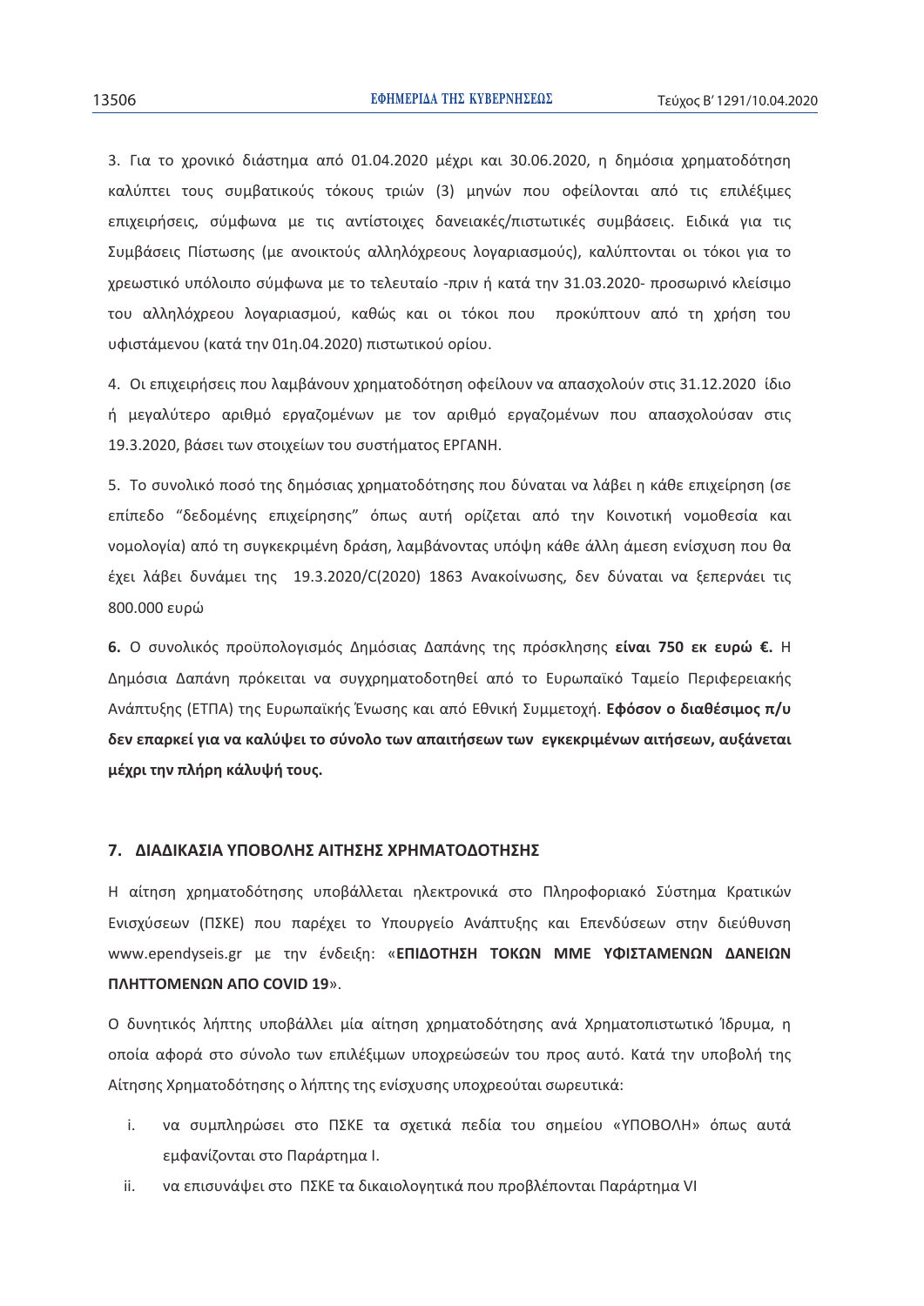3. Για το χρονικό διάστημα από 01.04.2020 μέχρι και 30.06.2020, η δημόσια χρηματοδότηση καλύπτει τους συμβατικούς τόκους τριών (3) μηνών που οφείλονται από τις επιλέξιμες επιχειρήσεις, σύμφωνα με τις αντίστοιχες δανειακές/πιστωτικές συμβάσεις. Ειδικά για τις Συμβάσεις Πίστωσης (με ανοικτούς αλληλόχρεους λογαριασμούς), καλύπτονται οι τόκοι για το χρεωστικό υπόλοιπο σύμφωνα με το τελευταίο -πριν ή κατά την 31.03.2020- προσωρινό κλείσιμο του αλληλόχρεου λογαριασμού, καθώς και οι τόκοι που προκύπτουν από τη χρήση του υφιστάμενου (κατά την 01η.04.2020) πιστωτικού ορίου.

4. Οι επιχειρήσεις που λαμβάνουν χρηματοδότηση οφείλουν να απασχολούν στις 31.12.2020 ίδιο ή μεγαλύτερο αριθμό εργαζομένων με τον αριθμό εργαζομένων που απασχολούσαν στις 19.3.2020, βάσει των στοιχείων του συστήματος ΕΡΓΑΝΗ.

5. Το συνολικό ποσό της δημόσιας χρηματοδότησης που δύναται να λάβει η κάθε επιχείρηση (σε επίπεδο "δεδομένης επιχείρησης" όπως αυτή ορίζεται από την Κοινοτική νομοθεσία και νομολογία) από τη συγκεκριμένη δράση, λαμβάνοντας υπόψη κάθε άλλη άμεση ενίσχυση που θα έχει λάβει δυνάμει της 19.3.2020/C(2020) 1863 Ανακοίνωσης, δεν δύναται να ξεπερνάει τις 800.000 ευρώ

**6.** Ο συνολικός προϋπολογισμός Δημόσιας Δαπάνης της πρόσκλησης **είναι 750 εκ ευρώ €.** Η Δημόσια Δαπάνη πρόκειται να συγχρηματοδοτηθεί από το Ευρωπαϊκό Ταμείο Περιφερειακής Ανάπτυξης (ΕΤΠΑ) της Ευρωπαϊκής Ένωσης και από Εθνική Συμμετοχή. **Εφόσον ο διαθέσιμος π/υ δεν επαρκεί για να καλύψει το σύνολο των απαιτήσεων των εγκεκριμένων αιτήσεων, αυξάνεται μέχρι την πλήρη κάλυψή τους.**

## 7. ΔΙΑΔΙΚΑΣΙΑ ΥΠΟΒΟΛΗΣ ΑΙΤΗΣΗΣ ΧΡΗΜΑΤΟΔΟΤΗΣΗΣ

Η αίτηση χρηματοδότησης υποβάλλεται ηλεκτρονικά στο Πληροφοριακό Σύστημα Κρατικών Ενισχύσεων (ΠΣΚΕ) που παρέχει το Υπουργείο Ανάπτυξης και Επενδύσεων στην διεύθυνση www.ependyseis.gr με την ένδειξη: «**ΕΠΙΔΟΤΗΣΗ ΤΟΚΩΝ ΜΜΕ ΥΦΙΣΤΑΜΕΝΩΝ ΔΑΝΕΙΩΝ ΠΛΗΤΤΟΜΕΝΩΝ ΑΠΟ COVID 19**».

Ο δυνητικός λήπτης υποβάλλει μία αίτηση χρηματοδότησης ανά Χρηματοπιστωτικό Ίδρυμα, η οποία αφορά στο σύνολο των επιλέξιμων υποχρεώσεών του προς αυτό. Κατά την υποβολή της Αίτησης Χρηματοδότησης ο λήπτης της ενίσχυσης υποχρεούται σωρευτικά:

i. να συμπληρώσει στο ΠΣΚΕ τα σχετικά πεδία του σημείου «ΥΠΟΒΟΛΗ» όπως αυτά εμφανίζονται στο Παράρτημα Ι.

ii. να επισυνάψει στο ΠΣΚΕ τα δικαιολογητικά που προβλέπονται Παράρτημα VI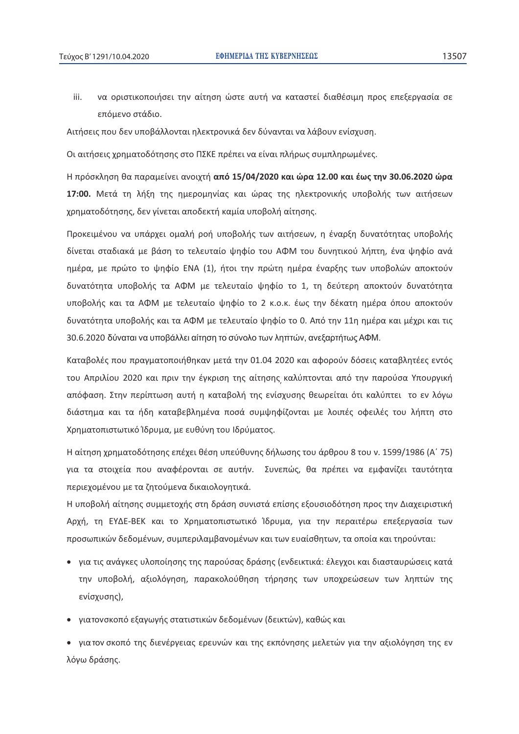iii. να οριστικοποιήσει την αίτηση ώστε αυτή να καταστεί διαθέσιμη προς επεξεργασία σε επόμενο στάδιο.

Αιτήσεις που δεν υποβάλλονται ηλεκτρονικά δεν δύνανται να λάβουν ενίσχυση.

Οι αιτήσεις χρηματοδότησης στο ΠΣΚΕ πρέπει να είναι πλήρως συμπληρωμένες.

Η πρόσκληση θα παραμείνει ανοιχτή **από 15/04/2020 και ώρα 12.00 και έως την 30.06.2020 ώρα 17:00.** Μετά τη λήξη της ημερομηνίας και ώρας της ηλεκτρονικής υποβολής των αιτήσεων χρηματοδότησης, δεν γίνεται αποδεκτή καμία υποβολή αίτησης.

Προκειμένου να υπάρχει ομαλή ροή υποβολής των αιτήσεων, η έναρξη δυνατότητας υποβολής δίνεται σταδιακά με βάση το τελευταίο ψηφίο του ΑΦΜ του δυνητικού λήπτη, ένα ψηφίο ανά ημέρα, με πρώτο το ψηφίο ΕΝΑ (1), ήτοι την πρώτη ημέρα έναρξης των υποβολών αποκτούν δυνατότητα υποβολής τα ΑΦΜ με τελευταίο ψηφίο το 1, τη δεύτερη αποκτούν δυνατότητα υποβολής και τα ΑΦΜ με τελευταίο ψηφίο το 2 κ.ο.κ. έως την δέκατη ημέρα όπου αποκτούν δυνατότητα υποβολής και τα ΑΦΜ με τελευταίο ψηφίο το 0. Από την 11η ημέρα και μέχρι και τις 30.6.2020 δύναται να υποβάλλει αίτηση το σύνολο των ληπτών, ανεξαρτήτως ΑΦΜ.

Καταβολές που πραγματοποιήθηκαν μετά την 01.04 2020 και αφορούν δόσεις καταβλητέες εντός του Απριλίου 2020 και πριν την έγκριση της αίτησης καλύπτονται από την παρούσα Υπουργική απόφαση. Στην περίπτωση αυτή η καταβολή της ενίσχυσης θεωρείται ότι καλύπτει το εν λόγω διάστημα και τα ήδη καταβεβλημένα ποσά συμψηφίζονται με λοιπές οφειλές του λήπτη στο Χρηματοπιστωτικό Ίδρυμα, με ευθύνη του Ιδρύματος.

Η αίτηση χρηματοδότησης επέχει θέση υπεύθυνης δήλωσης του άρθρου 8 του ν. 1599/1986 (Α΄ 75) για τα στοιχεία που αναφέρονται σε αυτήν. Συνεπώς, θα πρέπει να εμφανίζει ταυτότητα περιεχομένου με τα ζητούμενα δικαιολογητικά.

Η υποβολή αίτησης συμμετοχής στη δράση συνιστά επίσης εξουσιοδότηση προς την Διαχειριστική Αρχή, τη ΕΥΔΕ-ΒΕΚ και το Χρηματοπιστωτικό Ίδρυμα, για την περαιτέρω επεξεργασία των προσωπικών δεδομένων, συμπεριλαμβανομένων και των ευαίσθητων, τα οποία και τηρούνται:

- για τις ανάγκες υλοποίησης της παρούσας δράσης (ενδεικτικά: έλεγχοι και διασταυρώσεις κατά την υποβολή, αξιολόγηση, παρακολούθηση τήρησης των υποχρεώσεων των ληπτών της ενίσχυσης),
- για τον σκοπό της εξαγωγής στατιστικών δεδομένων (δεικτών), καθώς και
- για τον σκοπό της διενέργειας ερευνών και της εκπόνησης μελετών για την αξιολόγηση της εν λόγω δράσης.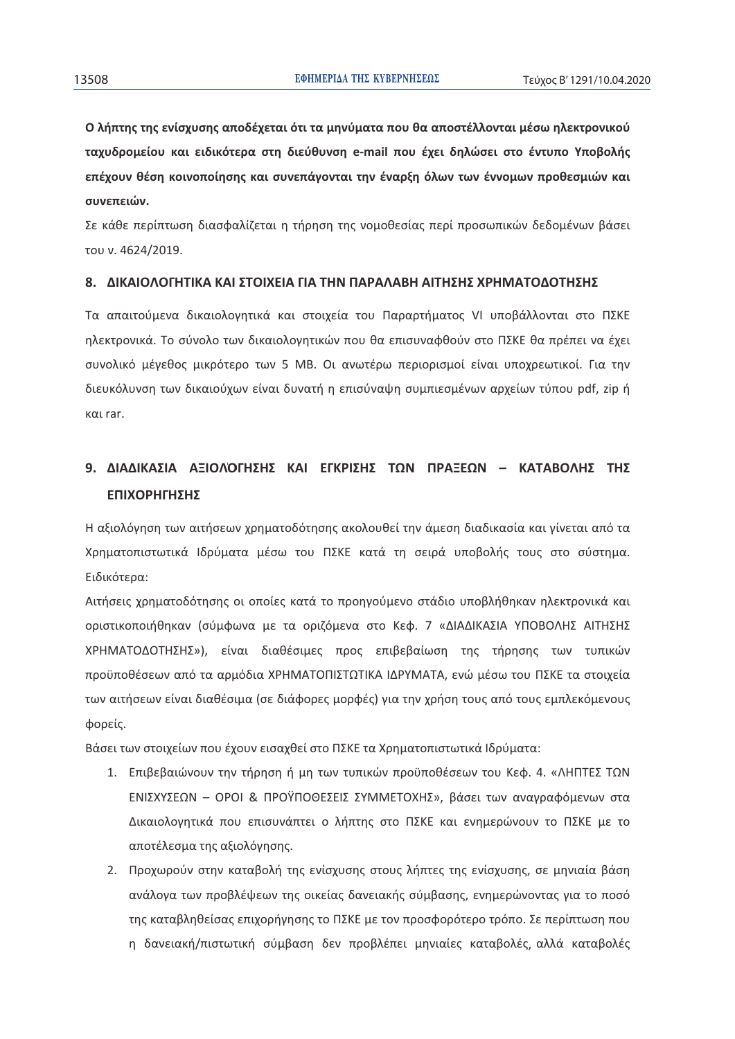**Ο λήπτης της ενίσχυσης αποδέχεται ότι τα μηνύματα που θα αποστέλλονται μέσω ηλεκτρονικού ταχυδρομείου και ειδικότερα στη διεύθυνση e-mail που έχει δηλώσει στο έντυπο Υποβολής επέχουν θέση κοινοποίησης και συνεπάγονται την έναρξη όλων των έννομων προθεσμιών και συνεπειών.**

Σε κάθε περίπτωση διασφαλίζεται η τήρηση της νομοθεσίας περί προσωπικών δεδομένων βάσει του ν. 4624/2019.

## 8. ΔΙΚΑΙΟΛΟΓΗΤΙΚΑ ΚΑΙ ΣΤΟΙΧΕΙΑ ΓΙΑ ΤΗΝ ΠΑΡΑΛΑΒΗ ΑΙΤΗΣΗΣ ΧΡΗΜΑΤΟΔΟΤΗΣΗΣ

Τα απαιτούμενα δικαιολογητικά και στοιχεία του Παραρτήματος VI υποβάλλονται στο ΠΣΚΕ ηλεκτρονικά. Το σύνολο των δικαιολογητικών που θα επισυναφθούν στο ΠΣΚΕ θα πρέπει να έχει συνολικό μέγεθος μικρότερο των 5 MB. Οι ανωτέρω περιορισμοί είναι υποχρεωτικοί. Για την διευκόλυνση των δικαιούχων είναι δυνατή η επισύναψη συμπιεσμένων αρχείων τύπου pdf, zip ή και rar.

## 9. ΔΙΑΔΙΚΑΣΙΑ ΑΞΙΟΛΟΓΗΣΗΣ ΚΑΙ ΕΓΚΡΙΣΗΣ ΤΩΝ ΠΡΑΞΕΩΝ – ΚΑΤΑΒΟΛΗΣ ΤΗΣ ΕΠΙΧΟΡΗΓΗΣΗΣ

Η αξιολόγηση των αιτήσεων χρηματοδότησης ακολουθεί την άμεση διαδικασία και γίνεται από τα Χρηματοπιστωτικά Ιδρύματα μέσω του ΠΣΚΕ κατά τη σειρά υποβολής τους στο σύστημα. Ειδικότερα:

Αιτήσεις χρηματοδότησης οι οποίες κατά το προηγούμενο στάδιο υποβλήθηκαν ηλεκτρονικά και οριστικοποιήθηκαν (σύμφωνα με τα οριζόμενα στο Κεφ. 7 «ΔΙΑΔΙΚΑΣΙΑ ΥΠΟΒΟΛΗΣ ΑΙΤΗΣΗΣ ΧΡΗΜΑΤΟΔΟΤΗΣΗΣ»), είναι διαθέσιμες προς επιβεβαίωση της τήρησης των τυπικών προϋποθέσεων από τα αρμόδια ΧΡΗΜΑΤΟΠΙΣΤΩΤΙΚΑ ΙΔΡΥΜΑΤΑ, ενώ μέσω του ΠΣΚΕ τα στοιχεία των αιτήσεων είναι διαθέσιμα (σε διάφορες μορφές) για την χρήση τους από τους εμπλεκόμενους φορείς.

Βάσει των στοιχείων που έχουν εισαχθεί στο ΠΣΚΕ τα Χρηματοπιστωτικά Ιδρύματα:

1. Επιβεβαιώνουν την τήρηση ή μη των τυπικών προϋποθέσεων του Κεφ. 4. «ΛΗΠΤΕΣ ΤΩΝ ΕΝΙΣΧΥΣΕΩΝ – ΟΡΟΙ & ΠΡΟΫΠΟΘΕΣΕΙΣ ΣΥΜΜΕΤΟΧΗΣ», βάσει των αναγραφόμενων στα Δικαιολογητικά που επισυνάπτει ο λήπτης στο ΠΣΚΕ και ενημερώνουν το ΠΣΚΕ με το αποτέλεσμα της αξιολόγησης.
2. Προχωρούν στην καταβολή της ενίσχυσης στους λήπτες της ενίσχυσης, σε μηνιαία βάση ανάλογα των προβλέψεων της οικείας δανειακής σύμβασης, ενημερώνοντας για το ποσό της καταβληθείσας επιχορήγησης το ΠΣΚΕ με τον προσφορότερο τρόπο. Σε περίπτωση που η δανειακή/πιστωτική σύμβαση δεν προβλέπει μηνιαίες καταβολές, αλλά καταβολές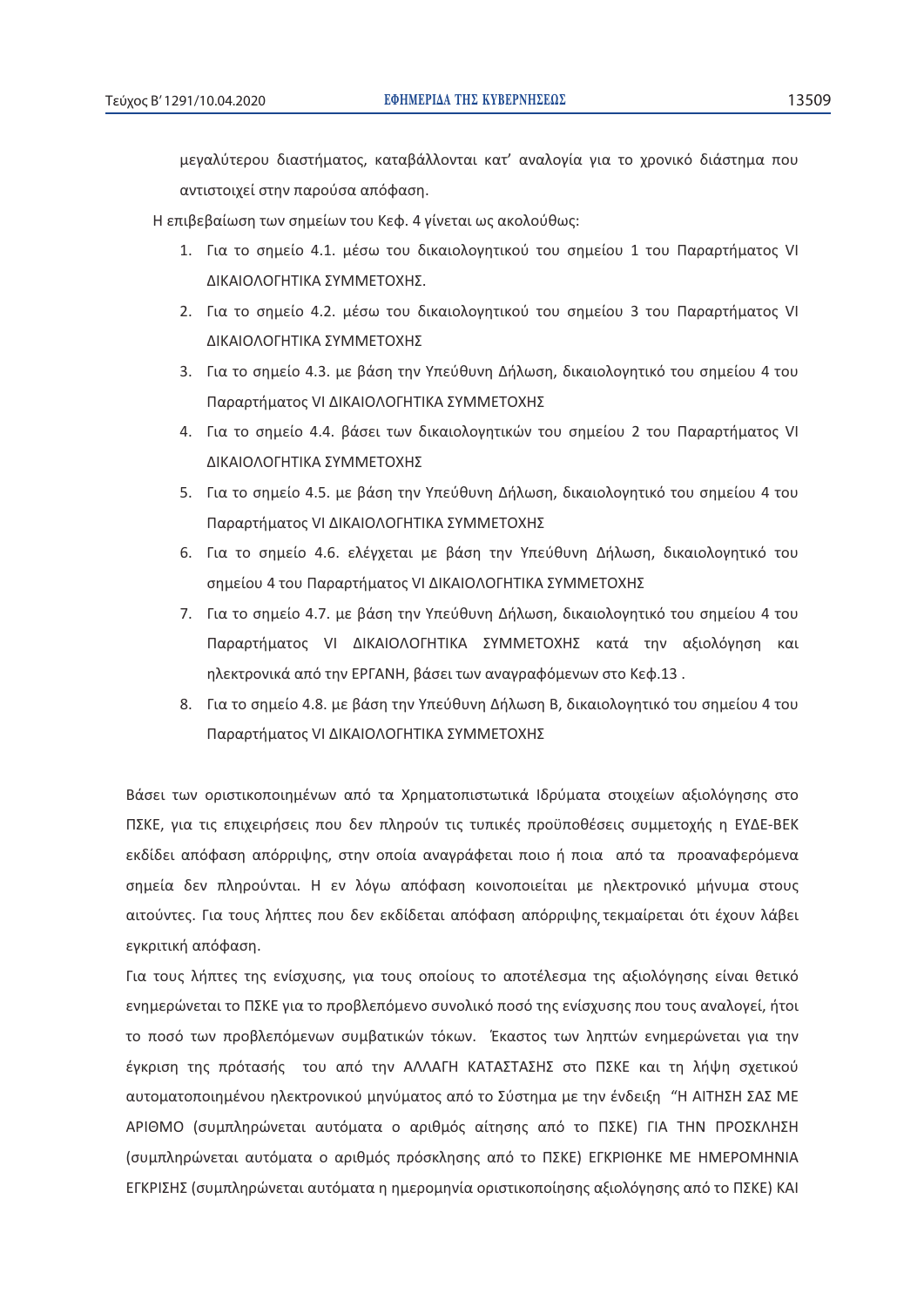μεγαλύτερου διαστήματος, καταβάλλονται κατ' αναλογία για το χρονικό διάστημα που αντιστοιχεί στην παρούσα απόφαση.

Η επιβεβαίωση των σημείων του Κεφ. 4 γίνεται ως ακολούθως:

1. Για το σημείο 4.1. μέσω του δικαιολογητικού του σημείου 1 του Παραρτήματος VI ΔΙΚΑΙΟΛΟΓΗΤΙΚΑ ΣΥΜΜΕΤΟΧΗΣ.
2. Για το σημείο 4.2. μέσω του δικαιολογητικού του σημείου 3 του Παραρτήματος VI ΔΙΚΑΙΟΛΟΓΗΤΙΚΑ ΣΥΜΜΕΤΟΧΗΣ
3. Για το σημείο 4.3. με βάση την Υπεύθυνη Δήλωση, δικαιολογητικό του σημείου 4 του Παραρτήματος VI ΔΙΚΑΙΟΛΟΓΗΤΙΚΑ ΣΥΜΜΕΤΟΧΗΣ
4. Για το σημείο 4.4. βάσει των δικαιολογητικών του σημείου 2 του Παραρτήματος VI ΔΙΚΑΙΟΛΟΓΗΤΙΚΑ ΣΥΜΜΕΤΟΧΗΣ
5. Για το σημείο 4.5. με βάση την Υπεύθυνη Δήλωση, δικαιολογητικό του σημείου 4 του Παραρτήματος VI ΔΙΚΑΙΟΛΟΓΗΤΙΚΑ ΣΥΜΜΕΤΟΧΗΣ
6. Για το σημείο 4.6. ελέγχεται με βάση την Υπεύθυνη Δήλωση, δικαιολογητικό του σημείου 4 του Παραρτήματος VI ΔΙΚΑΙΟΛΟΓΗΤΙΚΑ ΣΥΜΜΕΤΟΧΗΣ
7. Για το σημείο 4.7. με βάση την Υπεύθυνη Δήλωση, δικαιολογητικό του σημείου 4 του Παραρτήματος VI ΔΙΚΑΙΟΛΟΓΗΤΙΚΑ ΣΥΜΜΕΤΟΧΗΣ κατά την αξιολόγηση και ηλεκτρονικά από την ΕΡΓΑΝΗ, βάσει των αναγραφόμενων στο Κεφ.13 .
8. Για το σημείο 4.8. με βάση την Υπεύθυνη Δήλωση Β, δικαιολογητικό του σημείου 4 του Παραρτήματος VI ΔΙΚΑΙΟΛΟΓΗΤΙΚΑ ΣΥΜΜΕΤΟΧΗΣ

Βάσει των οριστικοποιημένων από τα Χρηματοπιστωτικά Ιδρύματα στοιχείων αξιολόγησης στο ΠΣΚΕ, για τις επιχειρήσεις που δεν πληρούν τις τυπικές προϋποθέσεις συμμετοχής η ΕΥΔΕ-ΒΕΚ εκδίδει απόφαση απόρριψης, στην οποία αναγράφεται ποιο ή ποια από τα προαναφερόμενα σημεία δεν πληρούνται. Η εν λόγω απόφαση κοινοποιείται με ηλεκτρονικό μήνυμα στους αιτούντες. Για τους λήπτες που δεν εκδίδεται απόφαση απόρριψης τεκμαίρεται ότι έχουν λάβει εγκριτική απόφαση.

Για τους λήπτες της ενίσχυσης, για τους οποίους το αποτέλεσμα της αξιολόγησης είναι θετικό ενημερώνεται το ΠΣΚΕ για το προβλεπόμενο συνολικό ποσό της ενίσχυσης που τους αναλογεί, ήτοι το ποσό των προβλεπόμενων συμβατικών τόκων. Έκαστος των ληπτών ενημερώνεται για την έγκριση της πρότασής του από την ΑΛΛΑΓΗ ΚΑΤΑΣΤΑΣΗΣ στο ΠΣΚΕ και τη λήψη σχετικού αυτοματοποιημένου ηλεκτρονικού μηνύματος από το Σύστημα με την ένδειξη "Η ΑΙΤΗΣΗ ΣΑΣ ΜΕ ΑΡΙΘΜΟ (συμπληρώνεται αυτόματα ο αριθμός αίτησης από το ΠΣΚΕ) ΓΙΑ ΤΗΝ ΠΡΟΣΚΛΗΣΗ (συμπληρώνεται αυτόματα ο αριθμός πρόσκλησης από το ΠΣΚΕ) ΕΓΚΡΙΘΗΚΕ ΜΕ ΗΜΕΡΟΜΗΝΙΑ ΕΓΚΡΙΣΗΣ (συμπληρώνεται αυτόματα η ημερομηνία οριστικοποίησης αξιολόγησης από το ΠΣΚΕ) ΚΑΙ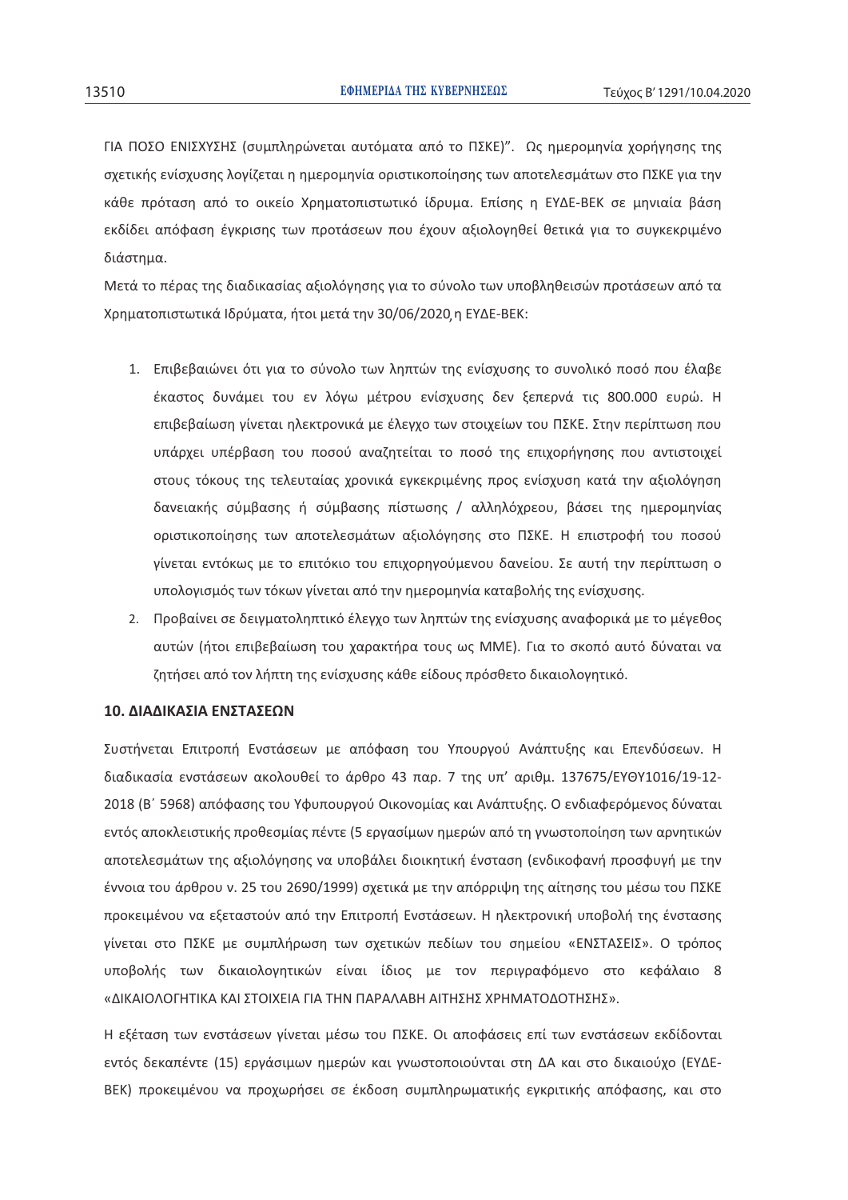ΓΙΑ ΠΟΣΟ ΕΝΙΣΧΥΣΗΣ (συμπληρώνεται αυτόματα από το ΠΣΚΕ)". Ως ημερομηνία χορήγησης της σχετικής ενίσχυσης λογίζεται η ημερομηνία οριστικοποίησης των αποτελεσμάτων στο ΠΣΚΕ για την κάθε πρόταση από το οικείο Χρηματοπιστωτικό ίδρυμα. Επίσης η ΕΥΔΕ-ΒΕΚ σε μηνιαία βάση εκδίδει απόφαση έγκρισης των προτάσεων που έχουν αξιολογηθεί θετικά για το συγκεκριμένο διάστημα.

Μετά το πέρας της διαδικασίας αξιολόγησης για το σύνολο των υποβληθεισών προτάσεων από τα Χρηματοπιστωτικά Ιδρύματα, ήτοι μετά την 30/06/2020, η ΕΥΔΕ-ΒΕΚ:

1. Επιβεβαιώνει ότι για το σύνολο των ληπτών της ενίσχυσης το συνολικό ποσό που έλαβε έκαστος δυνάμει του εν λόγω μέτρου ενίσχυσης δεν ξεπερνά τις 800.000 ευρώ. Η επιβεβαίωση γίνεται ηλεκτρονικά με έλεγχο των στοιχείων του ΠΣΚΕ. Στην περίπτωση που υπάρχει υπέρβαση του ποσού αναζητείται το ποσό της επιχορήγησης που αντιστοιχεί στους τόκους της τελευταίας χρονικά εγκεκριμένης προς ενίσχυση κατά την αξιολόγηση δανειακής σύμβασης ή σύμβασης πίστωσης / αλληλόχρεου, βάσει της ημερομηνίας οριστικοποίησης των αποτελεσμάτων αξιολόγησης στο ΠΣΚΕ. Η επιστροφή του ποσού γίνεται εντόκως με το επιτόκιο του επιχορηγούμενου δανείου. Σε αυτή την περίπτωση ο υπολογισμός των τόκων γίνεται από την ημερομηνία καταβολής της ενίσχυσης.
2. Προβαίνει σε δειγματοληπτικό έλεγχο των ληπτών της ενίσχυσης αναφορικά με το μέγεθος αυτών (ήτοι επιβεβαίωση του χαρακτήρα τους ως ΜΜΕ). Για το σκοπό αυτό δύναται να ζητήσει από τον λήπτη της ενίσχυσης κάθε είδους πρόσθετο δικαιολογητικό.

## 10. ΔΙΑΔΙΚΑΣΙΑ ΕΝΣΤΑΣΕΩΝ

Συστήνεται Επιτροπή Ενστάσεων με απόφαση του Υπουργού Ανάπτυξης και Επενδύσεων. Η διαδικασία ενστάσεων ακολουθεί το άρθρο 43 παρ. 7 της υπ' αριθμ. 137675/ΕΥΘΥ1016/19-12-2018 (Β΄ 5968) απόφασης του Υφυπουργού Οικονομίας και Ανάπτυξης. Ο ενδιαφερόμενος δύναται εντός αποκλειστικής προθεσμίας πέντε (5 εργασίμων ημερών από τη γνωστοποίηση των αρνητικών αποτελεσμάτων της αξιολόγησης να υποβάλει διοικητική ένσταση (ενδικοφανή προσφυγή με την έννοια του άρθρου ν. 25 του 2690/1999) σχετικά με την απόρριψη της αίτησής του μέσω του ΠΣΚΕ προκειμένου να εξεταστούν από την Επιτροπή Ενστάσεων. Η ηλεκτρονική υποβολή της ένστασης γίνεται στο ΠΣΚΕ με συμπλήρωση των σχετικών πεδίων του σημείου «ΕΝΣΤΑΣΕΙΣ». Ο τρόπος υποβολής των δικαιολογητικών είναι ίδιος με τον περιγραφόμενο στο κεφάλαιο 8 «ΔΙΚΑΙΟΛΟΓΗΤΙΚΑ ΚΑΙ ΣΤΟΙΧΕΙΑ ΓΙΑ ΤΗΝ ΠΑΡΑΛΑΒΗ ΑΙΤΗΣΗΣ ΧΡΗΜΑΤΟΔΟΤΗΣΗΣ».

Η εξέταση των ενστάσεων γίνεται μέσω του ΠΣΚΕ. Οι αποφάσεις επί των ενστάσεων εκδίδονται εντός δεκαπέντε (15) εργάσιμων ημερών και γνωστοποιούνται στη ΔΑ και στο δικαιούχο (ΕΥΔΕ-ΒΕΚ) προκειμένου να προχωρήσει σε έκδοση συμπληρωματικής εγκριτικής απόφασης, και στο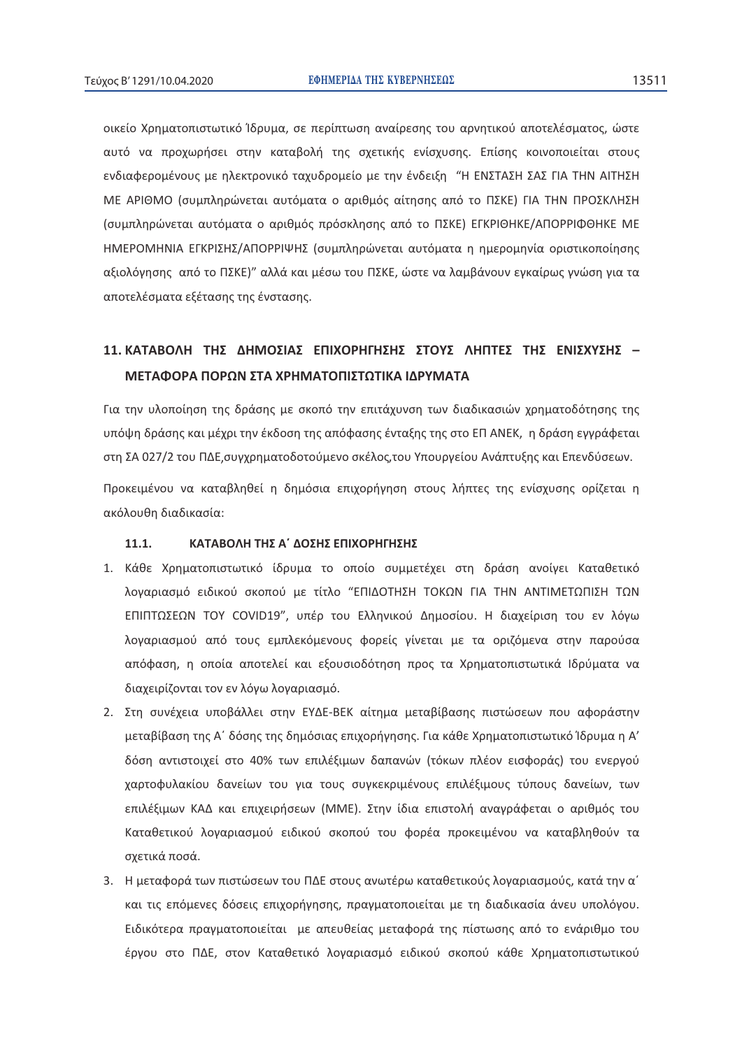οικείο Χρηματοπιστωτικό Ίδρυμα, σε περίπτωση αναίρεσης του αρνητικού αποτελέσματος, ώστε αυτό να προχωρήσει στην καταβολή της σχετικής ενίσχυσης. Επίσης κοινοποιείται στους ενδιαφερομένους με ηλεκτρονικό ταχυδρομείο με την ένδειξη "Η ΕΝΣΤΑΣΗ ΣΑΣ ΓΙΑ ΤΗΝ ΑΙΤΗΣΗ ΜΕ ΑΡΙΘΜΟ (συμπληρώνεται αυτόματα ο αριθμός αίτησης από το ΠΣΚΕ) ΓΙΑ ΤΗΝ ΠΡΟΣΚΛΗΣΗ (συμπληρώνεται αυτόματα ο αριθμός πρόσκλησης από το ΠΣΚΕ) ΕΓΚΡΙΘΗΚΕ/ΑΠΟΡΡΙΦΘΗΚΕ ΜΕ ΗΜΕΡΟΜΗΝΙΑ ΕΓΚΡΙΣΗΣ/ΑΠΟΡΡΙΨΗΣ (συμπληρώνεται αυτόματα η ημερομηνία οριστικοποίησης αξιολόγησης από το ΠΣΚΕ)" αλλά και μέσω του ΠΣΚΕ, ώστε να λαμβάνουν εγκαίρως γνώση για τα αποτελέσματα εξέτασης της ένστασης.

## 11. ΚΑΤΑΒΟΛΗ ΤΗΣ ΔΗΜΟΣΙΑΣ ΕΠΙΧΟΡΗΓΗΣΗΣ ΣΤΟΥΣ ΛΗΠΤΕΣ ΤΗΣ ΕΝΙΣΧΥΣΗΣ – ΜΕΤΑΦΟΡΑ ΠΟΡΩΝ ΣΤΑ ΧΡΗΜΑΤΟΠΙΣΤΩΤΙΚΑ ΙΔΡΥΜΑΤΑ

Για την υλοποίηση της δράσης με σκοπό την επιτάχυνση των διαδικασιών χρηματοδότησης της υπόψη δράσης και μέχρι την έκδοση της απόφασης ένταξης της στο ΕΠ ΑΝΕΚ, η δράση εγγράφεται στη ΣΑ 027/2 του ΠΔΕ,συγχρηματοδοτούμενο σκέλος,του Υπουργείου Ανάπτυξης και Επενδύσεων.

Προκειμένου να καταβληθεί η δημόσια επιχορήγηση στους λήπτες της ενίσχυσης ορίζεται η ακόλουθη διαδικασία:

### 11.1. ΚΑΤΑΒΟΛΗ ΤΗΣ Α΄ ΔΟΣΗΣ ΕΠΙΧΟΡΗΓΗΣΗΣ

1. Κάθε Χρηματοπιστωτικό ίδρυμα το οποίο συμμετέχει στη δράση ανοίγει Καταθετικό λογαριασμό ειδικού σκοπού με τίτλο "ΕΠΙΔΟΤΗΣΗ ΤΟΚΩΝ ΓΙΑ ΤΗΝ ΑΝΤΙΜΕΤΩΠΙΣΗ ΤΩΝ ΕΠΙΠΤΩΣΕΩΝ ΤΟΥ COVID19", υπέρ του Ελληνικού Δημοσίου. Η διαχείριση του εν λόγω λογαριασμού από τους εμπλεκόμενους φορείς γίνεται με τα οριζόμενα στην παρούσα απόφαση, η οποία αποτελεί και εξουσιοδότηση προς τα Χρηματοπιστωτικά Ιδρύματα να διαχειρίζονται τον εν λόγω λογαριασμό.
2. Στη συνέχεια υποβάλλει στην ΕΥΔΕ-ΒΕΚ αίτημα μεταβίβασης πιστώσεων που αφοράστην μεταβίβαση της Α΄ δόσης της δημόσιας επιχορήγησης. Για κάθε Χρηματοπιστωτικό Ίδρυμα η Α' δόση αντιστοιχεί στο 40% των επιλέξιμων δαπανών (τόκων πλέον εισφοράς) του ενεργού χαρτοφυλακίου δανείων του για τους συγκεκριμένους επιλέξιμους τύπους δανείων, των επιλέξιμων ΚΑΔ και επιχειρήσεων (ΜΜΕ). Στην ίδια επιστολή αναγράφεται ο αριθμός του Καταθετικού λογαριασμού ειδικού σκοπού του φορέα προκειμένου να καταβληθούν τα σχετικά ποσά.
3. Η μεταφορά των πιστώσεων του ΠΔΕ στους ανωτέρω καταθετικούς λογαριασμούς, κατά την α΄ και τις επόμενες δόσεις επιχορήγησης, πραγματοποιείται με τη διαδικασία άνευ υπολόγου. Ειδικότερα πραγματοποιείται με απευθείας μεταφορά της πίστωσης από το ενάριθμο του έργου στο ΠΔΕ, στον Καταθετικό λογαριασμό ειδικού σκοπού κάθε Χρηματοπιστωτικού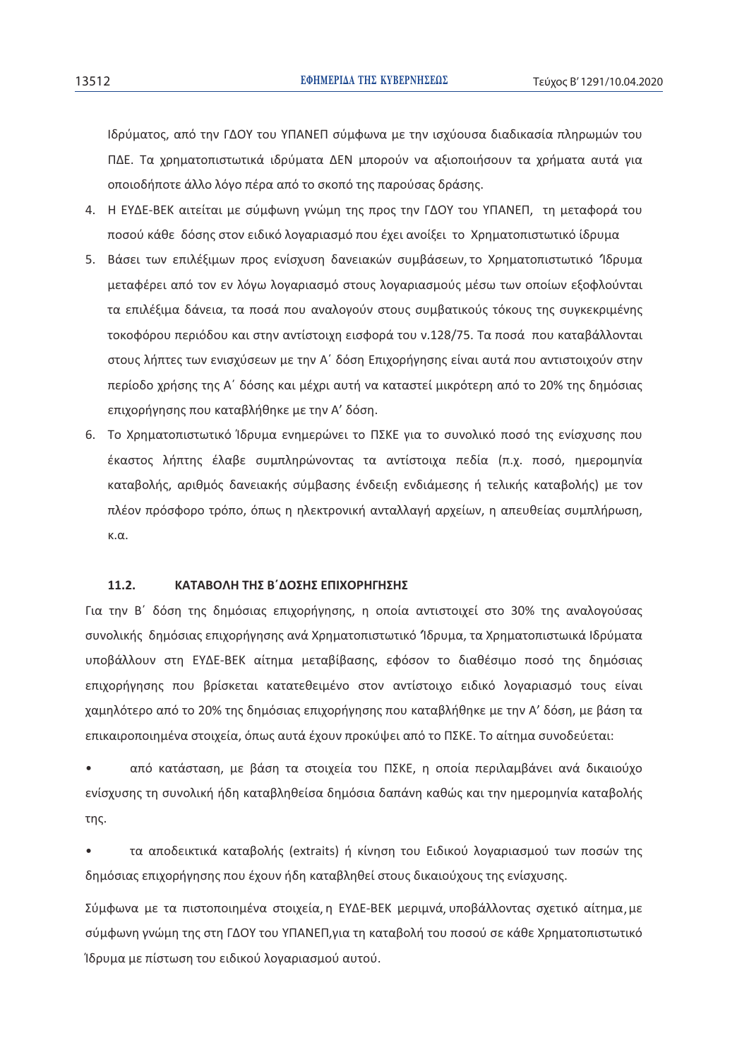Ιδρύματος, από την ΓΔΟΥ του ΥΠΑΝΕΠ σύμφωνα με την ισχύουσα διαδικασία πληρωμών του ΠΔΕ. Τα χρηματοπιστωτικά ιδρύματα ΔΕΝ μπορούν να αξιοποιήσουν τα χρήματα αυτά για οποιοδήποτε άλλο λόγο πέρα από το σκοπό της παρούσας δράσης.

4. Η ΕΥΔΕ-ΒΕΚ αιτείται με σύμφωνη γνώμη της προς την ΓΔΟΥ του ΥΠΑΝΕΠ, τη μεταφορά του ποσού κάθε δόσης στον ειδικό λογαριασμό που έχει ανοίξει το Χρηματοπιστωτικό ίδρυμα
5. Βάσει των επιλέξιμων προς ενίσχυση δανειακών συμβάσεων, το Χρηματοπιστωτικό Ίδρυμα μεταφέρει από τον εν λόγω λογαριασμό στους λογαριασμούς μέσω των οποίων εξοφλούνται τα επιλέξιμα δάνεια, τα ποσά που αναλογούν στους συμβατικούς τόκους της συγκεκριμένης τοκοφόρου περιόδου και στην αντίστοιχη εισφορά του ν.128/75. Τα ποσά που καταβάλλονται στους λήπτες των ενισχύσεων με την Α΄ δόση Επιχορήγησης είναι αυτά που αντιστοιχούν στην περίοδο χρήσης της Α΄ δόσης και μέχρι αυτή να καταστεί μικρότερη από το 20% της δημόσιας επιχορήγησης που καταβλήθηκε με την Α' δόση.
6. Το Χρηματοπιστωτικό Ίδρυμα ενημερώνει το ΠΣΚΕ για το συνολικό ποσό της ενίσχυσης που έκαστος λήπτης έλαβε συμπληρώνοντας τα αντίστοιχα πεδία (π.χ. ποσό, ημερομηνία καταβολής, αριθμός δανειακής σύμβασης ένδειξη ενδιάμεσης ή τελικής καταβολής) με τον πλέον πρόσφορο τρόπο, όπως η ηλεκτρονική ανταλλαγή αρχείων, η απευθείας συμπλήρωση, κ.α.

### 11.2. ΚΑΤΑΒΟΛΗ ΤΗΣ Β΄ΔΟΣΗΣ ΕΠΙΧΟΡΗΓΗΣΗΣ

Για την Β΄ δόση της δημόσιας επιχορήγησης, η οποία αντιστοιχεί στο 30% της αναλογούσας συνολικής δημόσιας επιχορήγησης ανά Χρηματοπιστωτικό Ίδρυμα, τα Χρηματοπιστωικά Ιδρύματα υποβάλλουν στη ΕΥΔΕ-ΒΕΚ αίτημα μεταβίβασης, εφόσον το διαθέσιμο ποσό της δημόσιας επιχορήγησης που βρίσκεται κατατεθειμένο στον αντίστοιχο ειδικό λογαριασμό τους είναι χαμηλότερο από το 20% της δημόσιας επιχορήγησης που καταβλήθηκε με την Α' δόση, με βάση τα επικαιροποιημένα στοιχεία, όπως αυτά έχουν προκύψει από το ΠΣΚΕ. Το αίτημα συνοδεύεται:

- από κατάσταση, με βάση τα στοιχεία του ΠΣΚΕ, η οποία περιλαμβάνει ανά δικαιούχο ενίσχυσης τη συνολική ήδη καταβληθείσα δημόσια δαπάνη καθώς και την ημερομηνία καταβολής της.
- τα αποδεικτικά καταβολής (extraits) ή κίνηση του Ειδικού λογαριασμού των ποσών της δημόσιας επιχορήγησης που έχουν ήδη καταβληθεί στους δικαιούχους της ενίσχυσης.

Σύμφωνα με τα πιστοποιημένα στοιχεία, η ΕΥΔΕ-ΒΕΚ μεριμνά, υποβάλλοντας σχετικό αίτημα, με σύμφωνη γνώμη της στη ΓΔΟΥ του ΥΠΑΝΕΠ, για τη καταβολή του ποσού σε κάθε Χρηματοπιστωτικό Ίδρυμα με πίστωση του ειδικού λογαριασμού αυτού.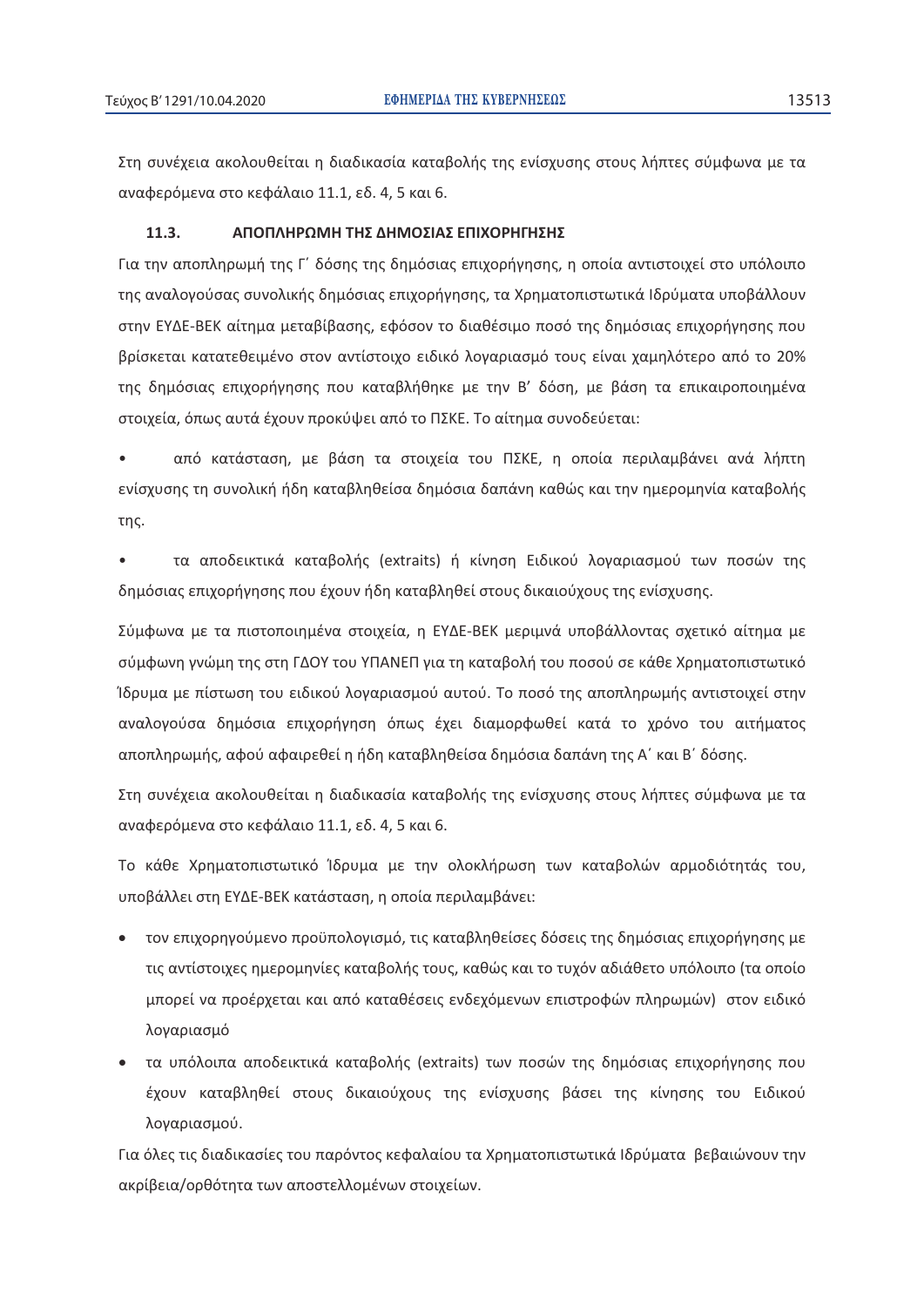Στη συνέχεια ακολουθείται η διαδικασία καταβολής της ενίσχυσης στους λήπτες σύμφωνα με τα αναφερόμενα στο κεφάλαιο 11.1, εδ. 4, 5 και 6.

### 11.3. ΑΠΟΠΛΗΡΩΜΗ ΤΗΣ ΔΗΜΟΣΙΑΣ ΕΠΙΧΟΡΗΓΗΣΗΣ

Για την αποπληρωμή της Γ΄ δόσης της δημόσιας επιχορήγησης, η οποία αντιστοιχεί στο υπόλοιπο της αναλογούσας συνολικής δημόσιας επιχορήγησης, τα Χρηματοπιστωτικά Ιδρύματα υποβάλλουν στην ΕΥΔΕ-ΒΕΚ αίτημα μεταβίβασης, εφόσον το διαθέσιμο ποσό της δημόσιας επιχορήγησης που βρίσκεται κατατεθειμένο στον αντίστοιχο ειδικό λογαριασμό τους είναι χαμηλότερο από το 20% της δημόσιας επιχορήγησης που καταβλήθηκε με την Β' δόση, με βάση τα επικαιροποιημένα στοιχεία, όπως αυτά έχουν προκύψει από το ΠΣΚΕ. Το αίτημα συνοδεύεται:

- από κατάσταση, με βάση τα στοιχεία του ΠΣΚΕ, η οποία περιλαμβάνει ανά λήπτη ενίσχυσης τη συνολική ήδη καταβληθείσα δημόσια δαπάνη καθώς και την ημερομηνία καταβολής της.

- τα αποδεικτικά καταβολής (extraits) ή κίνηση Ειδικού λογαριασμού των ποσών της δημόσιας επιχορήγησης που έχουν ήδη καταβληθεί στους δικαιούχους της ενίσχυσης.

Σύμφωνα με τα πιστοποιημένα στοιχεία, η ΕΥΔΕ-ΒΕΚ μεριμνά υποβάλλοντας σχετικό αίτημα με σύμφωνη γνώμη της στη ΓΔΟΥ του ΥΠΑΝΕΠ για τη καταβολή του ποσού σε κάθε Χρηματοπιστωτικό Ίδρυμα με πίστωση του ειδικού λογαριασμού αυτού. Το ποσό της αποπληρωμής αντιστοιχεί στην αναλογούσα δημόσια επιχορήγηση όπως έχει διαμορφωθεί κατά το χρόνο του αιτήματος αποπληρωμής, αφού αφαιρεθεί η ήδη καταβληθείσα δημόσια δαπάνη της Α΄ και Β΄ δόσης.

Στη συνέχεια ακολουθείται η διαδικασία καταβολής της ενίσχυσης στους λήπτες σύμφωνα με τα αναφερόμενα στο κεφάλαιο 11.1, εδ. 4, 5 και 6.

Το κάθε Χρηματοπιστωτικό Ίδρυμα με την ολοκλήρωση των καταβολών αρμοδιότητάς του, υποβάλλει στη ΕΥΔΕ-ΒΕΚ κατάσταση, η οποία περιλαμβάνει:

- τον επιχορηγούμενο προϋπολογισμό, τις καταβληθείσες δόσεις της δημόσιας επιχορήγησης με τις αντίστοιχες ημερομηνίες καταβολής τους, καθώς και το τυχόν αδιάθετο υπόλοιπο (τα οποίο μπορεί να προέρχεται και από καταθέσεις ενδεχόμενων επιστροφών πληρωμών) στον ειδικό λογαριασμό
- τα υπόλοιπα αποδεικτικά καταβολής (extraits) των ποσών της δημόσιας επιχορήγησης που έχουν καταβληθεί στους δικαιούχους της ενίσχυσης βάσει της κίνησης του Ειδικού λογαριασμού.

Για όλες τις διαδικασίες του παρόντος κεφαλαίου τα Χρηματοπιστωτικά Ιδρύματα βεβαιώνουν την ακρίβεια/ορθότητα των αποστελλομένων στοιχείων.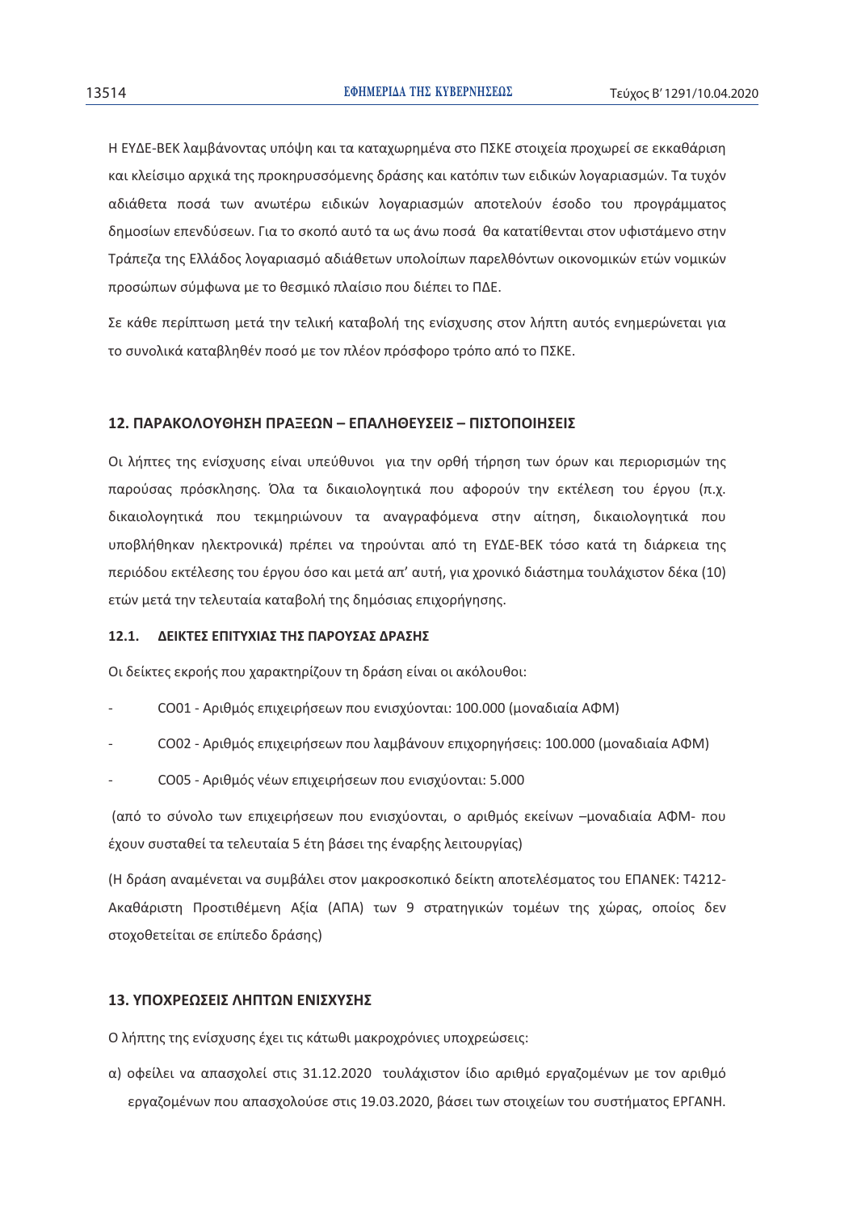Η ΕΥΔΕ-ΒΕΚ λαμβάνοντας υπόψη και τα καταχωρημένα στο ΠΣΚΕ στοιχεία προχωρεί σε εκκαθάριση και κλείσιμο αρχικά της προκηρυσσόμενης δράσης και κατόπιν των ειδικών λογαριασμών. Τα τυχόν αδιάθετα ποσά των ανωτέρω ειδικών λογαριασμών αποτελούν έσοδο του προγράμματος δημοσίων επενδύσεων. Για το σκοπό αυτό τα ως άνω ποσά θα κατατίθενται στον υφιστάμενο στην Τράπεζα της Ελλάδος λογαριασμό αδιάθετων υπολοίπων παρελθόντων οικονομικών ετών νομικών προσώπων σύμφωνα με το θεσμικό πλαίσιο που διέπει το ΠΔΕ.

Σε κάθε περίπτωση μετά την τελική καταβολή της ενίσχυσης στον λήπτη αυτός ενημερώνεται για το συνολικά καταβληθέν ποσό με τον πλέον πρόσφορο τρόπο από το ΠΣΚΕ.

## 12. ΠΑΡΑΚΟΛΟΥΘΗΣΗ ΠΡΑΞΕΩΝ – ΕΠΑΛΗΘΕΥΣΕΙΣ – ΠΙΣΤΟΠΟΙΗΣΕΙΣ

Οι λήπτες της ενίσχυσης είναι υπεύθυνοι για την ορθή τήρηση των όρων και περιορισμών της παρούσας πρόσκλησης. Όλα τα δικαιολογητικά που αφορούν την εκτέλεση του έργου (π.χ. δικαιολογητικά που τεκμηριώνουν τα αναγραφόμενα στην αίτηση, δικαιολογητικά που υποβλήθηκαν ηλεκτρονικά) πρέπει να τηρούνται από τη ΕΥΔΕ-ΒΕΚ τόσο κατά τη διάρκεια της περιόδου εκτέλεσης του έργου όσο και μετά απ' αυτή, για χρονικό διάστημα τουλάχιστον δέκα (10) ετών μετά την τελευταία καταβολή της δημόσιας επιχορήγησης.

### 12.1. ΔΕΙΚΤΕΣ ΕΠΙΤΥΧΙΑΣ ΤΗΣ ΠΑΡΟΥΣΑΣ ΔΡΑΣΗΣ

Οι δείκτες εκροής που χαρακτηρίζουν τη δράση είναι οι ακόλουθοι:

- CO01 - Αριθμός επιχειρήσεων που ενισχύονται: 100.000 (μοναδιαία ΑΦΜ)
- CO02 - Αριθμός επιχειρήσεων που λαμβάνουν επιχορηγήσεις: 100.000 (μοναδιαία ΑΦΜ)
- CO05 - Αριθμός νέων επιχειρήσεων που ενισχύονται: 5.000

(από το σύνολο των επιχειρήσεων που ενισχύονται, ο αριθμός εκείνων –μοναδιαία ΑΦΜ- που έχουν συσταθεί τα τελευταία 5 έτη βάσει της έναρξης λειτουργίας)

(Η δράση αναμένεται να συμβάλει στον μακροσκοπικό δείκτη αποτελέσματος του ΕΠΑΝΕΚ: T4212-Ακαθάριστη Προστιθέμενη Αξία (ΑΠΑ) των 9 στρατηγικών τομέων της χώρας, οποίος δεν στοχοθετείται σε επίπεδο δράσης)

## 13. ΥΠΟΧΡΕΩΣΕΙΣ ΛΗΠΤΩΝ ΕΝΙΣΧΥΣΗΣ

Ο λήπτης της ενίσχυσης έχει τις κάτωθι μακροχρόνιες υποχρεώσεις:

α) οφείλει να απασχολεί στις 31.12.2020 τουλάχιστον ίδιο αριθμό εργαζομένων με τον αριθμό εργαζομένων που απασχολούσε στις 19.03.2020, βάσει των στοιχείων του συστήματος ΕΡΓΑΝΗ.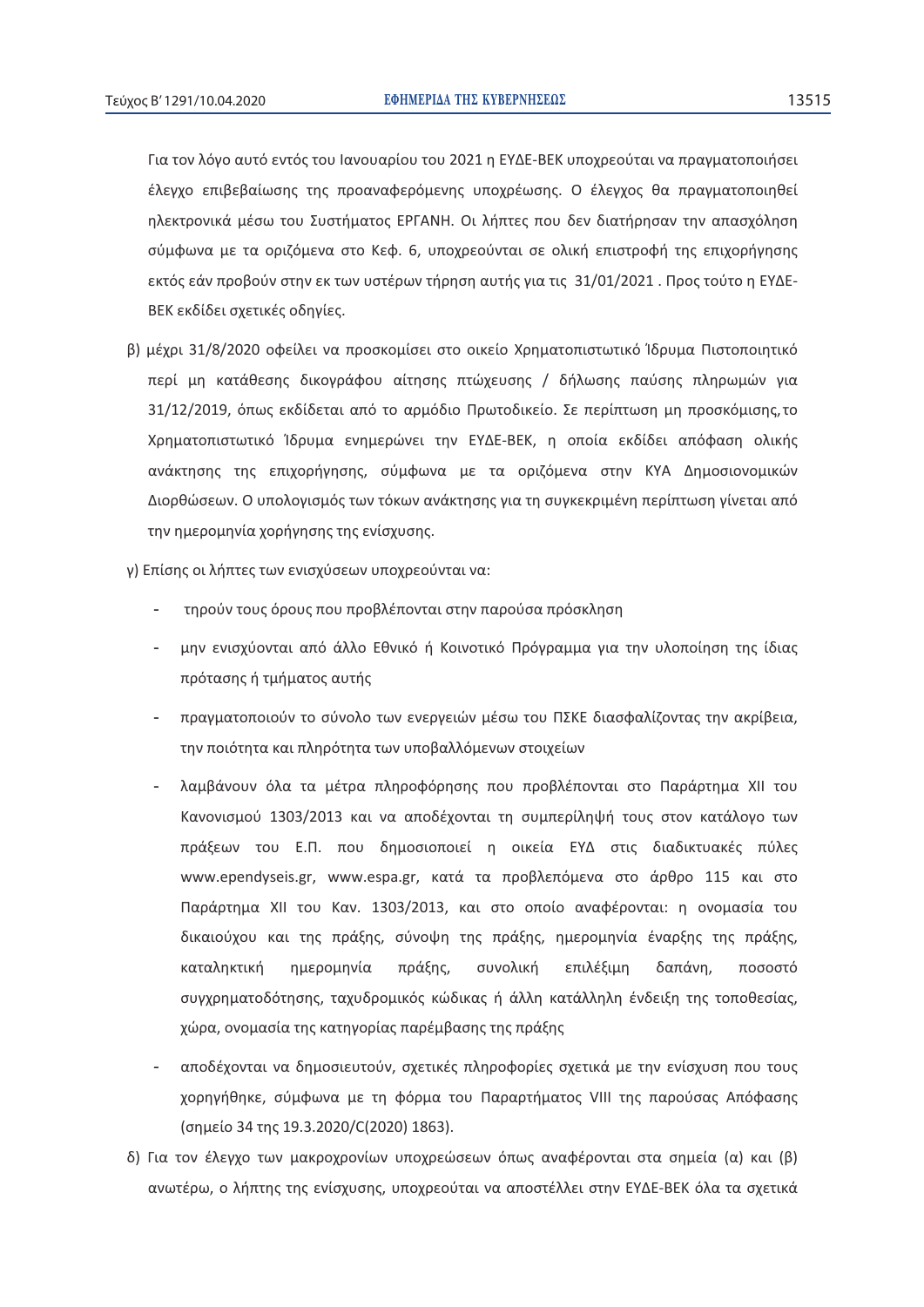Για τον λόγο αυτό εντός του Ιανουαρίου του 2021 η ΕΥΔΕ-ΒΕΚ υποχρεούται να πραγματοποιήσει έλεγχο επιβεβαίωσης της προαναφερόμενης υποχρέωσης. Ο έλεγχος θα πραγματοποιηθεί ηλεκτρονικά μέσω του Συστήματος ΕΡΓΑΝΗ. Οι λήπτες που δεν διατήρησαν την απασχόληση σύμφωνα με τα οριζόμενα στο Κεφ. 6, υποχρεούνται σε ολική επιστροφή της επιχορήγησης εκτός εάν προβούν στην εκ των υστέρων τήρηση αυτής για τις 31/01/2021 . Προς τούτο η ΕΥΔΕ-ΒΕΚ εκδίδει σχετικές οδηγίες.

β) μέχρι 31/8/2020 οφείλει να προσκομίσει στο οικείο Χρηματοπιστωτικό Ίδρυμα Πιστοποιητικό περί μη κατάθεσης δικογράφου αίτησης πτώχευσης / δήλωσης παύσης πληρωμών για 31/12/2019, όπως εκδίδεται από το αρμόδιο Πρωτοδικείο. Σε περίπτωση μη προσκόμισης, το Χρηματοπιστωτικό Ίδρυμα ενημερώνει την ΕΥΔΕ-ΒΕΚ, η οποία εκδίδει απόφαση ολικής ανάκτησης της επιχορήγησης, σύμφωνα με τα οριζόμενα στην ΚΥΑ Δημοσιονομικών Διορθώσεων. Ο υπολογισμός των τόκων ανάκτησης για τη συγκεκριμένη περίπτωση γίνεται από την ημερομηνία χορήγησης της ενίσχυσης.

γ) Επίσης οι λήπτες των ενισχύσεων υποχρεούνται να:

- τηρούν τους όρους που προβλέπονται στην παρούσα πρόσκληση
- μην ενισχύονται από άλλο Εθνικό ή Κοινοτικό Πρόγραμμα για την υλοποίηση της ίδιας πρότασης ή τμήματος αυτής
- πραγματοποιούν το σύνολο των ενεργειών μέσω του ΠΣΚΕ διασφαλίζοντας την ακρίβεια, την ποιότητα και πληρότητα των υποβαλλόμενων στοιχείων
- λαμβάνουν όλα τα μέτρα πληροφόρησης που προβλέπονται στο Παράρτημα XII του Κανονισμού 1303/2013 και να αποδέχονται τη συμπερίληψή τους στον κατάλογο των πράξεων του Ε.Π. που δημοσιοποιεί η οικεία ΕΥΔ στις διαδικτυακές πύλες www.ependyseis.gr, www.espa.gr, κατά τα προβλεπόμενα στο άρθρο 115 και στο Παράρτημα XII του Καν. 1303/2013, και στο οποίο αναφέρονται: η ονομασία του δικαιούχου και της πράξης, σύνοψη της πράξης, ημερομηνία έναρξης της πράξης, καταληκτική ημερομηνία πράξης, συνολική επιλέξιμη δαπάνη, ποσοστό συγχρηματοδότησης, ταχυδρομικός κώδικας ή άλλη κατάλληλη ένδειξη της τοποθεσίας, χώρα, ονομασία της κατηγορίας παρέμβασης της πράξης
- αποδέχονται να δημοσιευτούν, σχετικές πληροφορίες σχετικά με την ενίσχυση που τους χορηγήθηκε, σύμφωνα με τη φόρμα του Παραρτήματος VIII της παρούσας Απόφασης (σημείο 34 της 19.3.2020/C(2020) 1863).

δ) Για τον έλεγχο των μακροχρονίων υποχρεώσεων όπως αναφέρονται στα σημεία (α) και (β) ανωτέρω, ο λήπτης της ενίσχυσης, υποχρεούται να αποστέλλει στην ΕΥΔΕ-ΒΕΚ όλα τα σχετικά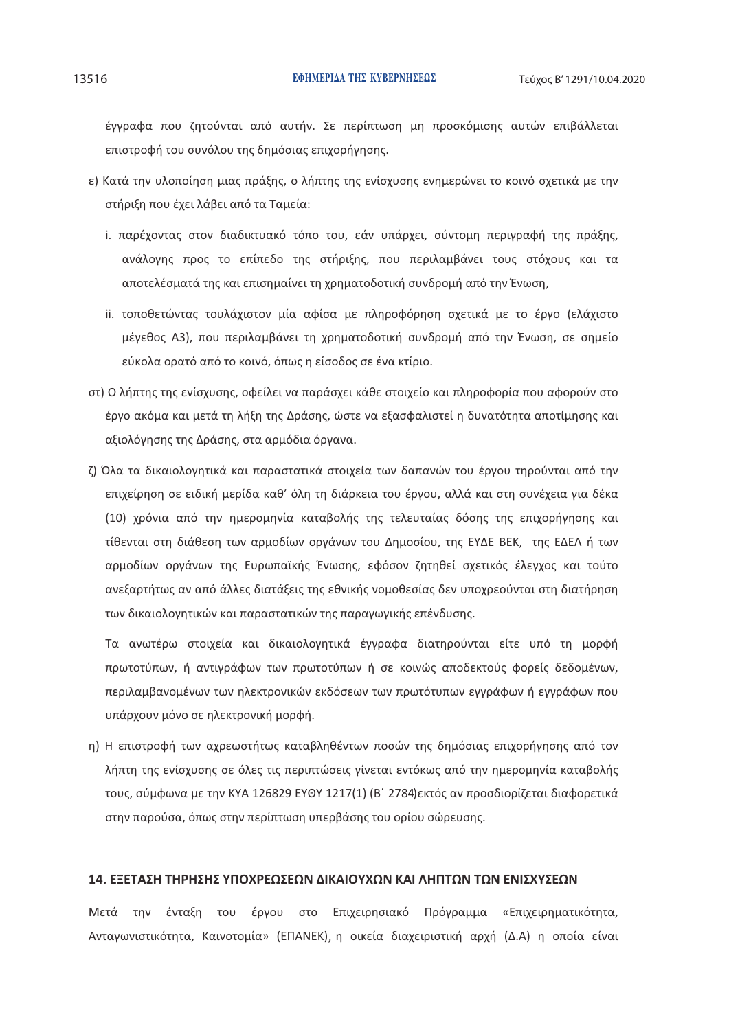έγγραφα που ζητούνται από αυτήν. Σε περίπτωση μη προσκόμισης αυτών επιβάλλεται επιστροφή του συνόλου της δημόσιας επιχορήγησης.

ε) Κατά την υλοποίηση μιας πράξης, ο λήπτης της ενίσχυσης ενημερώνει το κοινό σχετικά με την στήριξη που έχει λάβει από τα Ταμεία:

i. παρέχοντας στον διαδικτυακό τόπο του, εάν υπάρχει, σύντομη περιγραφή της πράξης, ανάλογης προς το επίπεδο της στήριξης, που περιλαμβάνει τους στόχους και τα αποτελέσματά της και επισημαίνει τη χρηματοδοτική συνδρομή από την Ένωση,

ii. τοποθετώντας τουλάχιστον μία αφίσα με πληροφόρηση σχετικά με το έργο (ελάχιστο μέγεθος A3), που περιλαμβάνει τη χρηματοδοτική συνδρομή από την Ένωση, σε σημείο εύκολα ορατό από το κοινό, όπως η είσοδος σε ένα κτίριο.

στ) Ο λήπτης της ενίσχυσης, οφείλει να παράσχει κάθε στοιχείο και πληροφορία που αφορούν στο έργο ακόμα και μετά τη λήξη της Δράσης, ώστε να εξασφαλιστεί η δυνατότητα αποτίμησης και αξιολόγησης της Δράσης, στα αρμόδια όργανα.

ζ) Όλα τα δικαιολογητικά και παραστατικά στοιχεία των δαπανών του έργου τηρούνται από την επιχείρηση σε ειδική μερίδα καθ' όλη τη διάρκεια του έργου, αλλά και στη συνέχεια για δέκα (10) χρόνια από την ημερομηνία καταβολής της τελευταίας δόσης της επιχορήγησης και τίθενται στη διάθεση των αρμοδίων οργάνων του Δημοσίου, της ΕΥΔΕ ΒΕΚ, της ΕΔΕΛ ή των αρμοδίων οργάνων της Ευρωπαϊκής Ένωσης, εφόσον ζητηθεί σχετικός έλεγχος και τούτο ανεξαρτήτως αν από άλλες διατάξεις της εθνικής νομοθεσίας δεν υποχρεούνται στη διατήρηση των δικαιολογητικών και παραστατικών της παραγωγικής επένδυσης.

Τα ανωτέρω στοιχεία και δικαιολογητικά έγγραφα διατηρούνται είτε υπό τη μορφή πρωτοτύπων, ή αντιγράφων των πρωτοτύπων ή σε κοινώς αποδεκτούς φορείς δεδομένων, περιλαμβανομένων των ηλεκτρονικών εκδόσεων των πρωτότυπων εγγράφων ή εγγράφων που υπάρχουν μόνο σε ηλεκτρονική μορφή.

η) Η επιστροφή των αχρεωστήτως καταβληθέντων ποσών της δημόσιας επιχορήγησης από τον λήπτη της ενίσχυσης σε όλες τις περιπτώσεις γίνεται εντόκως από την ημερομηνία καταβολής τους, σύμφωνα με την ΚΥΑ 126829 ΕΥΘΥ 1217(1) (Β΄ 2784)εκτός αν προσδιορίζεται διαφορετικά στην παρούσα, όπως στην περίπτωση υπερβάσης του ορίου σώρευσης.

## 14. ΕΞΕΤΑΣΗ ΤΗΡΗΣΗΣ ΥΠΟΧΡΕΩΣΕΩΝ ΔΙΚΑΙΟΥΧΩΝ ΚΑΙ ΛΗΠΤΩΝ ΤΩΝ ΕΝΙΣΧΥΣΕΩΝ

Μετά την ένταξη του έργου στο Επιχειρησιακό Πρόγραμμα «Επιχειρηματικότητα, Ανταγωνιστικότητα, Καινοτομία» (ΕΠΑΝΕΚ), η οικεία διαχειριστική αρχή (Δ.Α) η οποία είναι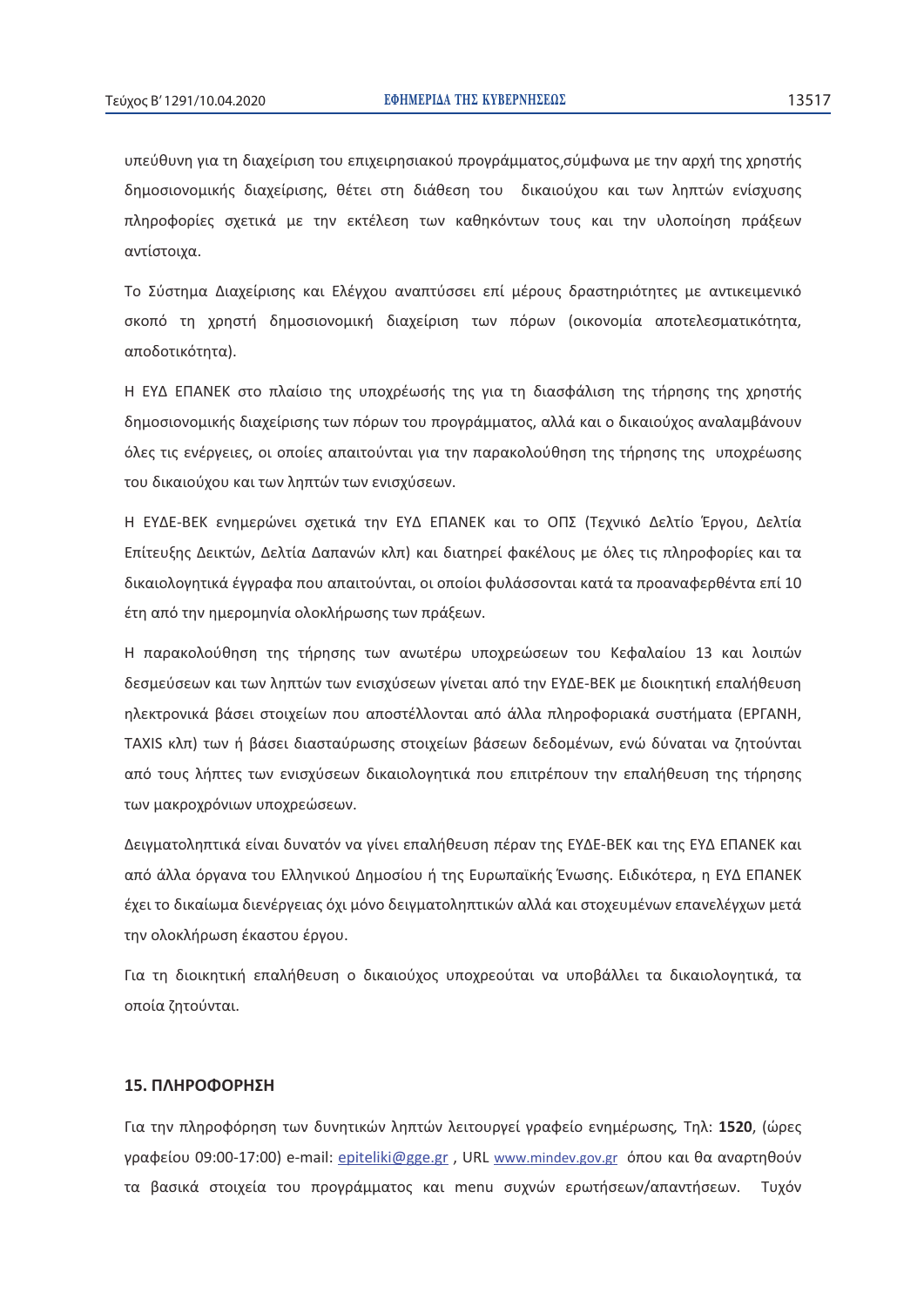υπεύθυνη για τη διαχείριση του επιχειρησιακού προγράμματος,σύμφωνα με την αρχή της χρηστής δημοσιονομικής διαχείρισης, θέτει στη διάθεση του δικαιούχου και των ληπτών ενίσχυσης πληροφορίες σχετικά με την εκτέλεση των καθηκόντων τους και την υλοποίηση πράξεων αντίστοιχα.

Το Σύστημα Διαχείρισης και Ελέγχου αναπτύσσει επί μέρους δραστηριότητες με αντικειμενικό σκοπό τη χρηστή δημοσιονομική διαχείριση των πόρων (οικονομία αποτελεσματικότητα, αποδοτικότητα).

Η ΕΥΔ ΕΠΑΝΕΚ στο πλαίσιο της υποχρέωσής της για τη διασφάλιση της τήρησης της χρηστής δημοσιονομικής διαχείρισης των πόρων του προγράμματος, αλλά και ο δικαιούχος αναλαμβάνουν όλες τις ενέργειες, οι οποίες απαιτούνται για την παρακολούθηση της τήρησης της υποχρέωσης του δικαιούχου και των ληπτών των ενισχύσεων.

Η ΕΥΔΕ-ΒΕΚ ενημερώνει σχετικά την ΕΥΔ ΕΠΑΝΕΚ και το ΟΠΣ (Τεχνικό Δελτίο Έργου, Δελτία Επίτευξης Δεικτών, Δελτία Δαπανών κλπ) και διατηρεί φακέλους με όλες τις πληροφορίες και τα δικαιολογητικά έγγραφα που απαιτούνται, οι οποίοι φυλάσσονται κατά τα προαναφερθέντα επί 10 έτη από την ημερομηνία ολοκλήρωσης των πράξεων.

Η παρακολούθηση της τήρησης των ανωτέρω υποχρεώσεων του Κεφαλαίου 13 και λοιπών δεσμεύσεων και των ληπτών των ενισχύσεων γίνεται από την ΕΥΔΕ-ΒΕΚ με διοικητική επαλήθευση ηλεκτρονικά βάσει στοιχείων που αποστέλλονται από άλλα πληροφοριακά συστήματα (ΕΡΓΑΝΗ, TAXIS κλπ) των ή βάσει διασταύρωσης στοιχείων βάσεων δεδομένων, ενώ δύναται να ζητούνται από τους λήπτες των ενισχύσεων δικαιολογητικά που επιτρέπουν την επαλήθευση της τήρησης των μακροχρόνιων υποχρεώσεων.

Δειγματοληπτικά είναι δυνατόν να γίνει επαλήθευση πέραν της ΕΥΔΕ-ΒΕΚ και της ΕΥΔ ΕΠΑΝΕΚ και από άλλα όργανα του Ελληνικού Δημοσίου ή της Ευρωπαϊκής Ένωσης. Ειδικότερα, η ΕΥΔ ΕΠΑΝΕΚ έχει το δικαίωμα διενέργειας όχι μόνο δειγματοληπτικών αλλά και στοχευμένων επανελέγχων μετά την ολοκλήρωση έκαστου έργου.

Για τη διοικητική επαλήθευση ο δικαιούχος υποχρεούται να υποβάλλει τα δικαιολογητικά, τα οποία ζητούνται.

## 15. ΠΛΗΡΟΦΟΡΗΣΗ

Για την πληροφόρηση των δυνητικών ληπτών λειτουργεί γραφείο ενημέρωσης, Τηλ: **1520**, (ώρες γραφείου 09:00-17:00) e-mail: epiteliki@gge.gr , URL www.mindev.gov.gr όπου και θα αναρτηθούν τα βασικά στοιχεία του προγράμματος και menu συχνών ερωτήσεων/απαντήσεων. Τυχόν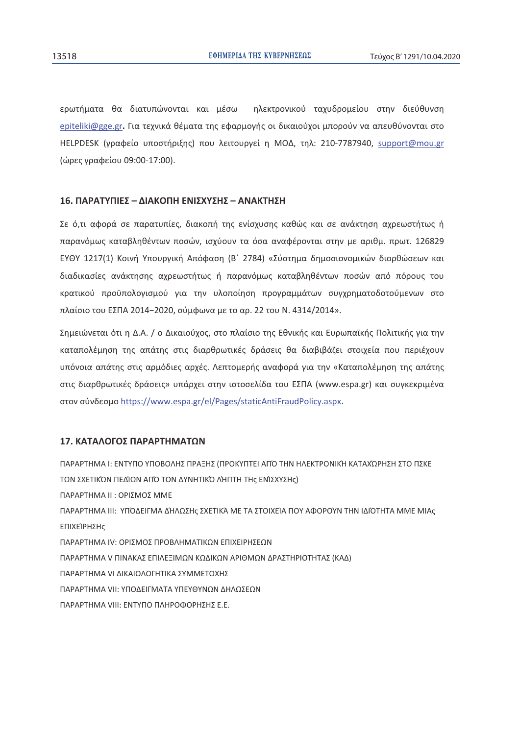ερωτήματα θα διατυπώνονται και μέσω ηλεκτρονικού ταχυδρομείου στην διεύθυνση epiteliki@gge.gr**.** Για τεχνικά θέματα της εφαρμογής οι δικαιούχοι μπορούν να απευθύνονται στο HELPDESK (γραφείο υποστήριξης) που λειτουργεί η ΜΟΔ, τηλ: 210-7787940, support@mou.gr (ώρες γραφείου 09:00-17:00).

## 16. ΠΑΡΑΤΥΠΙΕΣ – ΔΙΑΚΟΠΗ ΕΝΙΣΧΥΣΗΣ – ΑΝΑΚΤΗΣΗ

Σε ό,τι αφορά σε παρατυπίες, διακοπή της ενίσχυσης καθώς και σε ανάκτηση αχρεωστήτως ή παρανόμως καταβληθέντων ποσών, ισχύουν τα όσα αναφέρονται στην με αριθμ. πρωτ. 126829 ΕΥΘΥ 1217(1) Κοινή Υπουργική Απόφαση (Β΄ 2784) «Σύστημα δημοσιονομικών διορθώσεων και διαδικασίες ανάκτησης αχρεωστήτως ή παρανόμως καταβληθέντων ποσών από πόρους του κρατικού προϋπολογισμού για την υλοποίηση προγραμμάτων συγχρηματοδοτούμενων στο πλαίσιο του ΕΣΠΑ 2014−2020, σύμφωνα με το αρ. 22 του Ν. 4314/2014».

Σημειώνεται ότι η Δ.Α. / ο Δικαιούχος, στο πλαίσιο της Εθνικής και Ευρωπαϊκής Πολιτικής για την καταπολέμηση της απάτης στις διαρθρωτικές δράσεις θα διαβιβάζει στοιχεία που περιέχουν υπόνοια απάτης στις αρμόδιες αρχές. Λεπτομερής αναφορά για την «Καταπολέμηση της απάτης στις διαρθρωτικές δράσεις» υπάρχει στην ιστοσελίδα του ΕΣΠΑ (www.espa.gr) και συγκεκριμένα στον σύνδεσμο https://www.espa.gr/el/Pages/staticAntiFraudPolicy.aspx.

## 17. ΚΑΤΑΛΟΓΟΣ ΠΑΡΑΡΤΗΜΑΤΩΝ

ΠΑΡΑΡΤΗΜΑ Ι: ΕΝΤΥΠΟ ΥΠΟΒΟΛΗΣ ΠΡΑΞΗΣ (ΠΡΟΚΎΠΤΕΙ ΑΠΌ ΤΗΝ ΗΛΕΚΤΡΟΝΙΚΉ ΚΑΤΑΧΏΡΗΣΗ ΣΤΟ ΠΣΚΕ ΤΩΝ ΣΧΕΤΙΚΏΝ ΠΕΔΊΩΝ ΑΠΌ ΤΟΝ ΔΥΝΗΤΙΚΌ ΛΉΠΤΗ ΤΗς ΕΝΊΣΧΥΣΗς)

ΠΑΡΑΡΤΗΜΑ ΙΙ : ΟΡΙΣΜΟΣ ΜΜΕ

ΠΑΡΑΡΤΗΜΑ ΙΙΙ: ΥΠΌΔΕΙΓΜΑ ΔΉΛΩΣΗς ΣΧΕΤΙΚΆ ΜΕ ΤΑ ΣΤΟΙΧΕΊΑ ΠΟΥ ΑΦΟΡΟΎΝ ΤΗΝ ΙΔΙΌΤΗΤΑ ΜΜΕ ΜΙΑς ΕΠΙΧΕΊΡΗΣΗς

ΠΑΡΑΡΤΗΜΑ IV: ΟΡΙΣΜΟΣ ΠΡΟΒΛΗΜΑΤΙΚΩΝ ΕΠΙΧΕΙΡΗΣΕΩΝ

ΠΑΡΑΡΤΗΜΑ V ΠΙΝΑΚΑΣ ΕΠΙΛΕΞΙΜΩΝ ΚΩΔΙΚΩΝ ΑΡΙΘΜΩΝ ΔΡΑΣΤΗΡΙΟΤΗΤΑΣ (ΚΑΔ)

ΠΑΡΑΡΤΗΜΑ VI ΔΙΚΑΙΟΛΟΓΗΤΙΚΑ ΣΥΜΜΕΤΟΧΗΣ

ΠΑΡΑΡΤΗΜΑ VII: ΥΠΟΔΕΙΓΜΑΤΑ ΥΠΕΥΘΥΝΩΝ ΔΗΛΩΣΕΩΝ

ΠΑΡΑΡΤΗΜΑ VIII: ΕΝΤΥΠΟ ΠΛΗΡΟΦΟΡΗΣΗΣ Ε.Ε.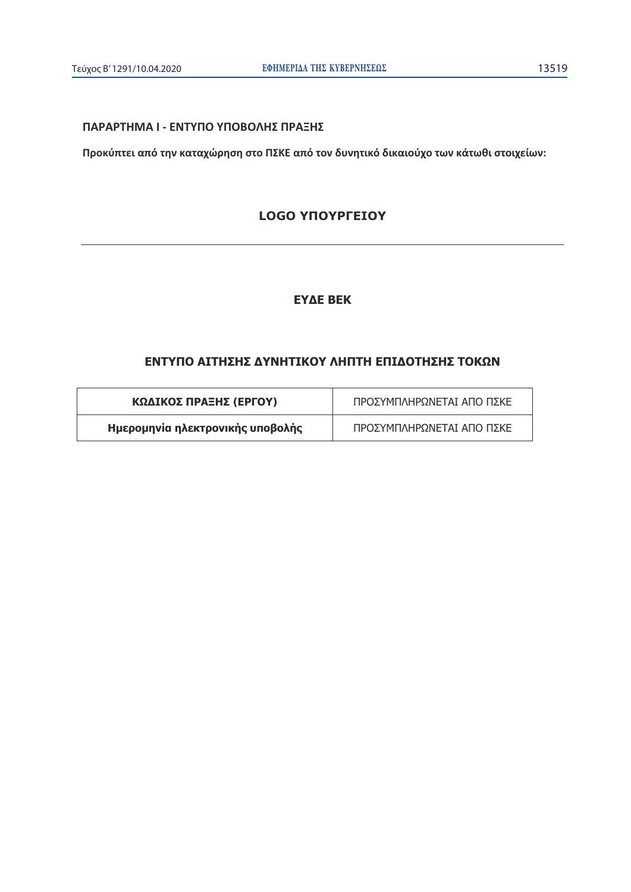**ΠΑΡΑΡΤΗΜΑ Ι - ΕΝΤΥΠΟ ΥΠΟΒΟΛΗΣ ΠΡΑΞΗΣ**

**Προκύπτει από την καταχώρηση στο ΠΣΚΕ από τον δυνητικό δικαιούχο των κάτωθι στοιχείων:**

**LOGO ΥΠΟΥΡΓΕΙΟΥ**

---

**ΕΥΔΕ ΒΕΚ**

**ΕΝΤΥΠΟ ΑΙΤΗΣΗΣ ΔΥΝΗΤΙΚΟΥ ΛΗΠΤΗ ΕΠΙΔΟΤΗΣΗΣ ΤΟΚΩΝ**

| **ΚΩΔΙΚΟΣ ΠΡΑΞΗΣ (ΕΡΓΟΥ)** | ΠΡΟΣΥΜΠΛΗΡΩΝΕΤΑΙ ΑΠΟ ΠΣΚΕ |
|---|---|
| **Ημερομηνία ηλεκτρονικής υποβολής** | ΠΡΟΣΥΜΠΛΗΡΩΝΕΤΑΙ ΑΠΟ ΠΣΚΕ |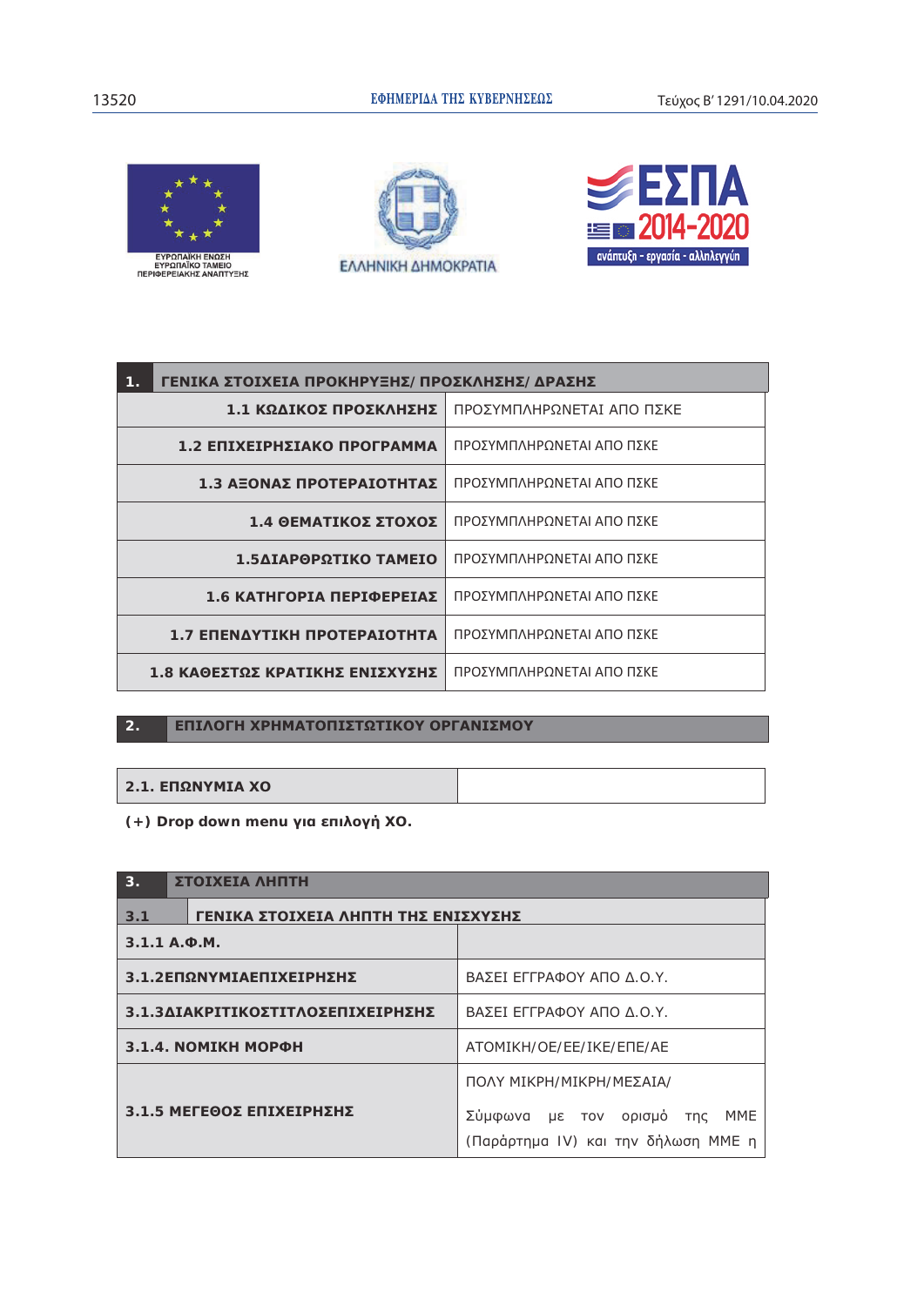ΕΥΡΩΠΑΪΚΗ ΕΝΩΣΗ
ΕΥΡΩΠΑΪΚΟ ΤΑΜΕΙΟ
ΠΕΡΙΦΕΡΕΙΑΚΗΣ ΑΝΑΠΤΥΞΗΣ

ΕΛΛΗΝΙΚΗ ΔΗΜΟΚΡΑΤΙΑ

ΕΣΠΑ 2014-2020
ανάπτυξη - εργασία - αλληλεγγύη

| **1.** | **ΓΕΝΙΚΑ ΣΤΟΙΧΕΙΑ ΠΡΟΚΗΡΥΞΗΣ/ ΠΡΟΣΚΛΗΣΗΣ/ ΔΡΑΣΗΣ** |
|---|---|
| **1.1 ΚΩΔΙΚΟΣ ΠΡΟΣΚΛΗΣΗΣ** | ΠΡΟΣΥΜΠΛΗΡΩΝΕΤΑΙ ΑΠΟ ΠΣΚΕ |
| **1.2 ΕΠΙΧΕΙΡΗΣΙΑΚΟ ΠΡΟΓΡΑΜΜΑ** | ΠΡΟΣΥΜΠΛΗΡΩΝΕΤΑΙ ΑΠΟ ΠΣΚΕ |
| **1.3 ΑΞΟΝΑΣ ΠΡΟΤΕΡΑΙΟΤΗΤΑΣ** | ΠΡΟΣΥΜΠΛΗΡΩΝΕΤΑΙ ΑΠΟ ΠΣΚΕ |
| **1.4 ΘΕΜΑΤΙΚΟΣ ΣΤΟΧΟΣ** | ΠΡΟΣΥΜΠΛΗΡΩΝΕΤΑΙ ΑΠΟ ΠΣΚΕ |
| **1.5ΔΙΑΡΘΡΩΤΙΚΟ ΤΑΜΕΙΟ** | ΠΡΟΣΥΜΠΛΗΡΩΝΕΤΑΙ ΑΠΟ ΠΣΚΕ |
| **1.6 ΚΑΤΗΓΟΡΙΑ ΠΕΡΙΦΕΡΕΙΑΣ** | ΠΡΟΣΥΜΠΛΗΡΩΝΕΤΑΙ ΑΠΟ ΠΣΚΕ |
| **1.7 ΕΠΕΝΔΥΤΙΚΗ ΠΡΟΤΕΡΑΙΟΤΗΤΑ** | ΠΡΟΣΥΜΠΛΗΡΩΝΕΤΑΙ ΑΠΟ ΠΣΚΕ |
| **1.8 ΚΑΘΕΣΤΩΣ ΚΡΑΤΙΚΗΣ ΕΝΙΣΧΥΣΗΣ** | ΠΡΟΣΥΜΠΛΗΡΩΝΕΤΑΙ ΑΠΟ ΠΣΚΕ |

| **2.** | **ΕΠΙΛΟΓΗ ΧΡΗΜΑΤΟΠΙΣΤΩΤΙΚΟΥ ΟΡΓΑΝΙΣΜΟΥ** |
|---|---|

| **2.1. ΕΠΩΝΥΜΙΑ ΧΟ** | |
|---|---|

**(+) Drop down menu για επιλογή ΧΟ.**

| **3.** | **ΣΤΟΙΧΕΙΑ ΛΗΠΤΗ** |
|---|---|
| **3.1** | **ΓΕΝΙΚΑ ΣΤΟΙΧΕΙΑ ΛΗΠΤΗ ΤΗΣ ΕΝΙΣΧΥΣΗΣ** |
| **3.1.1 Α.Φ.Μ.** | |
| **3.1.2ΕΠΩΝΥΜΙΑΕΠΙΧΕΙΡΗΣΗΣ** | ΒΑΣΕΙ ΕΓΓΡΑΦΟΥ ΑΠΟ Δ.Ο.Υ. |
| **3.1.3ΔΙΑΚΡΙΤΙΚΟΣΤΙΤΛΟΣΕΠΙΧΕΙΡΗΣΗΣ** | ΒΑΣΕΙ ΕΓΓΡΑΦΟΥ ΑΠΟ Δ.Ο.Υ. |
| **3.1.4. ΝΟΜΙΚΗ ΜΟΡΦΗ** | ΑΤΟΜΙΚΗ/ΟΕ/ΕΕ/ΙΚΕ/ΕΠΕ/ΑΕ |
| **3.1.5 ΜΕΓΕΘΟΣ ΕΠΙΧΕΙΡΗΣΗΣ** | ΠΟΛΥ ΜΙΚΡΗ/ΜΙΚΡΗ/ΜΕΣΑΙΑ/ Σύμφωνα με τον ορισμό της ΜΜΕ (Παράρτημα IV) και την δήλωση ΜΜΕ η |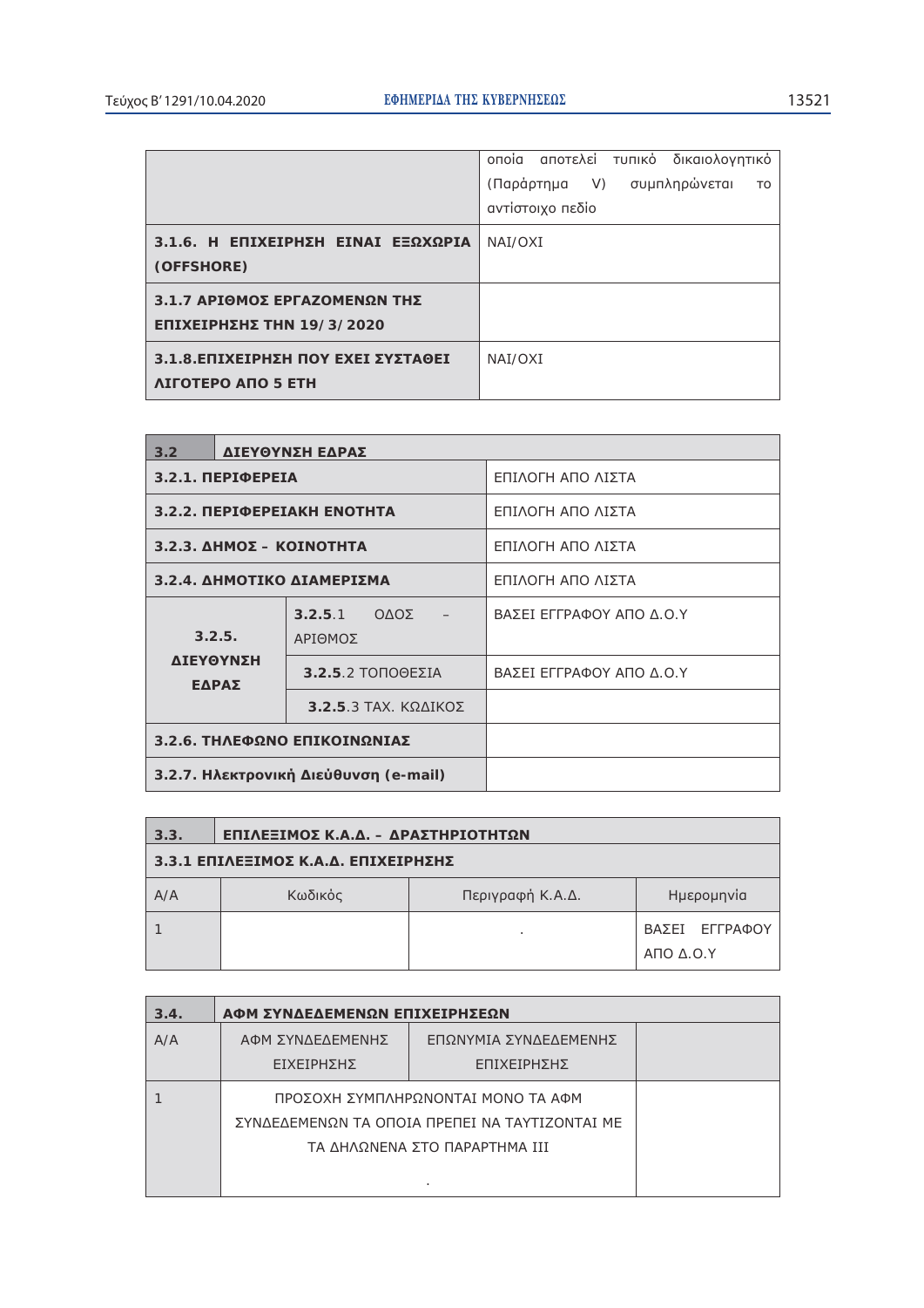| | |
|---|---|
| | οποία αποτελεί τυπικό δικαιολογητικό (Παράρτημα V) συμπληρώνεται το αντίστοιχο πεδίο |
| **3.1.6. Η ΕΠΙΧΕΙΡΗΣΗ ΕΙΝΑΙ ΕΞΩΧΩΡΙΑ (OFFSHORE)** | ΝΑΙ/ΟΧΙ |
| **3.1.7 ΑΡΙΘΜΟΣ ΕΡΓΑΖΟΜΕΝΩΝ ΤΗΣ ΕΠΙΧΕΙΡΗΣΗΣ ΤΗΝ 19/3/2020** | |
| **3.1.8.ΕΠΙΧΕΙΡΗΣΗ ΠΟΥ ΕΧΕΙ ΣΥΣΤΑΘΕΙ ΛΙΓΟΤΕΡΟ ΑΠΟ 5 ΕΤΗ** | ΝΑΙ/ΟΧΙ |

| **3.2** | **ΔΙΕΥΘΥΝΣΗ ΕΔΡΑΣ** | |
|---|---|---|
| **3.2.1. ΠΕΡΙΦΕΡΕΙΑ** | | ΕΠΙΛΟΓΗ ΑΠΟ ΛΙΣΤΑ |
| **3.2.2. ΠΕΡΙΦΕΡΕΙΑΚΗ ΕΝΟΤΗΤΑ** | | ΕΠΙΛΟΓΗ ΑΠΟ ΛΙΣΤΑ |
| **3.2.3. ΔΗΜΟΣ - ΚΟΙΝΟΤΗΤΑ** | | ΕΠΙΛΟΓΗ ΑΠΟ ΛΙΣΤΑ |
| **3.2.4. ΔΗΜΟΤΙΚΟ ΔΙΑΜΕΡΙΣΜΑ** | | ΕΠΙΛΟΓΗ ΑΠΟ ΛΙΣΤΑ |
| **3.2.5. ΔΙΕΥΘΥΝΣΗ ΕΔΡΑΣ** | **3.2.5**.1 ΟΔΟΣ – ΑΡΙΘΜΟΣ | ΒΑΣΕΙ ΕΓΓΡΑΦΟΥ ΑΠΟ Δ.Ο.Υ |
| | **3.2.5**.2 ΤΟΠΟΘΕΣΙΑ | ΒΑΣΕΙ ΕΓΓΡΑΦΟΥ ΑΠΟ Δ.Ο.Υ |
| | **3.2.5**.3 ΤΑΧ. ΚΩΔΙΚΟΣ | |
| **3.2.6. ΤΗΛΕΦΩΝΟ ΕΠΙΚΟΙΝΩΝΙΑΣ** | | |
| **3.2.7. Ηλεκτρονική Διεύθυνση (e-mail)** | | |

| **3.3.** | **ΕΠΙΛΕΞΙΜΟΣ Κ.Α.Δ. - ΔΡΑΣΤΗΡΙΟΤΗΤΩΝ** | | |
|---|---|---|---|
| **3.3.1 ΕΠΙΛΕΞΙΜΟΣ Κ.Α.Δ. ΕΠΙΧΕΙΡΗΣΗΣ** | | | |
| Α/Α | Κωδικός | Περιγραφή Κ.Α.Δ. | Ημερομηνία |
| 1 | | . | ΒΑΣΕΙ ΕΓΓΡΑΦΟΥ ΑΠΟ Δ.Ο.Υ |

| **3.4.** | **ΑΦΜ ΣΥΝΔΕΔΕΜΕΝΩΝ ΕΠΙΧΕΙΡΗΣΕΩΝ** | | |
|---|---|---|---|
| Α/Α | ΑΦΜ ΣΥΝΔΕΔΕΜΕΝΗΣ ΕΙΧΕΙΡΗΣΗΣ | ΕΠΩΝΥΜΙΑ ΣΥΝΔΕΔΕΜΕΝΗΣ ΕΠΙΧΕΙΡΗΣΗΣ | |
| 1 | ΠΡΟΣΟΧΗ ΣΥΜΠΛΗΡΩΝΟΝΤΑΙ ΜΟΝΟ ΤΑ ΑΦΜ ΣΥΝΔΕΔΕΜΕΝΩΝ ΤΑ ΟΠΟΙΑ ΠΡΕΠΕΙ ΝΑ ΤΑΥΤΙΖΟΝΤΑΙ ΜΕ ΤΑ ΔΗΛΩΝΕΝΑ ΣΤΟ ΠΑΡΑΡΤΗΜΑ ΙΙΙ . | | |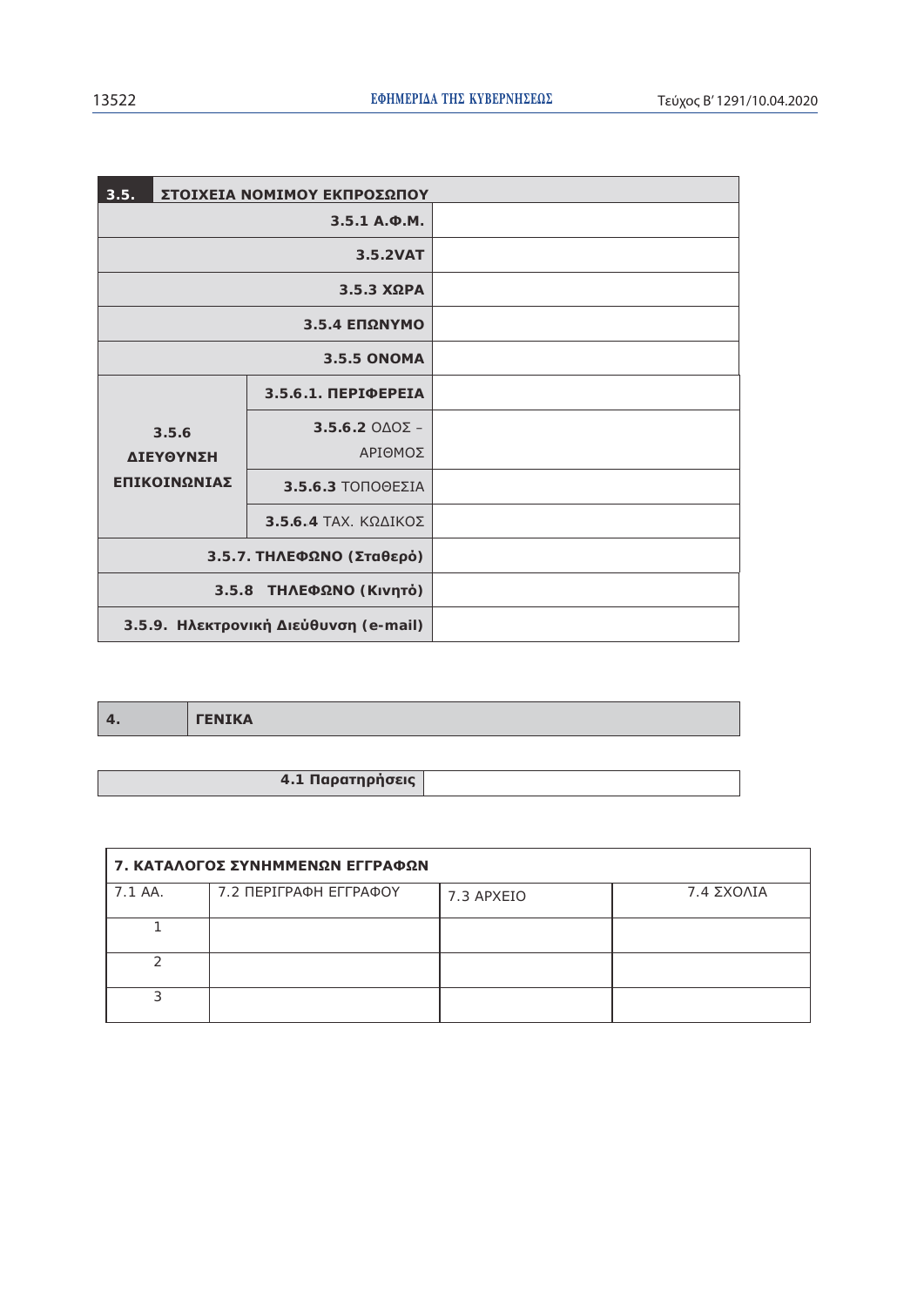| **3.5.** | **ΣΤΟΙΧΕΙΑ ΝΟΜΙΜΟΥ ΕΚΠΡΟΣΩΠΟΥ** | |
|---|---|---|
| | **3.5.1 Α.Φ.Μ.** | |
| | **3.5.2VAT** | |
| | **3.5.3 ΧΩΡΑ** | |
| | **3.5.4 ΕΠΩΝΥΜΟ** | |
| | **3.5.5 ΟΝΟΜΑ** | |
| **3.5.6 ΔΙΕΥΘΥΝΣΗ ΕΠΙΚΟΙΝΩΝΙΑΣ** | **3.5.6.1. ΠΕΡΙΦΕΡΕΙΑ** | |
| | **3.5.6.2** ΟΔΟΣ – ΑΡΙΘΜΟΣ | |
| | **3.5.6.3** ΤΟΠΟΘΕΣΙΑ | |
| | **3.5.6.4** ΤΑΧ. ΚΩΔΙΚΟΣ | |
| | **3.5.7. ΤΗΛΕΦΩΝΟ (Σταθερό)** | |
| | **3.5.8 ΤΗΛΕΦΩΝΟ (Κινητό)** | |
| | **3.5.9. Ηλεκτρονική Διεύθυνση (e-mail)** | |

| **4.** | **ΓΕΝΙΚΑ** |
|---|---|

| **4.1 Παρατηρήσεις** | |
|---|---|

| **7. ΚΑΤΑΛΟΓΟΣ ΣΥΝΗΜΜΕΝΩΝ ΕΓΓΡΑΦΩΝ** | | | |
|---|---|---|---|
| 7.1 ΑΑ. | 7.2 ΠΕΡΙΓΡΑΦΗ ΕΓΓΡΑΦΟΥ | 7.3 ΑΡΧΕΙΟ | 7.4 ΣΧΟΛΙΑ |
| 1 | | | |
| 2 | | | |
| 3 | | | |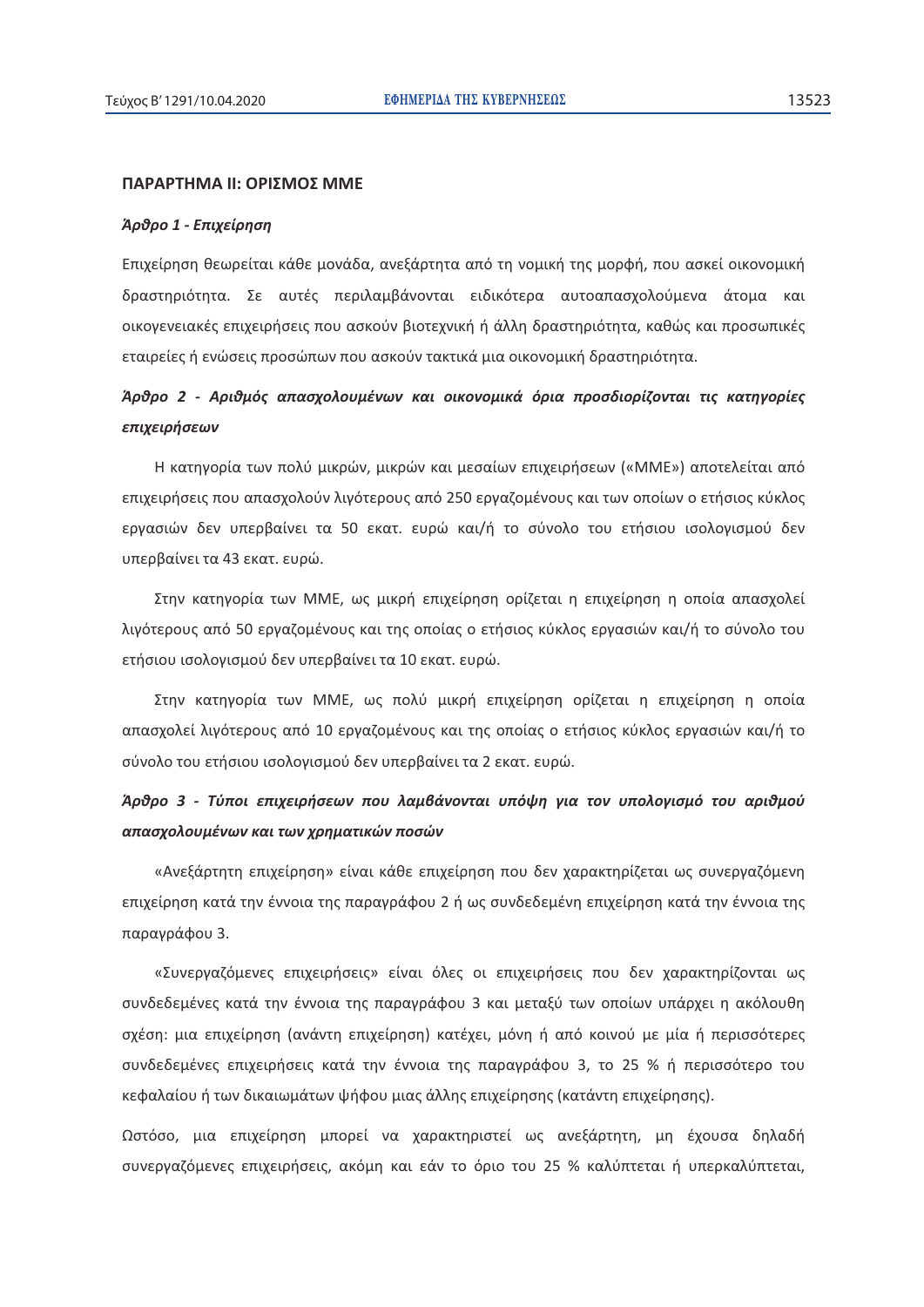## ΠΑΡΑΡΤΗΜΑ ΙΙ: ΟΡΙΣΜΟΣ ΜΜΕ

### *Άρθρο 1 - Επιχείρηση*

Επιχείρηση θεωρείται κάθε μονάδα, ανεξάρτητα από τη νομική της μορφή, που ασκεί οικονομική δραστηριότητα. Σε αυτές περιλαμβάνονται ειδικότερα αυτοαπασχολούμενα άτομα και οικογενειακές επιχειρήσεις που ασκούν βιοτεχνική ή άλλη δραστηριότητα, καθώς και προσωπικές εταιρείες ή ενώσεις προσώπων που ασκούν τακτικά μια οικονομική δραστηριότητα.

### *Άρθρο 2 - Αριθμός απασχολουμένων και οικονομικά όρια προσδιορίζονται τις κατηγορίες επιχειρήσεων*

Η κατηγορία των πολύ μικρών, μικρών και μεσαίων επιχειρήσεων («ΜΜΕ») αποτελείται από επιχειρήσεις που απασχολούν λιγότερους από 250 εργαζομένους και των οποίων ο ετήσιος κύκλος εργασιών δεν υπερβαίνει τα 50 εκατ. ευρώ και/ή το σύνολο του ετήσιου ισολογισμού δεν υπερβαίνει τα 43 εκατ. ευρώ.

Στην κατηγορία των ΜΜΕ, ως μικρή επιχείρηση ορίζεται η επιχείρηση η οποία απασχολεί λιγότερους από 50 εργαζομένους και της οποίας ο ετήσιος κύκλος εργασιών και/ή το σύνολο του ετήσιου ισολογισμού δεν υπερβαίνει τα 10 εκατ. ευρώ.

Στην κατηγορία των ΜΜΕ, ως πολύ μικρή επιχείρηση ορίζεται η επιχείρηση η οποία απασχολεί λιγότερους από 10 εργαζομένους και της οποίας ο ετήσιος κύκλος εργασιών και/ή το σύνολο του ετήσιου ισολογισμού δεν υπερβαίνει τα 2 εκατ. ευρώ.

### *Άρθρο 3 - Τύποι επιχειρήσεων που λαμβάνονται υπόψη για τον υπολογισμό του αριθμού απασχολουμένων και των χρηματικών ποσών*

«Ανεξάρτητη επιχείρηση» είναι κάθε επιχείρηση που δεν χαρακτηρίζεται ως συνεργαζόμενη επιχείρηση κατά την έννοια της παραγράφου 2 ή ως συνδεδεμένη επιχείρηση κατά την έννοια της παραγράφου 3.

«Συνεργαζόμενες επιχειρήσεις» είναι όλες οι επιχειρήσεις που δεν χαρακτηρίζονται ως συνδεδεμένες κατά την έννοια της παραγράφου 3 και μεταξύ των οποίων υπάρχει η ακόλουθη σχέση: μια επιχείρηση (ανάντη επιχείρηση) κατέχει, μόνη ή από κοινού με μία ή περισσότερες συνδεδεμένες επιχειρήσεις κατά την έννοια της παραγράφου 3, το 25 % ή περισσότερο του κεφαλαίου ή των δικαιωμάτων ψήφου μιας άλλης επιχείρησης (κατάντη επιχείρησης).

Ωστόσο, μια επιχείρηση μπορεί να χαρακτηριστεί ως ανεξάρτητη, μη έχουσα δηλαδή συνεργαζόμενες επιχειρήσεις, ακόμη και εάν το όριο του 25 % καλύπτεται ή υπερκαλύπτεται,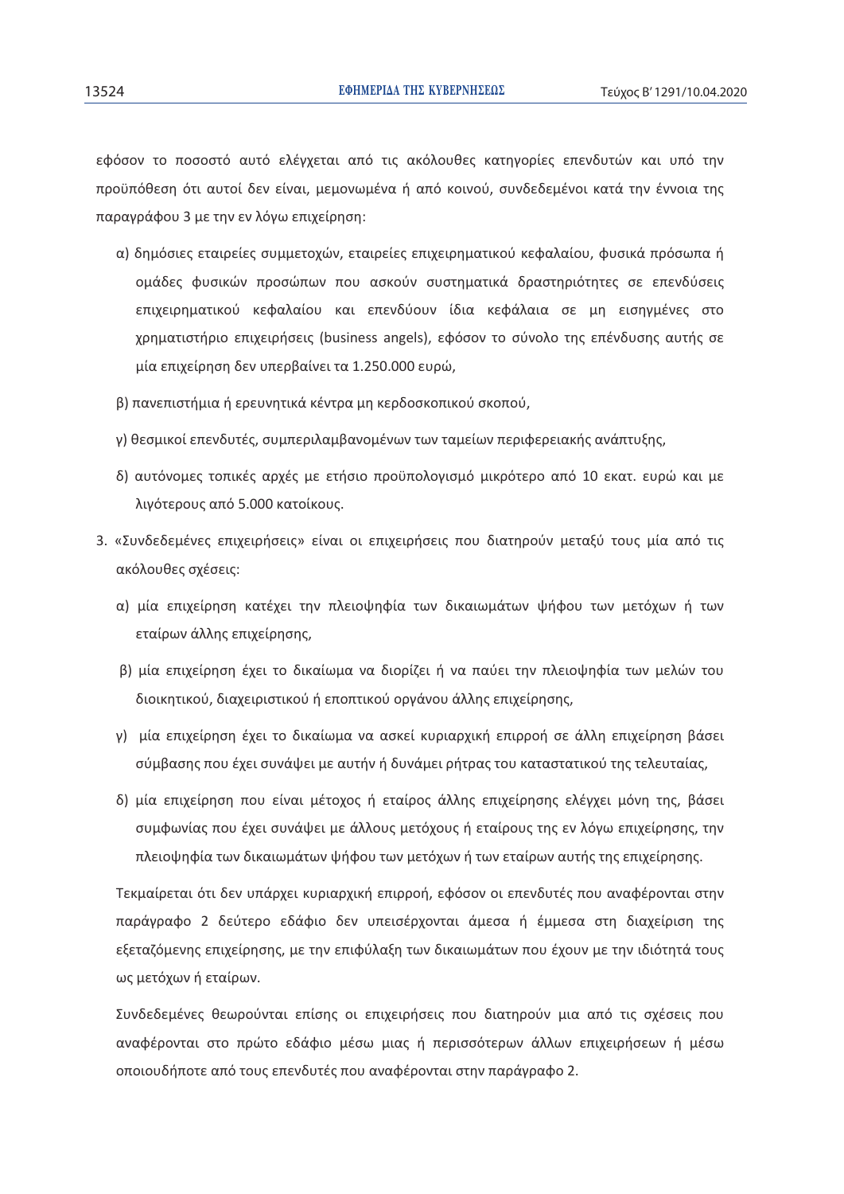εφόσον το ποσοστό αυτό ελέγχεται από τις ακόλουθες κατηγορίες επενδυτών και υπό την προϋπόθεση ότι αυτοί δεν είναι, μεμονωμένα ή από κοινού, συνδεδεμένοι κατά την έννοια της παραγράφου 3 με την εν λόγω επιχείρηση:

α) δημόσιες εταιρείες συμμετοχών, εταιρείες επιχειρηματικού κεφαλαίου, φυσικά πρόσωπα ή ομάδες φυσικών προσώπων που ασκούν συστηματικά δραστηριότητες σε επενδύσεις επιχειρηματικού κεφαλαίου και επενδύουν ίδια κεφάλαια σε μη εισηγμένες στο χρηματιστήριο επιχειρήσεις (business angels), εφόσον το σύνολο της επένδυσης αυτής σε μία επιχείρηση δεν υπερβαίνει τα 1.250.000 ευρώ,

β) πανεπιστήμια ή ερευνητικά κέντρα μη κερδοσκοπικού σκοπού,

γ) θεσμικοί επενδυτές, συμπεριλαμβανομένων των ταμείων περιφερειακής ανάπτυξης,

δ) αυτόνομες τοπικές αρχές με ετήσιο προϋπολογισμό μικρότερο από 10 εκατ. ευρώ και με λιγότερους από 5.000 κατοίκους.

3. «Συνδεδεμένες επιχειρήσεις» είναι οι επιχειρήσεις που διατηρούν μεταξύ τους μία από τις ακόλουθες σχέσεις:

α) μία επιχείρηση κατέχει την πλειοψηφία των δικαιωμάτων ψήφου των μετόχων ή των εταίρων άλλης επιχείρησης,

β) μία επιχείρηση έχει το δικαίωμα να διορίζει ή να παύει την πλειοψηφία των μελών του διοικητικού, διαχειριστικού ή εποπτικού οργάνου άλλης επιχείρησης,

γ) μία επιχείρηση έχει το δικαίωμα να ασκεί κυριαρχική επιρροή σε άλλη επιχείρηση βάσει σύμβασης που έχει συνάψει με αυτήν ή δυνάμει ρήτρας του καταστατικού της τελευταίας,

δ) μία επιχείρηση που είναι μέτοχος ή εταίρος άλλης επιχείρησης ελέγχει μόνη της, βάσει συμφωνίας που έχει συνάψει με άλλους μετόχους ή εταίρους της εν λόγω επιχείρησης, την πλειοψηφία των δικαιωμάτων ψήφου των μετόχων ή των εταίρων αυτής της επιχείρησης.

Τεκμαίρεται ότι δεν υπάρχει κυριαρχική επιρροή, εφόσον οι επενδυτές που αναφέρονται στην παράγραφο 2 δεύτερο εδάφιο δεν υπεισέρχονται άμεσα ή έμμεσα στη διαχείριση της εξεταζόμενης επιχείρησης, με την επιφύλαξη των δικαιωμάτων που έχουν με την ιδιότητά τους ως μετόχων ή εταίρων.

Συνδεδεμένες θεωρούνται επίσης οι επιχειρήσεις που διατηρούν μια από τις σχέσεις που αναφέρονται στο πρώτο εδάφιο μέσω μιας ή περισσότερων άλλων επιχειρήσεων ή μέσω οποιουδήποτε από τους επενδυτές που αναφέρονται στην παράγραφο 2.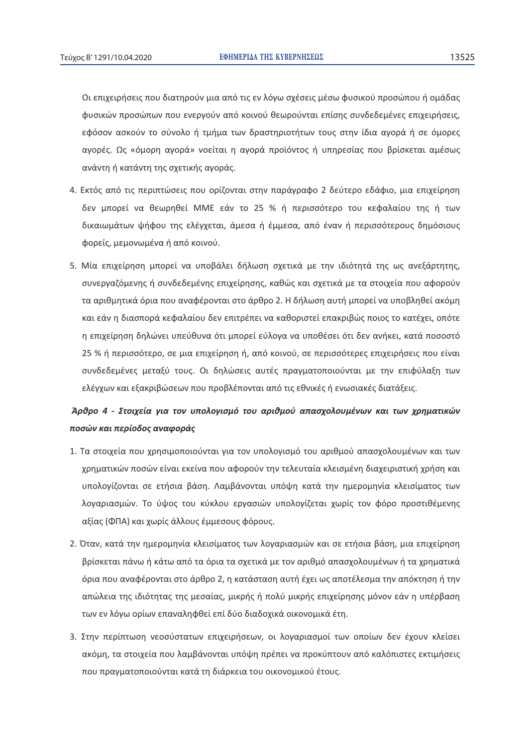Οι επιχειρήσεις που διατηρούν μια από τις εν λόγω σχέσεις μέσω φυσικού προσώπου ή ομάδας φυσικών προσώπων που ενεργούν από κοινού θεωρούνται επίσης συνδεδεμένες επιχειρήσεις, εφόσον ασκούν το σύνολο ή τμήμα των δραστηριοτήτων τους στην ίδια αγορά ή σε όμορες αγορές. Ως «όμορη αγορά» νοείται η αγορά προϊόντος ή υπηρεσίας που βρίσκεται αμέσως ανάντη ή κατάντη της σχετικής αγοράς.

4. Εκτός από τις περιπτώσεις που ορίζονται στην παράγραφο 2 δεύτερο εδάφιο, μια επιχείρηση δεν μπορεί να θεωρηθεί ΜΜΕ εάν το 25 % ή περισσότερο του κεφαλαίου της ή των δικαιωμάτων ψήφου της ελέγχεται, άμεσα ή έμμεσα, από έναν ή περισσότερους δημόσιους φορείς, μεμονωμένα ή από κοινού.

5. Μία επιχείρηση μπορεί να υποβάλει δήλωση σχετικά με την ιδιότητά της ως ανεξάρτητης, συνεργαζόμενης ή συνδεδεμένης επιχείρησης, καθώς και σχετικά με τα στοιχεία που αφορούν τα αριθμητικά όρια που αναφέρονται στο άρθρο 2. Η δήλωση αυτή μπορεί να υποβληθεί ακόμη και εάν η διασπορά κεφαλαίου δεν επιτρέπει να καθοριστεί επακριβώς ποιος το κατέχει, οπότε η επιχείρηση δηλώνει υπεύθυνα ότι μπορεί εύλογα να υποθέσει ότι δεν ανήκει, κατά ποσοστό 25 % ή περισσότερο, σε μια επιχείρηση ή, από κοινού, σε περισσότερες επιχειρήσεις που είναι συνδεδεμένες μεταξύ τους. Οι δηλώσεις αυτές πραγματοποιούνται με την επιφύλαξη των ελέγχων και εξακριβώσεων που προβλέπονται από τις εθνικές ή ενωσιακές διατάξεις.

***Άρθρο 4 - Στοιχεία για τον υπολογισμό του αριθμού απασχολουμένων και των χρηματικών ποσών και περίοδος αναφοράς***

1. Τα στοιχεία που χρησιμοποιούνται για τον υπολογισμό του αριθμού απασχολουμένων και των χρηματικών ποσών είναι εκείνα που αφορούν την τελευταία κλεισμένη διαχειριστική χρήση και υπολογίζονται σε ετήσια βάση. Λαμβάνονται υπόψη κατά την ημερομηνία κλεισίματος των λογαριασμών. Το ύψος του κύκλου εργασιών υπολογίζεται χωρίς τον φόρο προστιθέμενης αξίας (ΦΠΑ) και χωρίς άλλους έμμεσους φόρους.

2. Όταν, κατά την ημερομηνία κλεισίματος των λογαριασμών και σε ετήσια βάση, μια επιχείρηση βρίσκεται πάνω ή κάτω από τα όρια τα σχετικά με τον αριθμό απασχολουμένων ή τα χρηματικά όρια που αναφέρονται στο άρθρο 2, η κατάσταση αυτή έχει ως αποτέλεσμα την απόκτηση ή την απώλεια της ιδιότητας της μεσαίας, μικρής ή πολύ μικρής επιχείρησης μόνον εάν η υπέρβαση των εν λόγω ορίων επαναληφθεί επί δύο διαδοχικά οικονομικά έτη.

3. Στην περίπτωση νεοσύστατων επιχειρήσεων, οι λογαριασμοί των οποίων δεν έχουν κλείσει ακόμη, τα στοιχεία που λαμβάνονται υπόψη πρέπει να προκύπτουν από καλόπιστες εκτιμήσεις που πραγματοποιούνται κατά τη διάρκεια του οικονομικού έτους.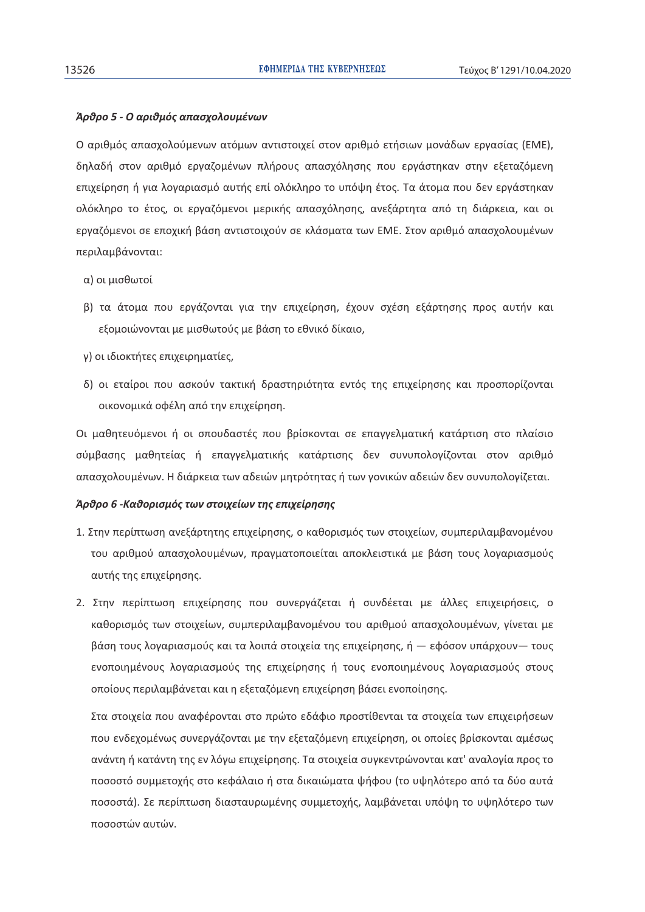***Άρθρο 5 - Ο αριθμός απασχολουμένων***

Ο αριθμός απασχολούμενων ατόμων αντιστοιχεί στον αριθμό ετήσιων μονάδων εργασίας (ΕΜΕ), δηλαδή στον αριθμό εργαζομένων πλήρους απασχόλησης που εργάστηκαν στην εξεταζόμενη επιχείρηση ή για λογαριασμό αυτής επί ολόκληρο το υπόψη έτος. Τα άτομα που δεν εργάστηκαν ολόκληρο το έτος, οι εργαζόμενοι μερικής απασχόλησης, ανεξάρτητα από τη διάρκεια, και οι εργαζόμενοι σε εποχική βάση αντιστοιχούν σε κλάσματα των ΕΜΕ. Στον αριθμό απασχολουμένων περιλαμβάνονται:

α) οι μισθωτοί

β) τα άτομα που εργάζονται για την επιχείρηση, έχουν σχέση εξάρτησης προς αυτήν και εξομοιώνονται με μισθωτούς με βάση το εθνικό δίκαιο,

γ) οι ιδιοκτήτες επιχειρηματίες,

δ) οι εταίροι που ασκούν τακτική δραστηριότητα εντός της επιχείρησης και προσπορίζονται οικονομικά οφέλη από την επιχείρηση.

Οι μαθητευόμενοι ή οι σπουδαστές που βρίσκονται σε επαγγελματική κατάρτιση στο πλαίσιο σύμβασης μαθητείας ή επαγγελματικής κατάρτισης δεν συνυπολογίζονται στον αριθμό απασχολουμένων. Η διάρκεια των αδειών μητρότητας ή των γονικών αδειών δεν συνυπολογίζεται.

***Άρθρο 6 -Καθορισμός των στοιχείων της επιχείρησης***

1. Στην περίπτωση ανεξάρτητης επιχείρησης, ο καθορισμός των στοιχείων, συμπεριλαμβανομένου του αριθμού απασχολουμένων, πραγματοποιείται αποκλειστικά με βάση τους λογαριασμούς αυτής της επιχείρησης.

2. Στην περίπτωση επιχείρησης που συνεργάζεται ή συνδέεται με άλλες επιχειρήσεις, ο καθορισμός των στοιχείων, συμπεριλαμβανομένου του αριθμού απασχολουμένων, γίνεται με βάση τους λογαριασμούς και τα λοιπά στοιχεία της επιχείρησης, ή — εφόσον υπάρχουν— τους ενοποιημένους λογαριασμούς της επιχείρησης ή τους ενοποιημένους λογαριασμούς στους οποίους περιλαμβάνεται και η εξεταζόμενη επιχείρηση βάσει ενοποίησης.

   Στα στοιχεία που αναφέρονται στο πρώτο εδάφιο προστίθενται τα στοιχεία των επιχειρήσεων που ενδεχομένως συνεργάζονται με την εξεταζόμενη επιχείρηση, οι οποίες βρίσκονται αμέσως ανάντη ή κατάντη της εν λόγω επιχείρησης. Τα στοιχεία συγκεντρώνονται κατ' αναλογία προς το ποσοστό συμμετοχής στο κεφάλαιο ή στα δικαιώματα ψήφου (το υψηλότερο από τα δύο αυτά ποσοστά). Σε περίπτωση διασταυρωμένης συμμετοχής, λαμβάνεται υπόψη το υψηλότερο των ποσοστών αυτών.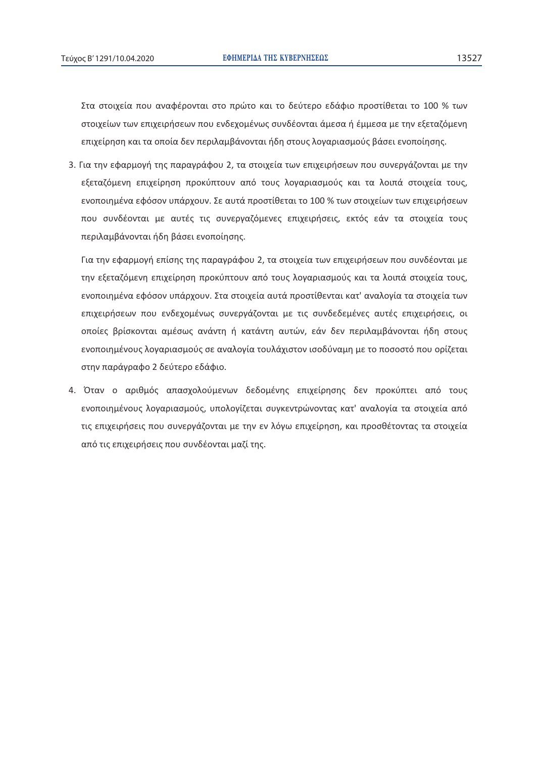Στα στοιχεία που αναφέρονται στο πρώτο και το δεύτερο εδάφιο προστίθεται το 100 % των στοιχείων των επιχειρήσεων που ενδεχομένως συνδέονται άμεσα ή έμμεσα με την εξεταζόμενη επιχείρηση και τα οποία δεν περιλαμβάνονται ήδη στους λογαριασμούς βάσει ενοποίησης.

3. Για την εφαρμογή της παραγράφου 2, τα στοιχεία των επιχειρήσεων που συνεργάζονται με την εξεταζόμενη επιχείρηση προκύπτουν από τους λογαριασμούς και τα λοιπά στοιχεία τους, ενοποιημένα εφόσον υπάρχουν. Σε αυτά προστίθεται το 100 % των στοιχείων των επιχειρήσεων που συνδέονται με αυτές τις συνεργαζόμενες επιχειρήσεις, εκτός εάν τα στοιχεία τους περιλαμβάνονται ήδη βάσει ενοποίησης.

   Για την εφαρμογή επίσης της παραγράφου 2, τα στοιχεία των επιχειρήσεων που συνδέονται με την εξεταζόμενη επιχείρηση προκύπτουν από τους λογαριασμούς και τα λοιπά στοιχεία τους, ενοποιημένα εφόσον υπάρχουν. Στα στοιχεία αυτά προστίθενται κατ' αναλογία τα στοιχεία των επιχειρήσεων που ενδεχομένως συνεργάζονται με τις συνδεδεμένες αυτές επιχειρήσεις, οι οποίες βρίσκονται αμέσως ανάντη ή κατάντη αυτών, εάν δεν περιλαμβάνονται ήδη στους ενοποιημένους λογαριασμούς σε αναλογία τουλάχιστον ισοδύναμη με το ποσοστό που ορίζεται στην παράγραφο 2 δεύτερο εδάφιο.

4. Όταν ο αριθμός απασχολούμενων δεδομένης επιχείρησης δεν προκύπτει από τους ενοποιημένους λογαριασμούς, υπολογίζεται συγκεντρώνοντας κατ' αναλογία τα στοιχεία από τις επιχειρήσεις που συνεργάζονται με την εν λόγω επιχείρηση, και προσθέτοντας τα στοιχεία από τις επιχειρήσεις που συνδέονται μαζί της.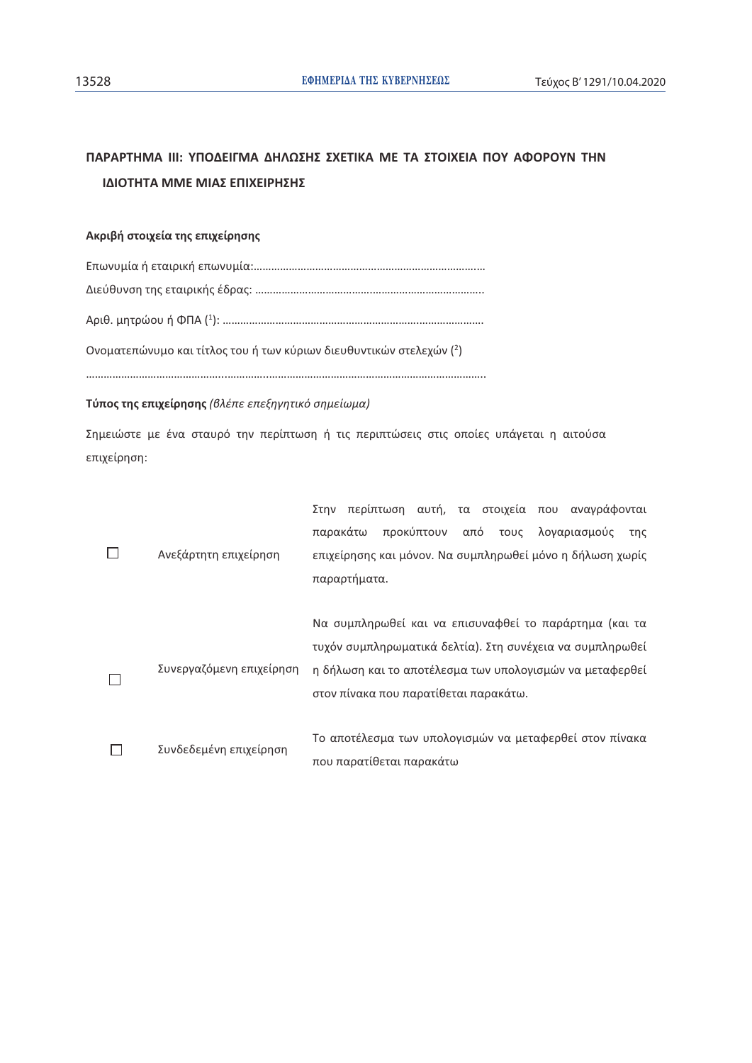## ΠΑΡΑΡΤΗΜΑ ΙΙΙ: ΥΠΟΔΕΙΓΜΑ ΔΗΛΩΣΗΣ ΣΧΕΤΙΚΑ ΜΕ ΤΑ ΣΤΟΙΧΕΙΑ ΠΟΥ ΑΦΟΡΟΥΝ ΤΗΝ ΙΔΙΟΤΗΤΑ ΜΜΕ ΜΙΑΣ ΕΠΙΧΕΙΡΗΣΗΣ

**Ακριβή στοιχεία της επιχείρησης**

Επωνυμία ή εταιρική επωνυμία:……………………………………………………………………

Διεύθυνση της εταιρικής έδρας: …………………………………………………………………..

Αριθ. μητρώου ή ΦΠΑ ([1]): ……………………………………………………………………………

Ονοματεπώνυμο και τίτλος του ή των κύριων διευθυντικών στελεχών ([2])

……………………………………..……………..………………………………………………………..

**Τύπος της επιχείρησης** *(βλέπε επεξηγητικό σημείωμα)*

Σημειώστε με ένα σταυρό την περίπτωση ή τις περιπτώσεις στις οποίες υπάγεται η αιτούσα επιχείρηση:

| | | |
|---|---|---|
| ☐ | Ανεξάρτητη επιχείρηση | Στην περίπτωση αυτή, τα στοιχεία που αναγράφονται παρακάτω προκύπτουν από τους λογαριασμούς της επιχείρησης και μόνον. Να συμπληρωθεί μόνο η δήλωση χωρίς παραρτήματα. |
| ☐ | Συνεργαζόμενη επιχείρηση | Να συμπληρωθεί και να επισυναφθεί το παράρτημα (και τα τυχόν συμπληρωματικά δελτία). Στη συνέχεια να συμπληρωθεί η δήλωση και το αποτέλεσμα των υπολογισμών να μεταφερθεί στον πίνακα που παρατίθεται παρακάτω. |
| ☐ | Συνδεδεμένη επιχείρηση | Το αποτέλεσμα των υπολογισμών να μεταφερθεί στον πίνακα που παρατίθεται παρακάτω |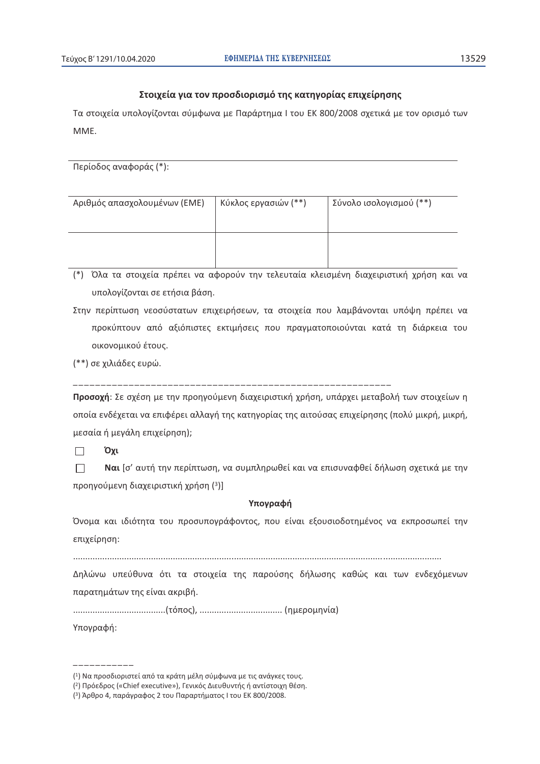## Στοιχεία για τον προσδιορισμό της κατηγορίας επιχείρησης

Τα στοιχεία υπολογίζονται σύμφωνα με Παράρτημα Ι του ΕΚ 800/2008 σχετικά με τον ορισμό των ΜΜΕ.

Περίοδος αναφοράς (*):

| Αριθμός απασχολουμένων (ΕΜΕ) | Κύκλος εργασιών (**) | Σύνολο ισολογισμού (**) |
| --- | --- | --- |
| | | |

(*) Όλα τα στοιχεία πρέπει να αφορούν την τελευταία κλεισμένη διαχειριστική χρήση και να υπολογίζονται σε ετήσια βάση.

Στην περίπτωση νεοσύστατων επιχειρήσεων, τα στοιχεία που λαμβάνονται υπόψη πρέπει να προκύπτουν από αξιόπιστες εκτιμήσεις που πραγματοποιούνται κατά τη διάρκεια του οικονομικού έτους.

(**) σε χιλιάδες ευρώ.

---

**Προσοχή**: Σε σχέση με την προηγούμενη διαχειριστική χρήση, υπάρχει μεταβολή των στοιχείων η οποία ενδέχεται να επιφέρει αλλαγή της κατηγορίας της αιτούσας επιχείρησης (πολύ μικρή, μικρή, μεσαία ή μεγάλη επιχείρηση);

☐ **Όχι**

☐ **Ναι** [σ' αυτή την περίπτωση, να συμπληρωθεί και να επισυναφθεί δήλωση σχετικά με την προηγούμενη διαχειριστική χρήση (3)]

**Υπογραφή**

Όνομα και ιδιότητα του προσυπογράφοντος, που είναι εξουσιοδοτημένος να εκπροσωπεί την επιχείρηση:

..........................................................................................................................................

Δηλώνω υπεύθυνα ότι τα στοιχεία της παρούσης δήλωσης καθώς και των ενδεχόμενων παρατημάτων της είναι ακριβή.

......................................(τόπος), .................................. (ημερομηνία)

Υπογραφή:

---

(1) Να προσδιοριστεί από τα κράτη μέλη σύμφωνα με τις ανάγκες τους.

(2) Πρόεδρος («Chief executive»), Γενικός Διευθυντής ή αντίστοιχη θέση.

(3) Άρθρο 4, παράγραφος 2 του Παραρτήματος Ι του ΕΚ 800/2008.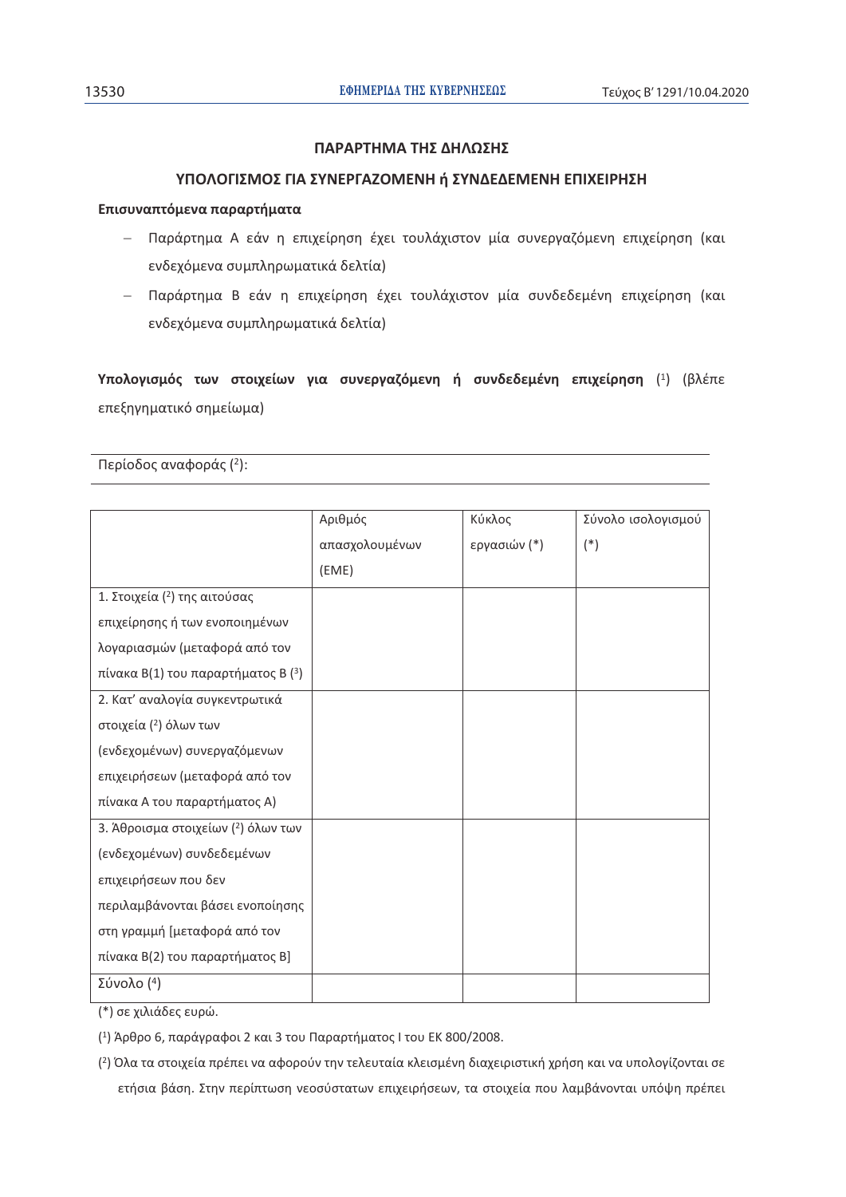## ΠΑΡΑΡΤΗΜΑ ΤΗΣ ΔΗΛΩΣΗΣ

## ΥΠΟΛΟΓΙΣΜΟΣ ΓΙΑ ΣΥΝΕΡΓΑΖΟΜΕΝΗ ή ΣΥΝΔΕΔΕΜΕΝΗ ΕΠΙΧΕΙΡΗΣΗ

**Επισυναπτόμενα παραρτήματα**

- Παράρτημα Α εάν η επιχείρηση έχει τουλάχιστον μία συνεργαζόμενη επιχείρηση (και ενδεχόμενα συμπληρωματικά δελτία)
- Παράρτημα Β εάν η επιχείρηση έχει τουλάχιστον μία συνδεδεμένη επιχείρηση (και ενδεχόμενα συμπληρωματικά δελτία)

**Υπολογισμός των στοιχείων για συνεργαζόμενη ή συνδεδεμένη επιχείρηση** [1] (βλέπε επεξηγηματικό σημείωμα)

Περίοδος αναφοράς [2]:

| | Αριθμός απασχολουμένων (ΕΜΕ) | Κύκλος εργασιών (*) | Σύνολο ισολογισμού (*) |
|---|---|---|---|
| 1. Στοιχεία [2] της αιτούσας επιχείρησης ή των ενοποιημένων λογαριασμών (μεταφορά από τον πίνακα Β(1) του παραρτήματος Β [3] | | | |
| 2. Κατ' αναλογία συγκεντρωτικά στοιχεία [2] όλων των (ενδεχομένων) συνεργαζόμενων επιχειρήσεων (μεταφορά από τον πίνακα Α του παραρτήματος Α) | | | |
| 3. Άθροισμα στοιχείων [2] όλων των (ενδεχομένων) συνδεδεμένων επιχειρήσεων που δεν περιλαμβάνονται βάσει ενοποίησης στη γραμμή [μεταφορά από τον πίνακα Β(2) του παραρτήματος Β] | | | |
| Σύνολο [4] | | | |

(*) σε χιλιάδες ευρώ.

[1] Άρθρο 6, παράγραφοι 2 και 3 του Παραρτήματος Ι του ΕΚ 800/2008.

[2] Όλα τα στοιχεία πρέπει να αφορούν την τελευταία κλεισμένη διαχειριστική χρήση και να υπολογίζονται σε ετήσια βάση. Στην περίπτωση νεοσύστατων επιχειρήσεων, τα στοιχεία που λαμβάνονται υπόψη πρέπει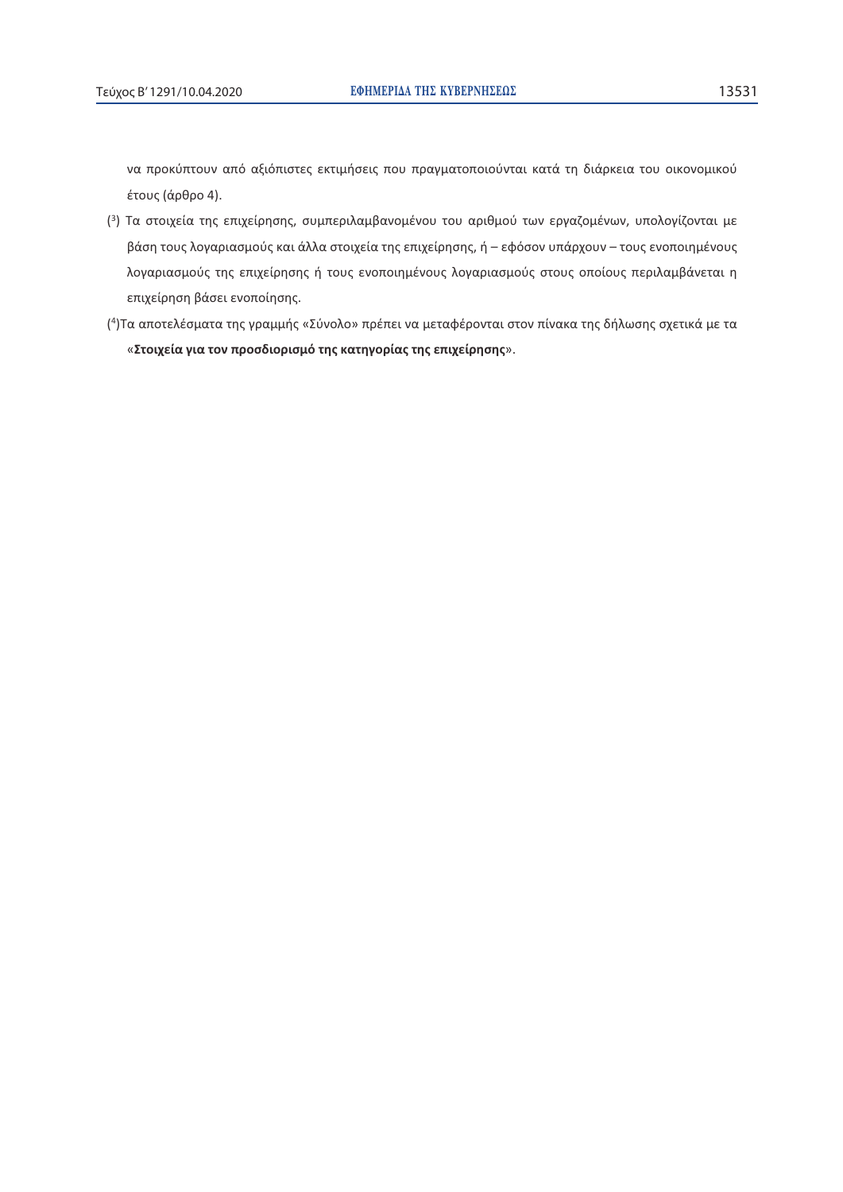να προκύπτουν από αξιόπιστες εκτιμήσεις που πραγματοποιούνται κατά τη διάρκεια του οικονομικού έτους (άρθρο 4).

([3]) Τα στοιχεία της επιχείρησης, συμπεριλαμβανομένου του αριθμού των εργαζομένων, υπολογίζονται με βάση τους λογαριασμούς και άλλα στοιχεία της επιχείρησης, ή – εφόσον υπάρχουν – τους ενοποιημένους λογαριασμούς της επιχείρησης ή τους ενοποιημένους λογαριασμούς στους οποίους περιλαμβάνεται η επιχείρηση βάσει ενοποίησης.

([4])Τα αποτελέσματα της γραμμής «Σύνολο» πρέπει να μεταφέρονται στον πίνακα της δήλωσης σχετικά με τα «**Στοιχεία για τον προσδιορισμό της κατηγορίας της επιχείρησης**».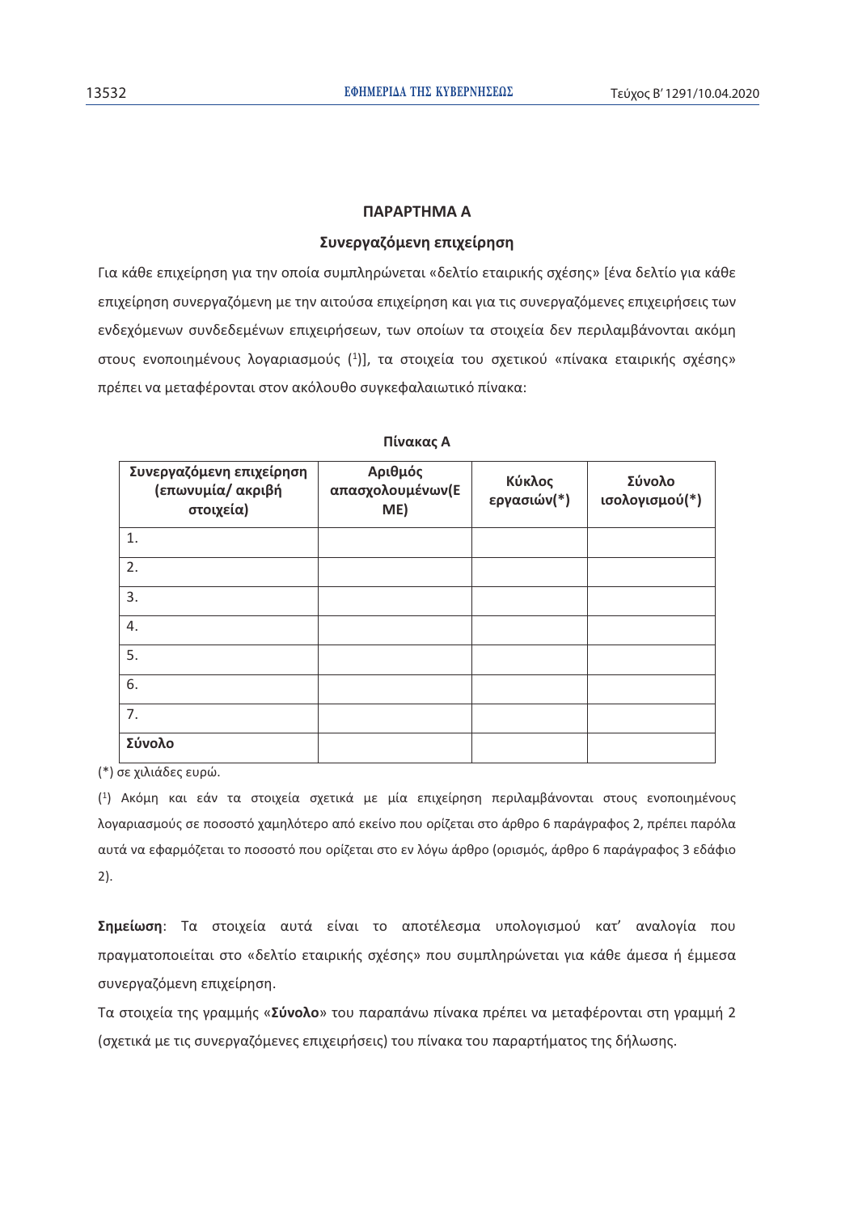## ΠΑΡΑΡΤΗΜΑ Α

### Συνεργαζόμενη επιχείρηση

Για κάθε επιχείρηση για την οποία συμπληρώνεται «δελτίο εταιρικής σχέσης» [ένα δελτίο για κάθε επιχείρηση συνεργαζόμενη με την αιτούσα επιχείρηση και για τις συνεργαζόμενες επιχειρήσεις των ενδεχόμενων συνδεδεμένων επιχειρήσεων, των οποίων τα στοιχεία δεν περιλαμβάνονται ακόμη στους ενοποιημένους λογαριασμούς [1]], τα στοιχεία του σχετικού «πίνακα εταιρικής σχέσης» πρέπει να μεταφέρονται στον ακόλουθο συγκεφαλαιωτικό πίνακα:

**Πίνακας Α**

| Συνεργαζόμενη επιχείρηση (επωνυμία/ ακριβή στοιχεία) | Αριθμός απασχολουμένων(ΕΜΕ) | Κύκλος εργασιών(*) | Σύνολο ισολογισμού(*) |
|---|---|---|---|
| 1. | | | |
| 2. | | | |
| 3. | | | |
| 4. | | | |
| 5. | | | |
| 6. | | | |
| 7. | | | |
| **Σύνολο** | | | |

(*) σε χιλιάδες ευρώ.

[1] Ακόμη και εάν τα στοιχεία σχετικά με μία επιχείρηση περιλαμβάνονται στους ενοποιημένους λογαριασμούς σε ποσοστό χαμηλότερο από εκείνο που ορίζεται στο άρθρο 6 παράγραφος 2, πρέπει παρόλα αυτά να εφαρμόζεται το ποσοστό που ορίζεται στο εν λόγω άρθρο (ορισμός, άρθρο 6 παράγραφος 3 εδάφιο 2).

**Σημείωση**: Τα στοιχεία αυτά είναι το αποτέλεσμα υπολογισμού κατ' αναλογία που πραγματοποιείται στο «δελτίο εταιρικής σχέσης» που συμπληρώνεται για κάθε άμεσα ή έμμεσα συνεργαζόμενη επιχείρηση.

Τα στοιχεία της γραμμής «**Σύνολο**» του παραπάνω πίνακα πρέπει να μεταφέρονται στη γραμμή 2 (σχετικά με τις συνεργαζόμενες επιχειρήσεις) του πίνακα του παραρτήματος της δήλωσης.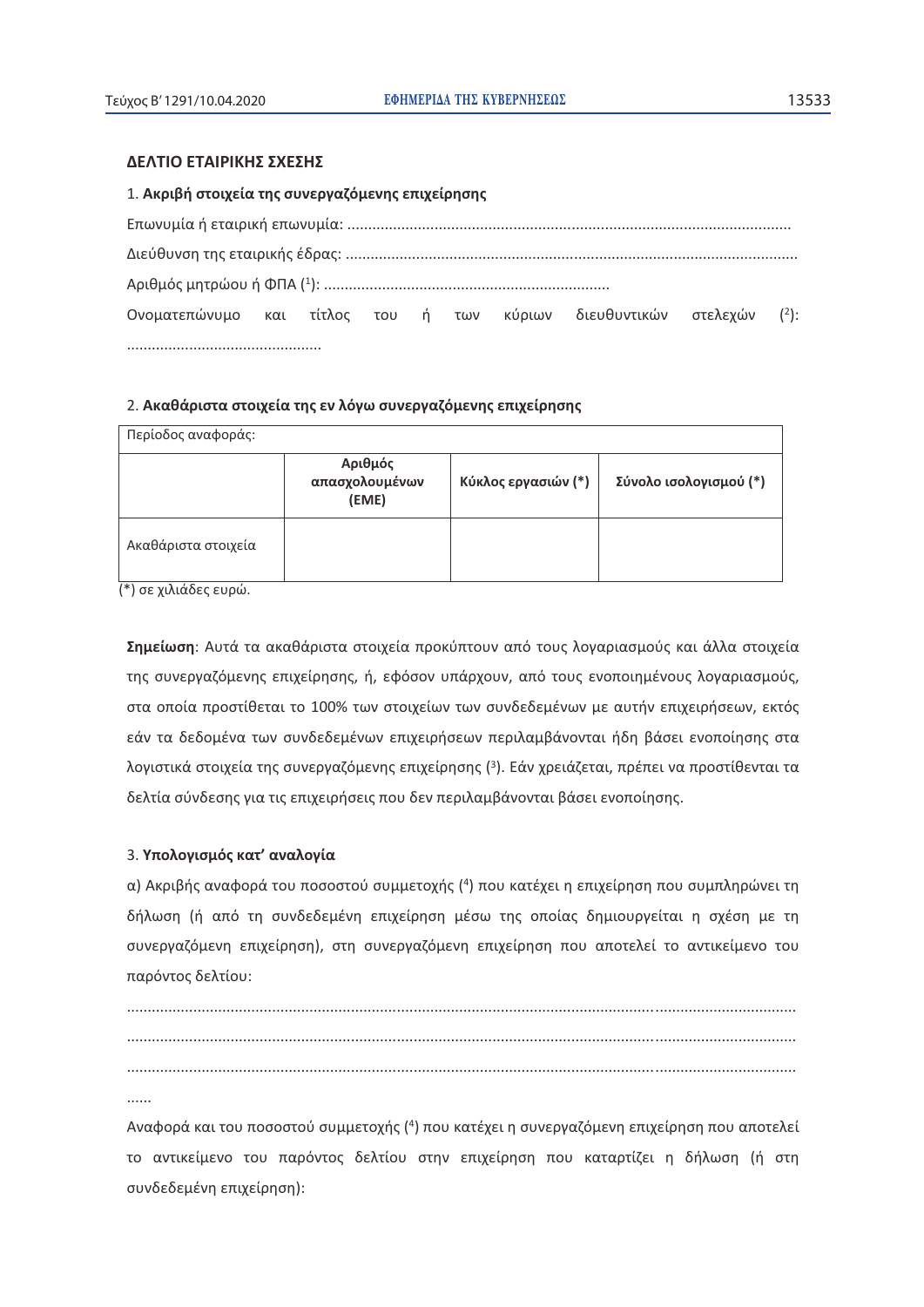**ΔΕΛΤΙΟ ΕΤΑΙΡΙΚΗΣ ΣΧΕΣΗΣ**

1. **Ακριβή στοιχεία της συνεργαζόμενης επιχείρησης**

Επωνυμία ή εταιρική επωνυμία: ..........................................................................................................

Διεύθυνση της εταιρικής έδρας: ............................................................................................................

Αριθμός μητρώου ή ΦΠΑ ([1]): ....................................................................

Ονοματεπώνυμο και τίτλος του ή των κύριων διευθυντικών στελεχών ([2]): ..............................................

2. **Ακαθάριστα στοιχεία της εν λόγω συνεργαζόμενης επιχείρησης**

| Περίοδος αναφοράς: | | | |
|---|---|---|---|
| | **Αριθμός απασχολουμένων (ΕΜΕ)** | **Κύκλος εργασιών (*)** | **Σύνολο ισολογισμού (*)** |
| Ακαθάριστα στοιχεία | | | |

(*) σε χιλιάδες ευρώ.

**Σημείωση**: Αυτά τα ακαθάριστα στοιχεία προκύπτουν από τους λογαριασμούς και άλλα στοιχεία της συνεργαζόμενης επιχείρησης, ή, εφόσον υπάρχουν, από τους ενοποιημένους λογαριασμούς, στα οποία προστίθεται το 100% των στοιχείων των συνδεδεμένων με αυτήν επιχειρήσεων, εκτός εάν τα δεδομένα των συνδεδεμένων επιχειρήσεων περιλαμβάνονται ήδη βάσει ενοποίησης στα λογιστικά στοιχεία της συνεργαζόμενης επιχείρησης ([3]). Εάν χρειάζεται, πρέπει να προστίθενται τα δελτία σύνδεσης για τις επιχειρήσεις που δεν περιλαμβάνονται βάσει ενοποίησης.

3. **Υπολογισμός κατ' αναλογία**

α) Ακριβής αναφορά του ποσοστού συμμετοχής ([4]) που κατέχει η επιχείρηση που συμπληρώνει τη δήλωση (ή από τη συνδεδεμένη επιχείρηση μέσω της οποίας δημιουργείται η σχέση με τη συνεργαζόμενη επιχείρηση), στη συνεργαζόμενη επιχείρηση που αποτελεί το αντικείμενο του παρόντος δελτίου:

..........................................................................................................................................................

..........................................................................................................................................................

..........................................................................................................................................................

......

Αναφορά και του ποσοστού συμμετοχής ([4]) που κατέχει η συνεργαζόμενη επιχείρηση που αποτελεί το αντικείμενο του παρόντος δελτίου στην επιχείρηση που καταρτίζει η δήλωση (ή στη συνδεδεμένη επιχείρηση):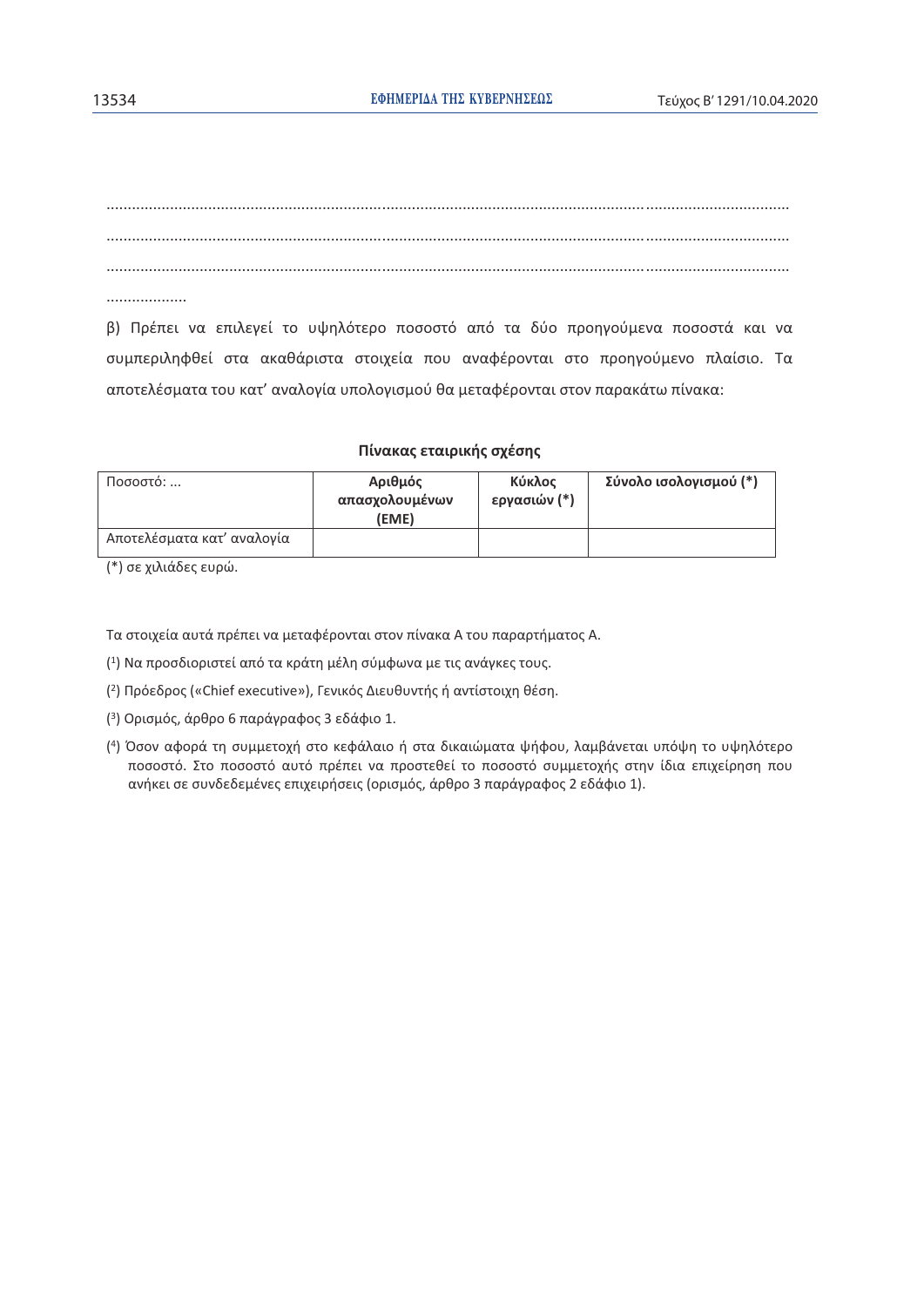.................................................................................................................................................................

.................................................................................................................................................................

.................................................................................................................................................................

...................

β) Πρέπει να επιλεγεί το υψηλότερο ποσοστό από τα δύο προηγούμενα ποσοστά και να συμπεριληφθεί στα ακαθάριστα στοιχεία που αναφέρονται στο προηγούμενο πλαίσιο. Τα αποτελέσματα του κατ' αναλογία υπολογισμού θα μεταφέρονται στον παρακάτω πίνακα:

**Πίνακας εταιρικής σχέσης**

| Ποσοστό: ... | **Αριθμός απασχολουμένων (ΕΜΕ)** | **Κύκλος εργασιών (*)** | **Σύνολο ισολογισμού (*)** |
|---|---|---|---|
| Αποτελέσματα κατ' αναλογία | | | |

(*) σε χιλιάδες ευρώ.

Τα στοιχεία αυτά πρέπει να μεταφέρονται στον πίνακα Α του παραρτήματος Α.

(1) Να προσδιοριστεί από τα κράτη μέλη σύμφωνα με τις ανάγκες τους.

(2) Πρόεδρος («Chief executive»), Γενικός Διευθυντής ή αντίστοιχη θέση.

(3) Ορισμός, άρθρο 6 παράγραφος 3 εδάφιο 1.

(4) Όσον αφορά τη συμμετοχή στο κεφάλαιο ή στα δικαιώματα ψήφου, λαμβάνεται υπόψη το υψηλότερο ποσοστό. Στο ποσοστό αυτό πρέπει να προστεθεί το ποσοστό συμμετοχής στην ίδια επιχείρηση που ανήκει σε συνδεδεμένες επιχειρήσεις (ορισμός, άρθρο 3 παράγραφος 2 εδάφιο 1).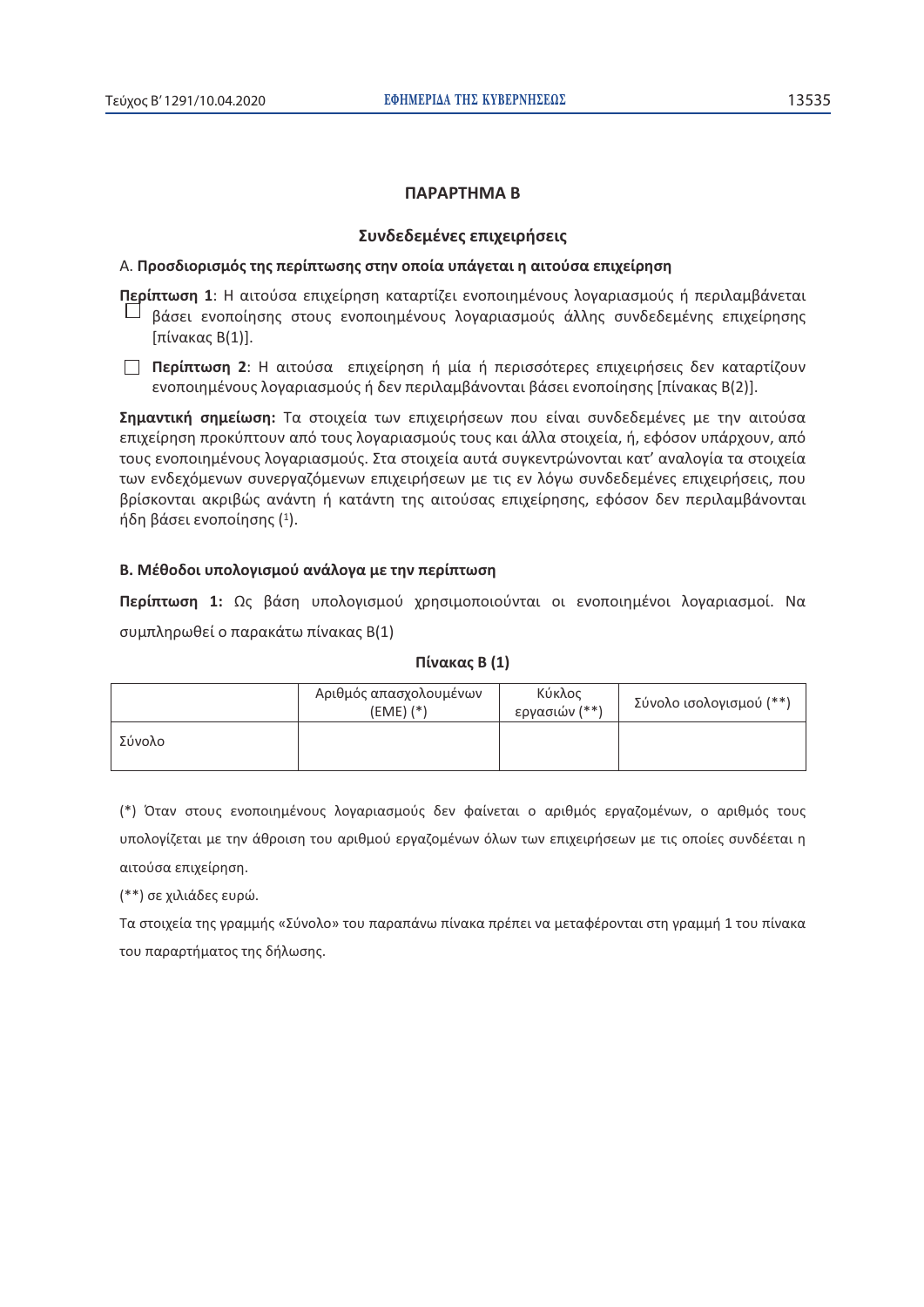## ΠΑΡΑΡΤΗΜΑ Β

### Συνδεδεμένες επιχειρήσεις

Α. **Προσδιορισμός της περίπτωσης στην οποία υπάγεται η αιτούσα επιχείρηση**

☐ **Περίπτωση 1**: Η αιτούσα επιχείρηση καταρτίζει ενοποιημένους λογαριασμούς ή περιλαμβάνεται βάσει ενοποίησης στους ενοποιημένους λογαριασμούς άλλης συνδεδεμένης επιχείρησης [πίνακας Β(1)].

☐ **Περίπτωση 2**: Η αιτούσα επιχείρηση ή μία ή περισσότερες επιχειρήσεις δεν καταρτίζουν ενοποιημένους λογαριασμούς ή δεν περιλαμβάνονται βάσει ενοποίησης [πίνακας Β(2)].

**Σημαντική σημείωση:** Τα στοιχεία των επιχειρήσεων που είναι συνδεδεμένες με την αιτούσα επιχείρηση προκύπτουν από τους λογαριασμούς τους και άλλα στοιχεία, ή, εφόσον υπάρχουν, από τους ενοποιημένους λογαριασμούς. Στα στοιχεία αυτά συγκεντρώνονται κατ' αναλογία τα στοιχεία των ενδεχόμενων συνεργαζόμενων επιχειρήσεων με τις εν λόγω συνδεδεμένες επιχειρήσεις, που βρίσκονται ακριβώς ανάντη ή κατάντη της αιτούσας επιχείρησης, εφόσον δεν περιλαμβάνονται ήδη βάσει ενοποίησης [1].

**Β. Μέθοδοι υπολογισμού ανάλογα με την περίπτωση**

**Περίπτωση 1:** Ως βάση υπολογισμού χρησιμοποιούνται οι ενοποιημένοι λογαριασμοί. Να συμπληρωθεί ο παρακάτω πίνακας Β(1)

**Πίνακας Β (1)**

| | Αριθμός απασχολουμένων (ΕΜΕ) (*) | Κύκλος εργασιών (**) | Σύνολο ισολογισμού (**) |
|---|---|---|---|
| Σύνολο | | | |

(*) Όταν στους ενοποιημένους λογαριασμούς δεν φαίνεται ο αριθμός εργαζομένων, ο αριθμός τους υπολογίζεται με την άθροιση του αριθμού εργαζομένων όλων των επιχειρήσεων με τις οποίες συνδέεται η αιτούσα επιχείρηση.

(**) σε χιλιάδες ευρώ.

Τα στοιχεία της γραμμής «Σύνολο» του παραπάνω πίνακα πρέπει να μεταφέρονται στη γραμμή 1 του πίνακα του παραρτήματος της δήλωσης.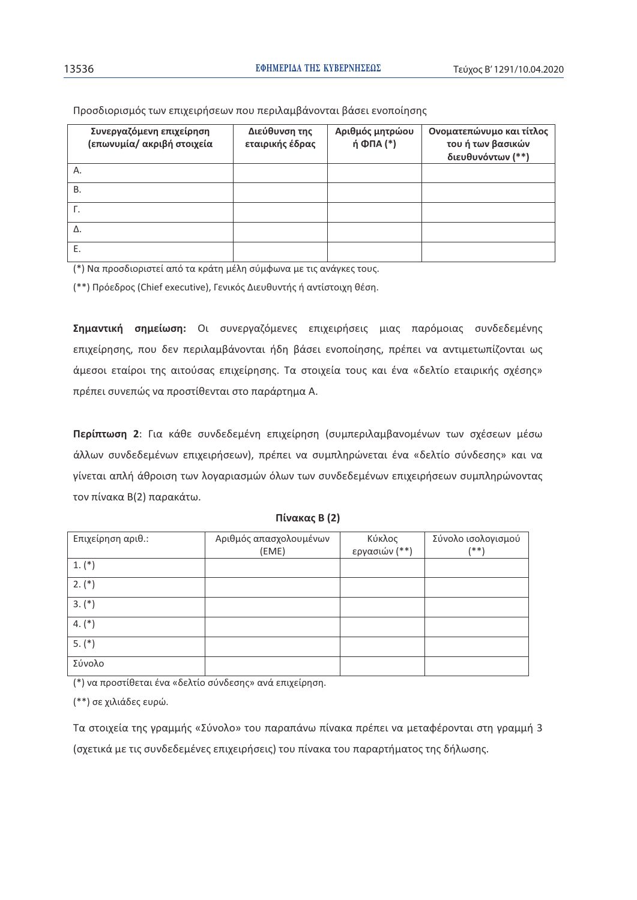Προσδιορισμός των επιχειρήσεων που περιλαμβάνονται βάσει ενοποίησης

| Συνεργαζόμενη επιχείρηση (επωνυμία/ ακριβή στοιχεία | Διεύθυνση της εταιρικής έδρας | Αριθμός μητρώου ή ΦΠΑ (*) | Ονοματεπώνυμο και τίτλος του ή των βασικών διευθυνόντων (**) |
|---|---|---|---|
| Α. | | | |
| Β. | | | |
| Γ. | | | |
| Δ. | | | |
| Ε. | | | |

(*) Να προσδιοριστεί από τα κράτη μέλη σύμφωνα με τις ανάγκες τους.

(**) Πρόεδρος (Chief executive), Γενικός Διευθυντής ή αντίστοιχη θέση.

**Σημαντική σημείωση:** Οι συνεργαζόμενες επιχειρήσεις μιας παρόμοιας συνδεδεμένης επιχείρησης, που δεν περιλαμβάνονται ήδη βάσει ενοποίησης, πρέπει να αντιμετωπίζονται ως άμεσοι εταίροι της αιτούσας επιχείρησης. Τα στοιχεία τους και ένα «δελτίο εταιρικής σχέσης» πρέπει συνεπώς να προστίθενται στο παράρτημα Α.

**Περίπτωση 2**: Για κάθε συνδεδεμένη επιχείρηση (συμπεριλαμβανομένων των σχέσεων μέσω άλλων συνδεδεμένων επιχειρήσεων), πρέπει να συμπληρώνεται ένα «δελτίο σύνδεσης» και να γίνεται απλή άθροιση των λογαριασμών όλων των συνδεδεμένων επιχειρήσεων συμπληρώνοντας τον πίνακα Β(2) παρακάτω.

**Πίνακας Β (2)**

| Επιχείρηση αριθ.: | Αριθμός απασχολουμένων (ΕΜΕ) | Κύκλος εργασιών (**) | Σύνολο ισολογισμού (**) |
|---|---|---|---|
| 1. (*) | | | |
| 2. (*) | | | |
| 3. (*) | | | |
| 4. (*) | | | |
| 5. (*) | | | |
| Σύνολο | | | |

(*) να προστίθεται ένα «δελτίο σύνδεσης» ανά επιχείρηση.

(**) σε χιλιάδες ευρώ.

Τα στοιχεία της γραμμής «Σύνολο» του παραπάνω πίνακα πρέπει να μεταφέρονται στη γραμμή 3 (σχετικά με τις συνδεδεμένες επιχειρήσεις) του πίνακα του παραρτήματος της δήλωσης.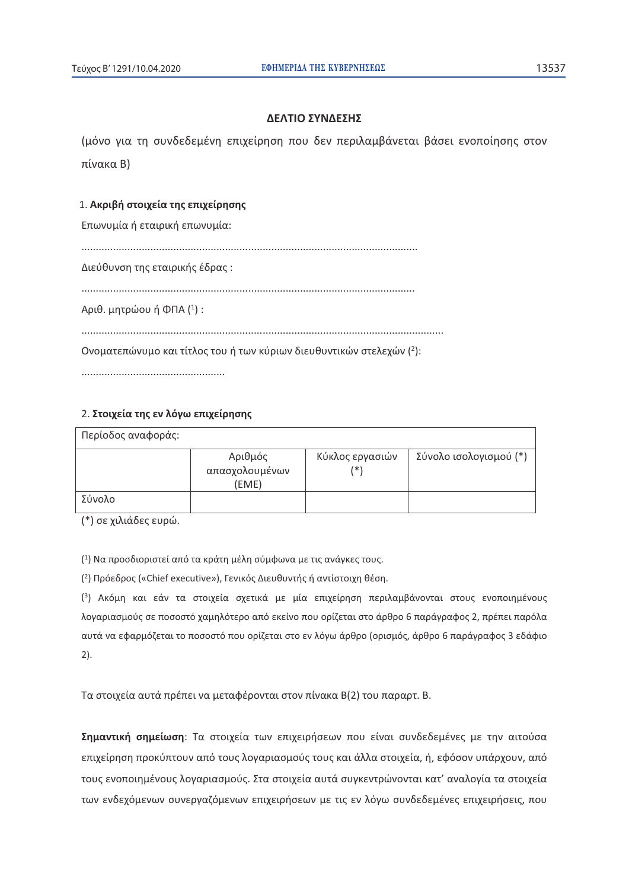**ΔΕΛΤΙΟ ΣΥΝΔΕΣΗΣ**

(μόνο για τη συνδεδεμένη επιχείρηση που δεν περιλαμβάνεται βάσει ενοποίησης στον πίνακα Β)

1. **Ακριβή στοιχεία της επιχείρησης**

Επωνυμία ή εταιρική επωνυμία:

.....................................................................................................................

Διεύθυνση της εταιρικής έδρας :

.....................................................................................................................

Αριθ. μητρώου ή ΦΠΑ ([1]) :

..............................................................................................................................

Ονοματεπώνυμο και τίτλος του ή των κύριων διευθυντικών στελεχών ([2]):

..................................................

2. **Στοιχεία της εν λόγω επιχείρησης**

| Περίοδος αναφοράς: | | | |
|---|---|---|---|
| | Αριθμός απασχολουμένων (ΕΜΕ) | Κύκλος εργασιών (*) | Σύνολο ισολογισμού (*) |
| Σύνολο | | | |

(*) σε χιλιάδες ευρώ.

([1]) Να προσδιοριστεί από τα κράτη μέλη σύμφωνα με τις ανάγκες τους.

([2]) Πρόεδρος («Chief executive»), Γενικός Διευθυντής ή αντίστοιχη θέση.

([3]) Ακόμη και εάν τα στοιχεία σχετικά με μία επιχείρηση περιλαμβάνονται στους ενοποιημένους λογαριασμούς σε ποσοστό χαμηλότερο από εκείνο που ορίζεται στο άρθρο 6 παράγραφος 2, πρέπει παρόλα αυτά να εφαρμόζεται το ποσοστό που ορίζεται στο εν λόγω άρθρο (ορισμός, άρθρο 6 παράγραφος 3 εδάφιο 2).

Τα στοιχεία αυτά πρέπει να μεταφέρονται στον πίνακα Β(2) του παραρτ. Β.

**Σημαντική σημείωση**: Τα στοιχεία των επιχειρήσεων που είναι συνδεδεμένες με την αιτούσα επιχείρηση προκύπτουν από τους λογαριασμούς τους και άλλα στοιχεία, ή, εφόσον υπάρχουν, από τους ενοποιημένους λογαριασμούς. Στα στοιχεία αυτά συγκεντρώνονται κατ' αναλογία τα στοιχεία των ενδεχόμενων συνεργαζόμενων επιχειρήσεων με τις εν λόγω συνδεδεμένες επιχειρήσεις, που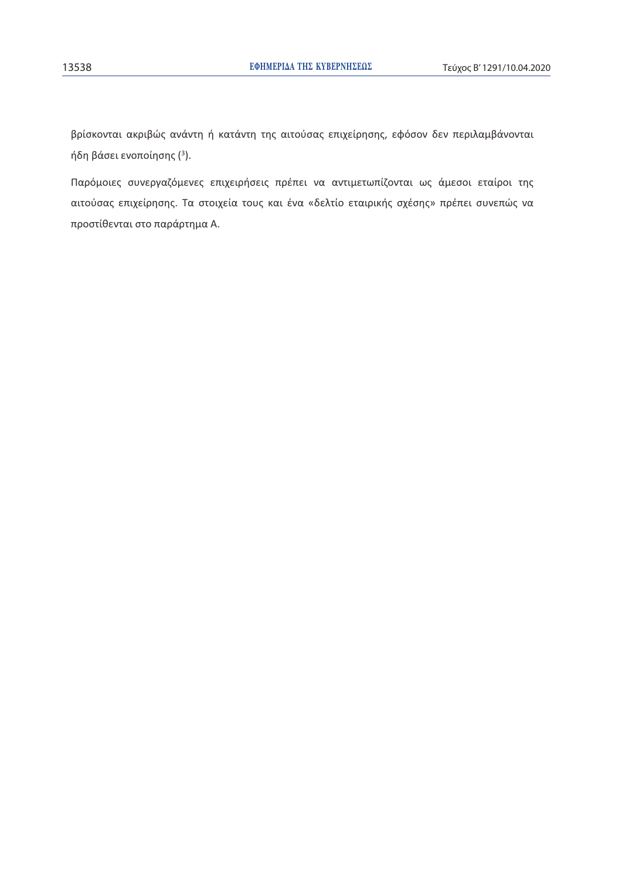βρίσκονται ακριβώς ανάντη ή κατάντη της αιτούσας επιχείρησης, εφόσον δεν περιλαμβάνονται ήδη βάσει ενοποίησης ([3]).

Παρόμοιες συνεργαζόμενες επιχειρήσεις πρέπει να αντιμετωπίζονται ως άμεσοι εταίροι της αιτούσας επιχείρησης. Τα στοιχεία τους και ένα «δελτίο εταιρικής σχέσης» πρέπει συνεπώς να προστίθενται στο παράρτημα Α.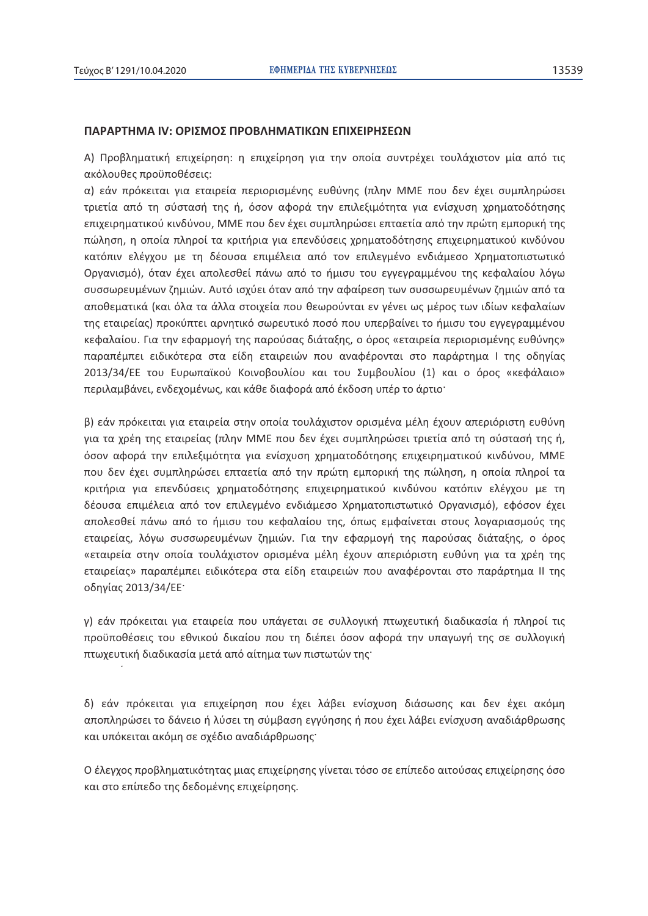**ΠΑΡΑΡΤΗΜΑ IV: ΟΡΙΣΜΟΣ ΠΡΟΒΛΗΜΑΤΙΚΩΝ ΕΠΙΧΕΙΡΗΣΕΩΝ**

Α) Προβληματική επιχείρηση: η επιχείρηση για την οποία συντρέχει τουλάχιστον μία από τις ακόλουθες προϋποθέσεις:

α) εάν πρόκειται για εταιρεία περιορισμένης ευθύνης (πλην ΜΜΕ που δεν έχει συμπληρώσει τριετία από τη σύστασή της ή, όσον αφορά την επιλεξιμότητα για ενίσχυση χρηματοδότησης επιχειρηματικού κινδύνου, ΜΜΕ που δεν έχει συμπληρώσει επταετία από την πρώτη εμπορική της πώληση, η οποία πληροί τα κριτήρια για επενδύσεις χρηματοδότησης επιχειρηματικού κινδύνου κατόπιν ελέγχου με τη δέουσα επιμέλεια από τον επιλεγμένο ενδιάμεσο Χρηματοπιστωτικό Οργανισμό), όταν έχει απολεσθεί πάνω από το ήμισυ του εγγεγραμμένου της κεφαλαίου λόγω συσσωρευμένων ζημιών. Αυτό ισχύει όταν από την αφαίρεση των συσσωρευμένων ζημιών από τα αποθεματικά (και όλα τα άλλα στοιχεία που θεωρούνται εν γένει ως μέρος των ιδίων κεφαλαίων της εταιρείας) προκύπτει αρνητικό σωρευτικό ποσό που υπερβαίνει το ήμισυ του εγγεγραμμένου κεφαλαίου. Για την εφαρμογή της παρούσας διάταξης, ο όρος «εταιρεία περιορισμένης ευθύνης» παραπέμπει ειδικότερα στα είδη εταιρειών που αναφέρονται στο παράρτημα I της οδηγίας 2013/34/ΕΕ του Ευρωπαϊκού Κοινοβουλίου και του Συμβουλίου (1) και ο όρος «κεφάλαιο» περιλαμβάνει, ενδεχομένως, και κάθε διαφορά από έκδοση υπέρ το άρτιο·

β) εάν πρόκειται για εταιρεία στην οποία τουλάχιστον ορισμένα μέλη έχουν απεριόριστη ευθύνη για τα χρέη της εταιρείας (πλην ΜΜΕ που δεν έχει συμπληρώσει τριετία από τη σύστασή της ή, όσον αφορά την επιλεξιμότητα για ενίσχυση χρηματοδότησης επιχειρηματικού κινδύνου, ΜΜΕ που δεν έχει συμπληρώσει επταετία από την πρώτη εμπορική της πώληση, η οποία πληροί τα κριτήρια για επενδύσεις χρηματοδότησης επιχειρηματικού κινδύνου κατόπιν ελέγχου με τη δέουσα επιμέλεια από τον επιλεγμένο ενδιάμεσο Χρηματοπιστωτικό Οργανισμό), εφόσον έχει απολεσθεί πάνω από το ήμισυ του κεφαλαίου της, όπως εμφαίνεται στους λογαριασμούς της εταιρείας, λόγω συσσωρευμένων ζημιών. Για την εφαρμογή της παρούσας διάταξης, ο όρος «εταιρεία στην οποία τουλάχιστον ορισμένα μέλη έχουν απεριόριστη ευθύνη για τα χρέη της εταιρείας» παραπέμπει ειδικότερα στα είδη εταιρειών που αναφέρονται στο παράρτημα II της οδηγίας 2013/34/ΕΕ·

γ) εάν πρόκειται για εταιρεία που υπάγεται σε συλλογική πτωχευτική διαδικασία ή πληροί τις προϋποθέσεις του εθνικού δικαίου που τη διέπει όσον αφορά την υπαγωγή της σε συλλογική πτωχευτική διαδικασία μετά από αίτημα των πιστωτών της·

δ) εάν πρόκειται για επιχείρηση που έχει λάβει ενίσχυση διάσωσης και δεν έχει ακόμη αποπληρώσει το δάνειο ή λύσει τη σύμβαση εγγύησης ή που έχει λάβει ενίσχυση αναδιάρθρωσης και υπόκειται ακόμη σε σχέδιο αναδιάρθρωσης·

Ο έλεγχος προβληματικότητας μιας επιχείρησης γίνεται τόσο σε επίπεδο αιτούσας επιχείρησης όσο και στο επίπεδο της δεδομένης επιχείρησης.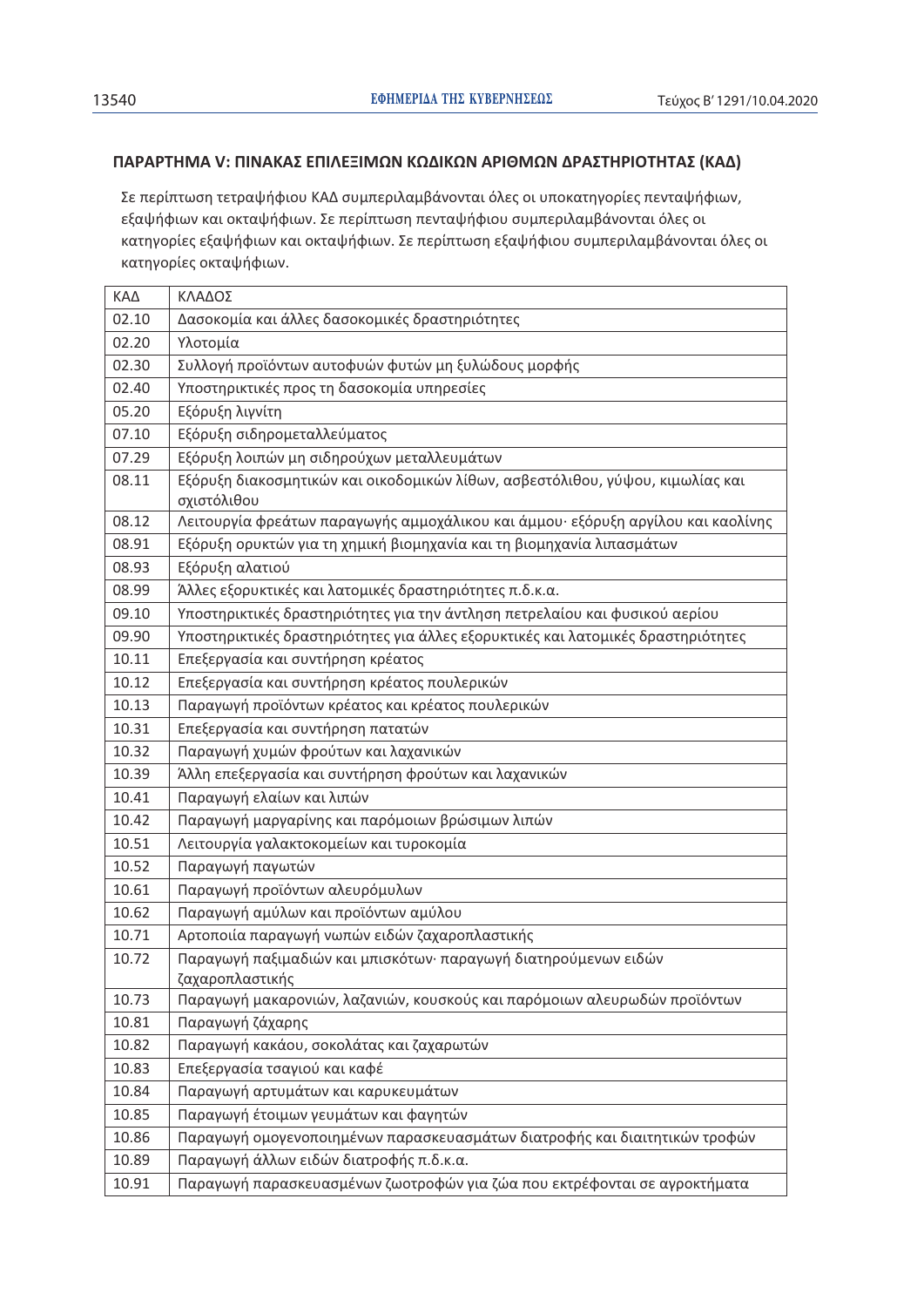## ΠΑΡΑΡΤΗΜΑ V: ΠΙΝΑΚΑΣ ΕΠΙΛΕΞΙΜΩΝ ΚΩΔΙΚΩΝ ΑΡΙΘΜΩΝ ΔΡΑΣΤΗΡΙΟΤΗΤΑΣ (ΚΑΔ)

Σε περίπτωση τετραψήφιου ΚΑΔ συμπεριλαμβάνονται όλες οι υποκατηγορίες πενταψήφιων, εξαψήφιων και οκταψήφιων. Σε περίπτωση πενταψήφιου συμπεριλαμβάνονται όλες οι κατηγορίες εξαψήφιων και οκταψήφιων. Σε περίπτωση εξαψήφιου συμπεριλαμβάνονται όλες οι κατηγορίες οκταψήφιων.

| ΚΑΔ | ΚΛΑΔΟΣ |
|---|---|
| 02.10 | Δασοκομία και άλλες δασοκομικές δραστηριότητες |
| 02.20 | Υλοτομία |
| 02.30 | Συλλογή προϊόντων αυτοφυών φυτών μη ξυλώδους μορφής |
| 02.40 | Υποστηρικτικές προς τη δασοκομία υπηρεσίες |
| 05.20 | Εξόρυξη λιγνίτη |
| 07.10 | Εξόρυξη σιδηρομεταλλεύματος |
| 07.29 | Εξόρυξη λοιπών μη σιδηρούχων μεταλλευμάτων |
| 08.11 | Εξόρυξη διακοσμητικών και οικοδομικών λίθων, ασβεστόλιθου, γύψου, κιμωλίας και σχιστόλιθου |
| 08.12 | Λειτουργία φρεάτων παραγωγής αμμοχάλικου και άμμου· εξόρυξη αργίλου και καολίνης |
| 08.91 | Εξόρυξη ορυκτών για τη χημική βιομηχανία και τη βιομηχανία λιπασμάτων |
| 08.93 | Εξόρυξη αλατιού |
| 08.99 | Άλλες εξορυκτικές και λατομικές δραστηριότητες π.δ.κ.α. |
| 09.10 | Υποστηρικτικές δραστηριότητες για την άντληση πετρελαίου και φυσικού αερίου |
| 09.90 | Υποστηρικτικές δραστηριότητες για άλλες εξορυκτικές και λατομικές δραστηριότητες |
| 10.11 | Επεξεργασία και συντήρηση κρέατος |
| 10.12 | Επεξεργασία και συντήρηση κρέατος πουλερικών |
| 10.13 | Παραγωγή προϊόντων κρέατος και κρέατος πουλερικών |
| 10.31 | Επεξεργασία και συντήρηση πατατών |
| 10.32 | Παραγωγή χυμών φρούτων και λαχανικών |
| 10.39 | Άλλη επεξεργασία και συντήρηση φρούτων και λαχανικών |
| 10.41 | Παραγωγή ελαίων και λιπών |
| 10.42 | Παραγωγή μαργαρίνης και παρόμοιων βρώσιμων λιπών |
| 10.51 | Λειτουργία γαλακτοκομείων και τυροκομία |
| 10.52 | Παραγωγή παγωτών |
| 10.61 | Παραγωγή προϊόντων αλευρόμυλων |
| 10.62 | Παραγωγή αμύλων και προϊόντων αμύλου |
| 10.71 | Αρτοποιία παραγωγή νωπών ειδών ζαχαροπλαστικής |
| 10.72 | Παραγωγή παξιμαδιών και μπισκότων· παραγωγή διατηρούμενων ειδών ζαχαροπλαστικής |
| 10.73 | Παραγωγή μακαρονιών, λαζανιών, κουσκούς και παρόμοιων αλευρωδών προϊόντων |
| 10.81 | Παραγωγή ζάχαρης |
| 10.82 | Παραγωγή κακάου, σοκολάτας και ζαχαρωτών |
| 10.83 | Επεξεργασία τσαγιού και καφέ |
| 10.84 | Παραγωγή αρτυμάτων και καρυκευμάτων |
| 10.85 | Παραγωγή έτοιμων γευμάτων και φαγητών |
| 10.86 | Παραγωγή ομογενοποιημένων παρασκευασμάτων διατροφής και διαιτητικών τροφών |
| 10.89 | Παραγωγή άλλων ειδών διατροφής π.δ.κ.α. |
| 10.91 | Παραγωγή παρασκευασμένων ζωοτροφών για ζώα που εκτρέφονται σε αγροκτήματα |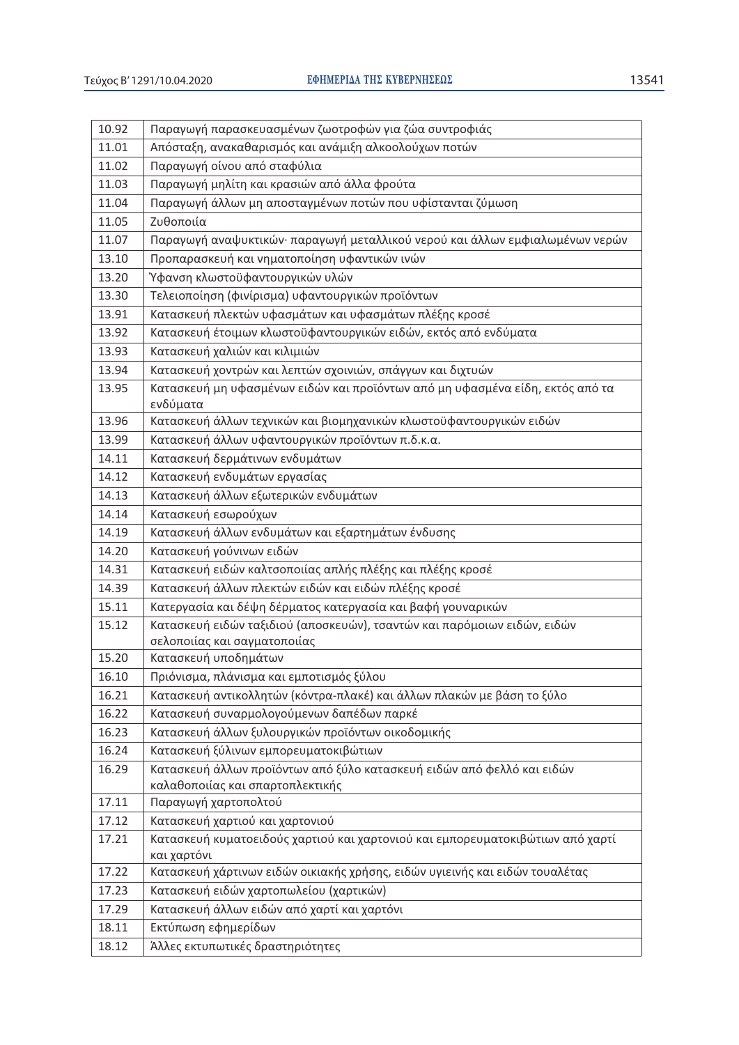| 10.92 | Παραγωγή παρασκευασμένων ζωοτροφών για ζώα συντροφιάς |
|---|---|
| 11.01 | Απόσταξη, ανακαθαρισμός και ανάμιξη αλκοολούχων ποτών |
| 11.02 | Παραγωγή οίνου από σταφύλια |
| 11.03 | Παραγωγή μηλίτη και κρασιών από άλλα φρούτα |
| 11.04 | Παραγωγή άλλων μη αποσταγμένων ποτών που υφίστανται ζύμωση |
| 11.05 | Ζυθοποιία |
| 11.07 | Παραγωγή αναψυκτικών· παραγωγή μεταλλικού νερού και άλλων εμφιαλωμένων νερών |
| 13.10 | Προπαρασκευή και νηματοποίηση υφαντικών ινών |
| 13.20 | Ύφανση κλωστοϋφαντουργικών υλών |
| 13.30 | Τελειοποίηση (φινίρισμα) υφαντουργικών προϊόντων |
| 13.91 | Κατασκευή πλεκτών υφασμάτων και υφασμάτων πλέξης κροσέ |
| 13.92 | Κατασκευή έτοιμων κλωστοϋφαντουργικών ειδών, εκτός από ενδύματα |
| 13.93 | Κατασκευή χαλιών και κιλιμιών |
| 13.94 | Κατασκευή χοντρών και λεπτών σχοινιών, σπάγγων και διχτυών |
| 13.95 | Κατασκευή μη υφασμένων ειδών και προϊόντων από μη υφασμένα είδη, εκτός από τα ενδύματα |
| 13.96 | Κατασκευή άλλων τεχνικών και βιομηχανικών κλωστοϋφαντουργικών ειδών |
| 13.99 | Κατασκευή άλλων υφαντουργικών προϊόντων π.δ.κ.α. |
| 14.11 | Κατασκευή δερμάτινων ενδυμάτων |
| 14.12 | Κατασκευή ενδυμάτων εργασίας |
| 14.13 | Κατασκευή άλλων εξωτερικών ενδυμάτων |
| 14.14 | Κατασκευή εσωρούχων |
| 14.19 | Κατασκευή άλλων ενδυμάτων και εξαρτημάτων ένδυσης |
| 14.20 | Κατασκευή γούνινων ειδών |
| 14.31 | Κατασκευή ειδών καλτσοποιίας απλής πλέξης και πλέξης κροσέ |
| 14.39 | Κατασκευή άλλων πλεκτών ειδών και ειδών πλέξης κροσέ |
| 15.11 | Κατεργασία και δέψη δέρματος κατεργασία και βαφή γουναρικών |
| 15.12 | Κατασκευή ειδών ταξιδιού (αποσκευών), τσαντών και παρόμοιων ειδών, ειδών σελοποιίας και σαγματοποιίας |
| 15.20 | Κατασκευή υποδημάτων |
| 16.10 | Πριόνισμα, πλάνισμα και εμποτισμός ξύλου |
| 16.21 | Κατασκευή αντικολλητών (κόντρα-πλακέ) και άλλων πλακών με βάση το ξύλο |
| 16.22 | Κατασκευή συναρμολογούμενων δαπέδων παρκέ |
| 16.23 | Κατασκευή άλλων ξυλουργικών προϊόντων οικοδομικής |
| 16.24 | Κατασκευή ξύλινων εμπορευματοκιβώτιων |
| 16.29 | Κατασκευή άλλων προϊόντων από ξύλο κατασκευή ειδών από φελλό και ειδών καλαθοποιίας και σπαρτοπλεκτικής |
| 17.11 | Παραγωγή χαρτοπολτού |
| 17.12 | Κατασκευή χαρτιού και χαρτονιού |
| 17.21 | Κατασκευή κυματοειδούς χαρτιού και χαρτονιού και εμπορευματοκιβώτιων από χαρτί και χαρτόνι |
| 17.22 | Κατασκευή χάρτινων ειδών οικιακής χρήσης, ειδών υγιεινής και ειδών τουαλέτας |
| 17.23 | Κατασκευή ειδών χαρτοπωλείου (χαρτικών) |
| 17.29 | Κατασκευή άλλων ειδών από χαρτί και χαρτόνι |
| 18.11 | Εκτύπωση εφημερίδων |
| 18.12 | Άλλες εκτυπωτικές δραστηριότητες |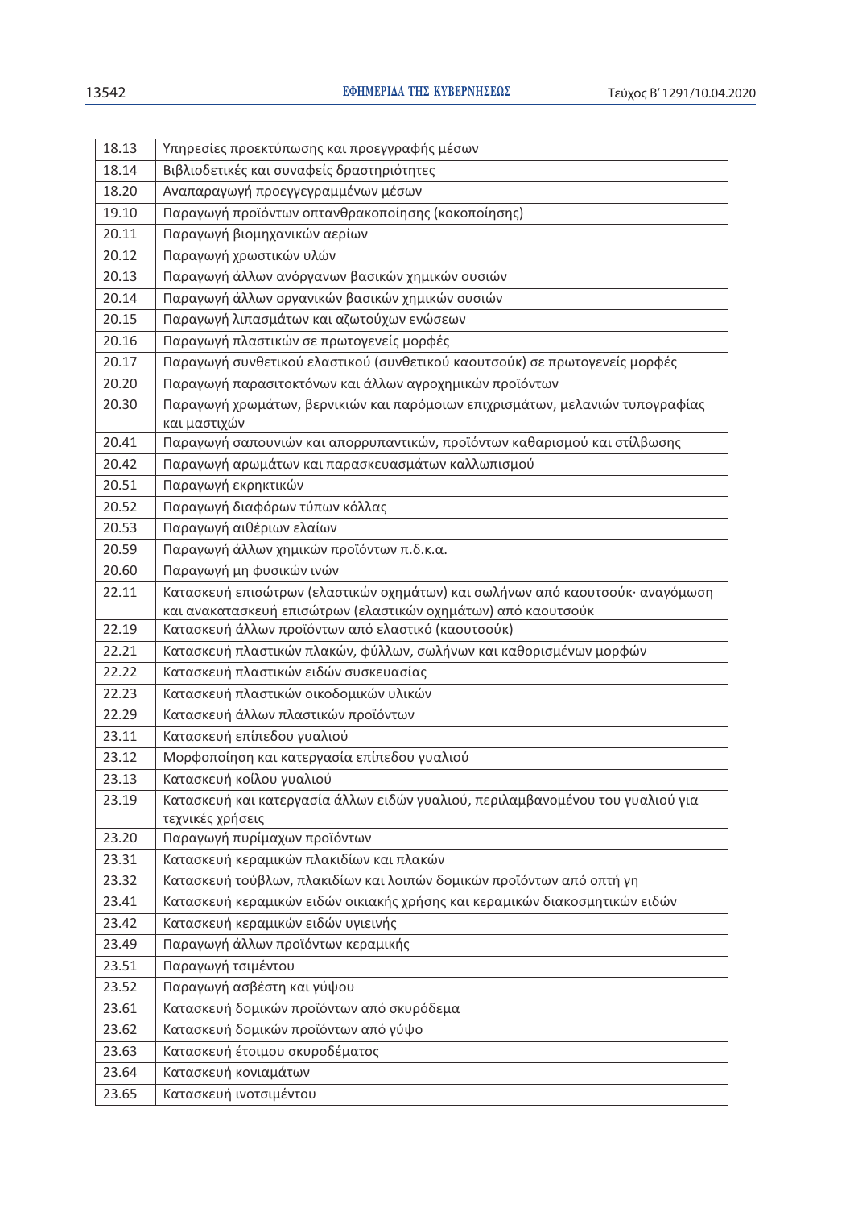| 18.13 | Υπηρεσίες προεκτύπωσης και προεγγραφής μέσων |
|---|---|
| 18.14 | Βιβλιοδετικές και συναφείς δραστηριότητες |
| 18.20 | Αναπαραγωγή προεγγεγραμμένων μέσων |
| 19.10 | Παραγωγή προϊόντων οπτανθρακοποίησης (κοκοποίησης) |
| 20.11 | Παραγωγή βιομηχανικών αερίων |
| 20.12 | Παραγωγή χρωστικών υλών |
| 20.13 | Παραγωγή άλλων ανόργανων βασικών χημικών ουσιών |
| 20.14 | Παραγωγή άλλων οργανικών βασικών χημικών ουσιών |
| 20.15 | Παραγωγή λιπασμάτων και αζωτούχων ενώσεων |
| 20.16 | Παραγωγή πλαστικών σε πρωτογενείς μορφές |
| 20.17 | Παραγωγή συνθετικού ελαστικού (συνθετικού καουτσούκ) σε πρωτογενείς μορφές |
| 20.20 | Παραγωγή παρασιτοκτόνων και άλλων αγροχημικών προϊόντων |
| 20.30 | Παραγωγή χρωμάτων, βερνικιών και παρόμοιων επιχρισμάτων, μελανιών τυπογραφίας και μαστιχών |
| 20.41 | Παραγωγή σαπουνιών και απορρυπαντικών, προϊόντων καθαρισμού και στίλβωσης |
| 20.42 | Παραγωγή αρωμάτων και παρασκευασμάτων καλλωπισμού |
| 20.51 | Παραγωγή εκρηκτικών |
| 20.52 | Παραγωγή διαφόρων τύπων κόλλας |
| 20.53 | Παραγωγή αιθέριων ελαίων |
| 20.59 | Παραγωγή άλλων χημικών προϊόντων π.δ.κ.α. |
| 20.60 | Παραγωγή μη φυσικών ινών |
| 22.11 | Κατασκευή επισώτρων (ελαστικών οχημάτων) και σωλήνων από καουτσούκ· αναγόμωση και ανακατασκευή επισώτρων (ελαστικών οχημάτων) από καουτσούκ |
| 22.19 | Κατασκευή άλλων προϊόντων από ελαστικό (καουτσούκ) |
| 22.21 | Κατασκευή πλαστικών πλακών, φύλλων, σωλήνων και καθορισμένων μορφών |
| 22.22 | Κατασκευή πλαστικών ειδών συσκευασίας |
| 22.23 | Κατασκευή πλαστικών οικοδομικών υλικών |
| 22.29 | Κατασκευή άλλων πλαστικών προϊόντων |
| 23.11 | Κατασκευή επίπεδου γυαλιού |
| 23.12 | Μορφοποίηση και κατεργασία επίπεδου γυαλιού |
| 23.13 | Κατασκευή κοίλου γυαλιού |
| 23.19 | Κατασκευή και κατεργασία άλλων ειδών γυαλιού, περιλαμβανομένου του γυαλιού για τεχνικές χρήσεις |
| 23.20 | Παραγωγή πυρίμαχων προϊόντων |
| 23.31 | Κατασκευή κεραμικών πλακιδίων και πλακών |
| 23.32 | Κατασκευή τούβλων, πλακιδίων και λοιπών δομικών προϊόντων από οπτή γη |
| 23.41 | Κατασκευή κεραμικών ειδών οικιακής χρήσης και κεραμικών διακοσμητικών ειδών |
| 23.42 | Κατασκευή κεραμικών ειδών υγιεινής |
| 23.49 | Παραγωγή άλλων προϊόντων κεραμικής |
| 23.51 | Παραγωγή τσιμέντου |
| 23.52 | Παραγωγή ασβέστη και γύψου |
| 23.61 | Κατασκευή δομικών προϊόντων από σκυρόδεμα |
| 23.62 | Κατασκευή δομικών προϊόντων από γύψο |
| 23.63 | Κατασκευή έτοιμου σκυροδέματος |
| 23.64 | Κατασκευή κονιαμάτων |
| 23.65 | Κατασκευή ινοτσιμέντου |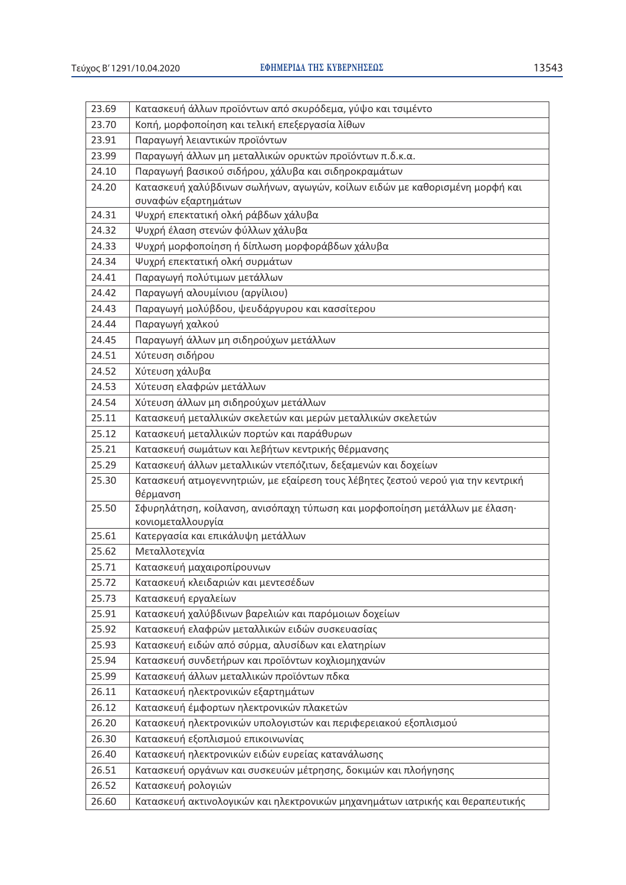| 23.69 | Κατασκευή άλλων προϊόντων από σκυρόδεμα, γύψο και τσιμέντο |
|---|---|
| 23.70 | Κοπή, μορφοποίηση και τελική επεξεργασία λίθων |
| 23.91 | Παραγωγή λειαντικών προϊόντων |
| 23.99 | Παραγωγή άλλων μη μεταλλικών ορυκτών προϊόντων π.δ.κ.α. |
| 24.10 | Παραγωγή βασικού σιδήρου, χάλυβα και σιδηροκραμάτων |
| 24.20 | Κατασκευή χαλύβδινων σωλήνων, αγωγών, κοίλων ειδών με καθορισμένη μορφή και συναφών εξαρτημάτων |
| 24.31 | Ψυχρή επεκτατική ολκή ράβδων χάλυβα |
| 24.32 | Ψυχρή έλαση στενών φύλλων χάλυβα |
| 24.33 | Ψυχρή μορφοποίηση ή δίπλωση μορφοράβδων χάλυβα |
| 24.34 | Ψυχρή επεκτατική ολκή συρμάτων |
| 24.41 | Παραγωγή πολύτιμων μετάλλων |
| 24.42 | Παραγωγή αλουμίνιου (αργίλιου) |
| 24.43 | Παραγωγή μολύβδου, ψευδάργυρου και κασσίτερου |
| 24.44 | Παραγωγή χαλκού |
| 24.45 | Παραγωγή άλλων μη σιδηρούχων μετάλλων |
| 24.51 | Χύτευση σιδήρου |
| 24.52 | Χύτευση χάλυβα |
| 24.53 | Χύτευση ελαφρών μετάλλων |
| 24.54 | Χύτευση άλλων μη σιδηρούχων μετάλλων |
| 25.11 | Κατασκευή μεταλλικών σκελετών και μερών μεταλλικών σκελετών |
| 25.12 | Κατασκευή μεταλλικών πορτών και παράθυρων |
| 25.21 | Κατασκευή σωμάτων και λεβήτων κεντρικής θέρμανσης |
| 25.29 | Κατασκευή άλλων μεταλλικών ντεπόζιτων, δεξαμενών και δοχείων |
| 25.30 | Κατασκευή ατμογεννητριών, με εξαίρεση τους λέβητες ζεστού νερού για την κεντρική θέρμανση |
| 25.50 | Σφυρηλάτηση, κοίλανση, ανισόπαχη τύπωση και μορφοποίηση μετάλλων με έλαση· κονιομεταλλουργία |
| 25.61 | Κατεργασία και επικάλυψη μετάλλων |
| 25.62 | Μεταλλοτεχνία |
| 25.71 | Κατασκευή μαχαιροπίρουνων |
| 25.72 | Κατασκευή κλειδαριών και μεντεσέδων |
| 25.73 | Κατασκευή εργαλείων |
| 25.91 | Κατασκευή χαλύβδινων βαρελιών και παρόμοιων δοχείων |
| 25.92 | Κατασκευή ελαφρών μεταλλικών ειδών συσκευασίας |
| 25.93 | Κατασκευή ειδών από σύρμα, αλυσίδων και ελατηρίων |
| 25.94 | Κατασκευή συνδετήρων και προϊόντων κοχλιομηχανών |
| 25.99 | Κατασκευή άλλων μεταλλικών προϊόντων πδκα |
| 26.11 | Κατασκευή ηλεκτρονικών εξαρτημάτων |
| 26.12 | Κατασκευή έμφορτων ηλεκτρονικών πλακετών |
| 26.20 | Κατασκευή ηλεκτρονικών υπολογιστών και περιφερειακού εξοπλισμού |
| 26.30 | Κατασκευή εξοπλισμού επικοινωνίας |
| 26.40 | Κατασκευή ηλεκτρονικών ειδών ευρείας κατανάλωσης |
| 26.51 | Κατασκευή οργάνων και συσκευών μέτρησης, δοκιμών και πλοήγησης |
| 26.52 | Κατασκευή ρολογιών |
| 26.60 | Κατασκευή ακτινολογικών και ηλεκτρονικών μηχανημάτων ιατρικής και θεραπευτικής |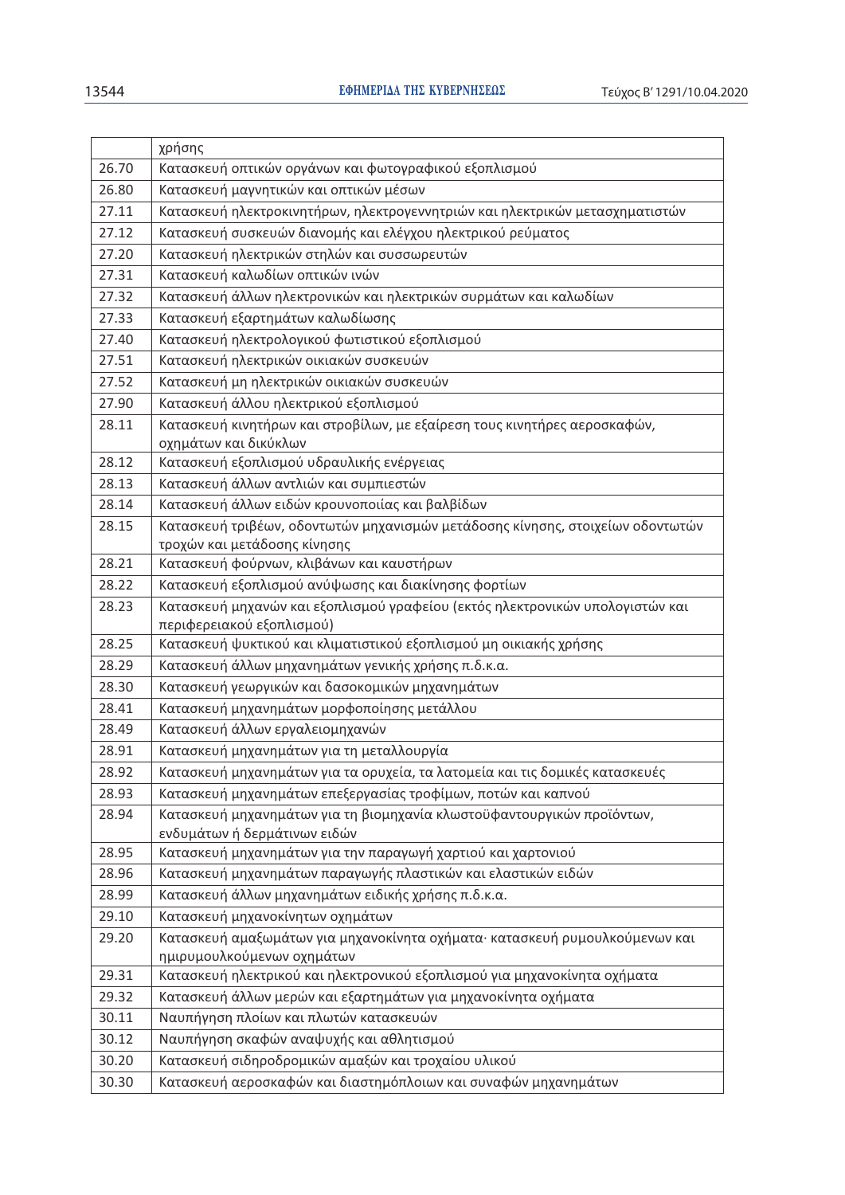| | |
|---|---|
| | χρήσης |
| 26.70 | Κατασκευή οπτικών οργάνων και φωτογραφικού εξοπλισμού |
| 26.80 | Κατασκευή μαγνητικών και οπτικών μέσων |
| 27.11 | Κατασκευή ηλεκτροκινητήρων, ηλεκτρογεννητριών και ηλεκτρικών μετασχηματιστών |
| 27.12 | Κατασκευή συσκευών διανομής και ελέγχου ηλεκτρικού ρεύματος |
| 27.20 | Κατασκευή ηλεκτρικών στηλών και συσσωρευτών |
| 27.31 | Κατασκευή καλωδίων οπτικών ινών |
| 27.32 | Κατασκευή άλλων ηλεκτρονικών και ηλεκτρικών συρμάτων και καλωδίων |
| 27.33 | Κατασκευή εξαρτημάτων καλωδίωσης |
| 27.40 | Κατασκευή ηλεκτρολογικού φωτιστικού εξοπλισμού |
| 27.51 | Κατασκευή ηλεκτρικών οικιακών συσκευών |
| 27.52 | Κατασκευή μη ηλεκτρικών οικιακών συσκευών |
| 27.90 | Κατασκευή άλλου ηλεκτρικού εξοπλισμού |
| 28.11 | Κατασκευή κινητήρων και στροβίλων, με εξαίρεση τους κινητήρες αεροσκαφών, οχημάτων και δικύκλων |
| 28.12 | Κατασκευή εξοπλισμού υδραυλικής ενέργειας |
| 28.13 | Κατασκευή άλλων αντλιών και συμπιεστών |
| 28.14 | Κατασκευή άλλων ειδών κρουνοποιίας και βαλβίδων |
| 28.15 | Κατασκευή τριβέων, οδοντωτών μηχανισμών μετάδοσης κίνησης, στοιχείων οδοντωτών τροχών και μετάδοσης κίνησης |
| 28.21 | Κατασκευή φούρνων, κλιβάνων και καυστήρων |
| 28.22 | Κατασκευή εξοπλισμού ανύψωσης και διακίνησης φορτίων |
| 28.23 | Κατασκευή μηχανών και εξοπλισμού γραφείου (εκτός ηλεκτρονικών υπολογιστών και περιφερειακού εξοπλισμού) |
| 28.25 | Κατασκευή ψυκτικού και κλιματιστικού εξοπλισμού μη οικιακής χρήσης |
| 28.29 | Κατασκευή άλλων μηχανημάτων γενικής χρήσης π.δ.κ.α. |
| 28.30 | Κατασκευή γεωργικών και δασοκομικών μηχανημάτων |
| 28.41 | Κατασκευή μηχανημάτων μορφοποίησης μετάλλου |
| 28.49 | Κατασκευή άλλων εργαλειομηχανών |
| 28.91 | Κατασκευή μηχανημάτων για τη μεταλλουργία |
| 28.92 | Κατασκευή μηχανημάτων για τα ορυχεία, τα λατομεία και τις δομικές κατασκευές |
| 28.93 | Κατασκευή μηχανημάτων επεξεργασίας τροφίμων, ποτών και καπνού |
| 28.94 | Κατασκευή μηχανημάτων για τη βιομηχανία κλωστοϋφαντουργικών προϊόντων, ενδυμάτων ή δερμάτινων ειδών |
| 28.95 | Κατασκευή μηχανημάτων για την παραγωγή χαρτιού και χαρτονιού |
| 28.96 | Κατασκευή μηχανημάτων παραγωγής πλαστικών και ελαστικών ειδών |
| 28.99 | Κατασκευή άλλων μηχανημάτων ειδικής χρήσης π.δ.κ.α. |
| 29.10 | Κατασκευή μηχανοκίνητων οχημάτων |
| 29.20 | Κατασκευή αμαξωμάτων για μηχανοκίνητα οχήματα· κατασκευή ρυμουλκούμενων και ημιρυμουλκούμενων οχημάτων |
| 29.31 | Κατασκευή ηλεκτρικού και ηλεκτρονικού εξοπλισμού για μηχανοκίνητα οχήματα |
| 29.32 | Κατασκευή άλλων μερών και εξαρτημάτων για μηχανοκίνητα οχήματα |
| 30.11 | Ναυπήγηση πλοίων και πλωτών κατασκευών |
| 30.12 | Ναυπήγηση σκαφών αναψυχής και αθλητισμού |
| 30.20 | Κατασκευή σιδηροδρομικών αμαξών και τροχαίου υλικού |
| 30.30 | Κατασκευή αεροσκαφών και διαστημόπλοιων και συναφών μηχανημάτων |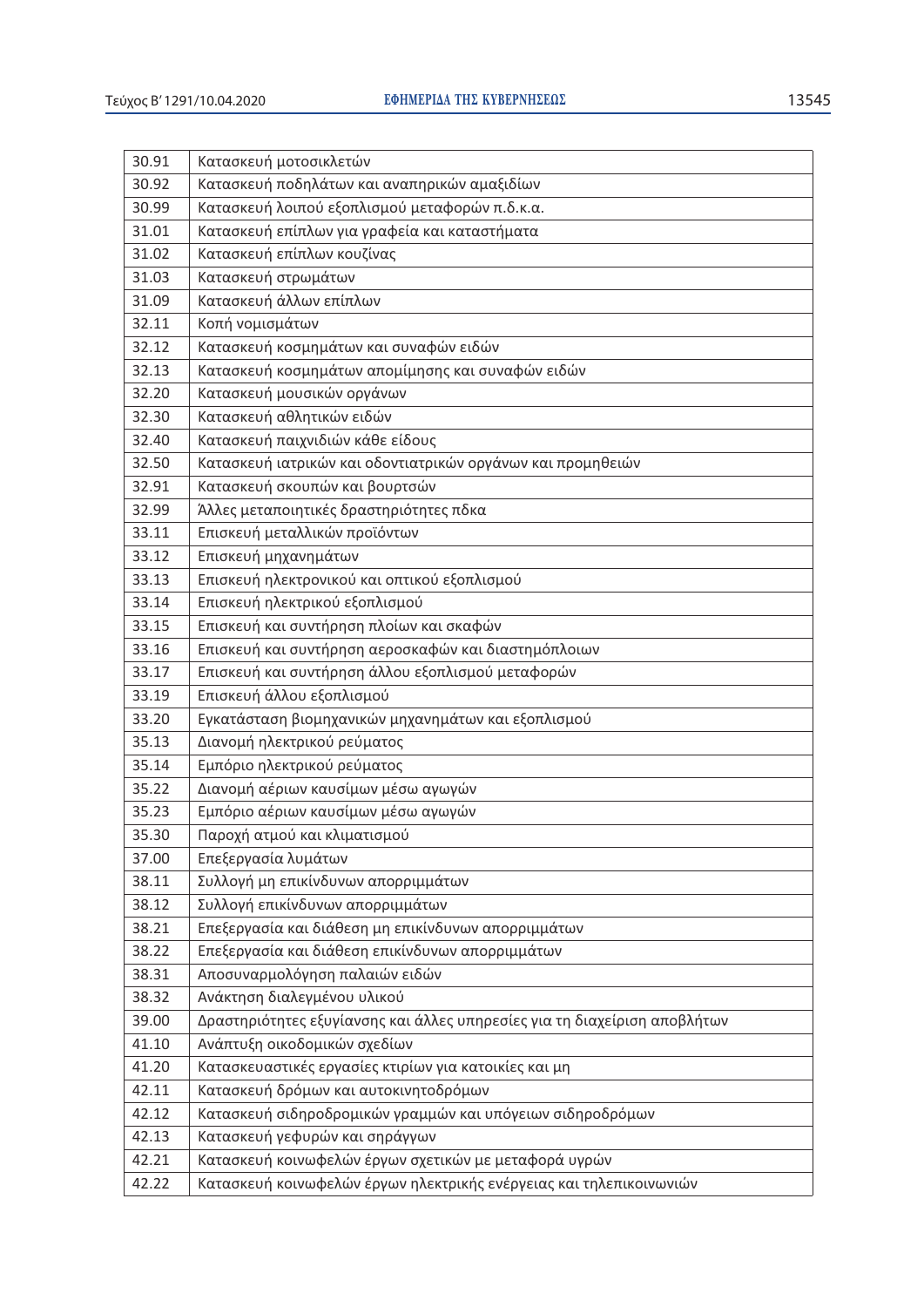| 30.91 | Κατασκευή μοτοσικλετών |
|---|---|
| 30.92 | Κατασκευή ποδηλάτων και αναπηρικών αμαξιδίων |
| 30.99 | Κατασκευή λοιπού εξοπλισμού μεταφορών π.δ.κ.α. |
| 31.01 | Κατασκευή επίπλων για γραφεία και καταστήματα |
| 31.02 | Κατασκευή επίπλων κουζίνας |
| 31.03 | Κατασκευή στρωμάτων |
| 31.09 | Κατασκευή άλλων επίπλων |
| 32.11 | Κοπή νομισμάτων |
| 32.12 | Κατασκευή κοσμημάτων και συναφών ειδών |
| 32.13 | Κατασκευή κοσμημάτων απομίμησης και συναφών ειδών |
| 32.20 | Κατασκευή μουσικών οργάνων |
| 32.30 | Κατασκευή αθλητικών ειδών |
| 32.40 | Κατασκευή παιχνιδιών κάθε είδους |
| 32.50 | Κατασκευή ιατρικών και οδοντιατρικών οργάνων και προμηθειών |
| 32.91 | Κατασκευή σκουπών και βουρτσών |
| 32.99 | Άλλες μεταποιητικές δραστηριότητες πδκα |
| 33.11 | Επισκευή μεταλλικών προϊόντων |
| 33.12 | Επισκευή μηχανημάτων |
| 33.13 | Επισκευή ηλεκτρονικού και οπτικού εξοπλισμού |
| 33.14 | Επισκευή ηλεκτρικού εξοπλισμού |
| 33.15 | Επισκευή και συντήρηση πλοίων και σκαφών |
| 33.16 | Επισκευή και συντήρηση αεροσκαφών και διαστημόπλοιων |
| 33.17 | Επισκευή και συντήρηση άλλου εξοπλισμού μεταφορών |
| 33.19 | Επισκευή άλλου εξοπλισμού |
| 33.20 | Εγκατάσταση βιομηχανικών μηχανημάτων και εξοπλισμού |
| 35.13 | Διανομή ηλεκτρικού ρεύματος |
| 35.14 | Εμπόριο ηλεκτρικού ρεύματος |
| 35.22 | Διανομή αέριων καυσίμων μέσω αγωγών |
| 35.23 | Εμπόριο αέριων καυσίμων μέσω αγωγών |
| 35.30 | Παροχή ατμού και κλιματισμού |
| 37.00 | Επεξεργασία λυμάτων |
| 38.11 | Συλλογή μη επικίνδυνων απορριμμάτων |
| 38.12 | Συλλογή επικίνδυνων απορριμμάτων |
| 38.21 | Επεξεργασία και διάθεση μη επικίνδυνων απορριμμάτων |
| 38.22 | Επεξεργασία και διάθεση επικίνδυνων απορριμμάτων |
| 38.31 | Αποσυναρμολόγηση παλαιών ειδών |
| 38.32 | Ανάκτηση διαλεγμένου υλικού |
| 39.00 | Δραστηριότητες εξυγίανσης και άλλες υπηρεσίες για τη διαχείριση αποβλήτων |
| 41.10 | Ανάπτυξη οικοδομικών σχεδίων |
| 41.20 | Κατασκευαστικές εργασίες κτιρίων για κατοικίες και μη |
| 42.11 | Κατασκευή δρόμων και αυτοκινητοδρόμων |
| 42.12 | Κατασκευή σιδηροδρομικών γραμμών και υπόγειων σιδηροδρόμων |
| 42.13 | Κατασκευή γεφυρών και σηράγγων |
| 42.21 | Κατασκευή κοινωφελών έργων σχετικών με μεταφορά υγρών |
| 42.22 | Κατασκευή κοινωφελών έργων ηλεκτρικής ενέργειας και τηλεπικοινωνιών |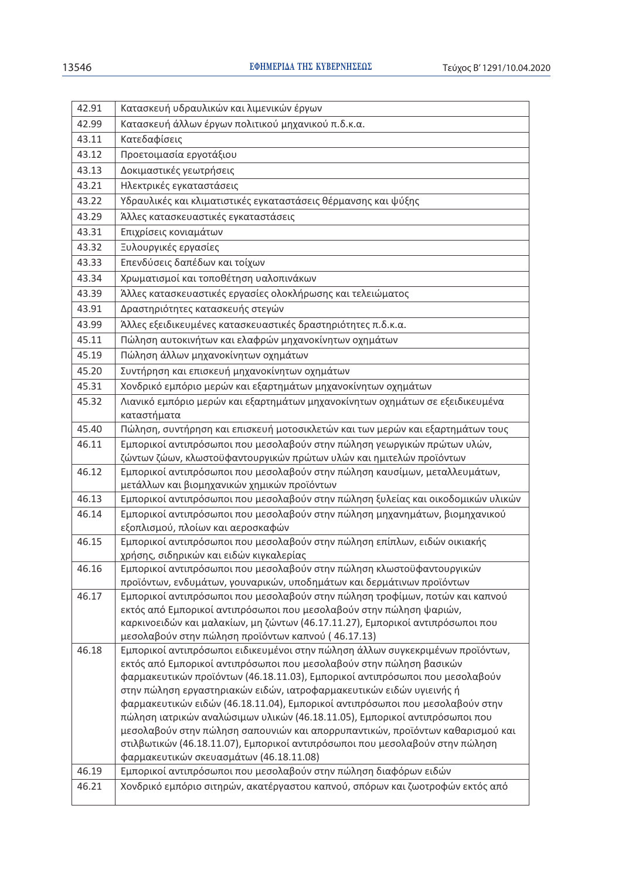| | |
|---|---|
| 42.91 | Κατασκευή υδραυλικών και λιμενικών έργων |
| 42.99 | Κατασκευή άλλων έργων πολιτικού μηχανικού π.δ.κ.α. |
| 43.11 | Κατεδαφίσεις |
| 43.12 | Προετοιμασία εργοτάξιου |
| 43.13 | Δοκιμαστικές γεωτρήσεις |
| 43.21 | Ηλεκτρικές εγκαταστάσεις |
| 43.22 | Υδραυλικές και κλιματιστικές εγκαταστάσεις θέρμανσης και ψύξης |
| 43.29 | Άλλες κατασκευαστικές εγκαταστάσεις |
| 43.31 | Επιχρίσεις κονιαμάτων |
| 43.32 | Ξυλουργικές εργασίες |
| 43.33 | Επενδύσεις δαπέδων και τοίχων |
| 43.34 | Χρωματισμοί και τοποθέτηση υαλοπινάκων |
| 43.39 | Άλλες κατασκευαστικές εργασίες ολοκλήρωσης και τελειώματος |
| 43.91 | Δραστηριότητες κατασκευής στεγών |
| 43.99 | Άλλες εξειδικευμένες κατασκευαστικές δραστηριότητες π.δ.κ.α. |
| 45.11 | Πώληση αυτοκινήτων και ελαφρών μηχανοκίνητων οχημάτων |
| 45.19 | Πώληση άλλων μηχανοκίνητων οχημάτων |
| 45.20 | Συντήρηση και επισκευή μηχανοκίνητων οχημάτων |
| 45.31 | Χονδρικό εμπόριο μερών και εξαρτημάτων μηχανοκίνητων οχημάτων |
| 45.32 | Λιανικό εμπόριο μερών και εξαρτημάτων μηχανοκίνητων οχημάτων σε εξειδικευμένα καταστήματα |
| 45.40 | Πώληση, συντήρηση και επισκευή μοτοσικλετών και των μερών και εξαρτημάτων τους |
| 46.11 | Εμπορικοί αντιπρόσωποι που μεσολαβούν στην πώληση γεωργικών πρώτων υλών, ζώντων ζώων, κλωστοϋφαντουργικών πρώτων υλών και ημιτελών προϊόντων |
| 46.12 | Εμπορικοί αντιπρόσωποι που μεσολαβούν στην πώληση καυσίμων, μεταλλευμάτων, μετάλλων και βιομηχανικών χημικών προϊόντων |
| 46.13 | Εμπορικοί αντιπρόσωποι που μεσολαβούν στην πώληση ξυλείας και οικοδομικών υλικών |
| 46.14 | Εμπορικοί αντιπρόσωποι που μεσολαβούν στην πώληση μηχανημάτων, βιομηχανικού εξοπλισμού, πλοίων και αεροσκαφών |
| 46.15 | Εμπορικοί αντιπρόσωποι που μεσολαβούν στην πώληση επίπλων, ειδών οικιακής χρήσης, σιδηρικών και ειδών κιγκαλερίας |
| 46.16 | Εμπορικοί αντιπρόσωποι που μεσολαβούν στην πώληση κλωστοϋφαντουργικών προϊόντων, ενδυμάτων, γουναρικών, υποδημάτων και δερμάτινων προϊόντων |
| 46.17 | Εμπορικοί αντιπρόσωποι που μεσολαβούν στην πώληση τροφίμων, ποτών και καπνού εκτός από Εμπορικοί αντιπρόσωποι που μεσολαβούν στην πώληση ψαριών, καρκινοειδών και μαλακίων, μη ζώντων (46.17.11.27), Εμπορικοί αντιπρόσωποι που μεσολαβούν στην πώληση προϊόντων καπνού ( 46.17.13) |
| 46.18 | Εμπορικοί αντιπρόσωποι ειδικευμένοι στην πώληση άλλων συγκεκριμένων προϊόντων, εκτός από Εμπορικοί αντιπρόσωποι που μεσολαβούν στην πώληση βασικών φαρμακευτικών προϊόντων (46.18.11.03), Εμπορικοί αντιπρόσωποι που μεσολαβούν στην πώληση εργαστηριακών ειδών, ιατροφαρμακευτικών ειδών υγιεινής ή φαρμακευτικών ειδών (46.18.11.04), Εμπορικοί αντιπρόσωποι που μεσολαβούν στην πώληση ιατρικών αναλώσιμων υλικών (46.18.11.05), Εμπορικοί αντιπρόσωποι που μεσολαβούν στην πώληση σαπουνιών και απορρυπαντικών, προϊόντων καθαρισμού και στιλβωτικών (46.18.11.07), Εμπορικοί αντιπρόσωποι που μεσολαβούν στην πώληση φαρμακευτικών σκευασμάτων (46.18.11.08) |
| 46.19 | Εμπορικοί αντιπρόσωποι που μεσολαβούν στην πώληση διαφόρων ειδών |
| 46.21 | Χονδρικό εμπόριο σιτηρών, ακατέργαστου καπνού, σπόρων και ζωοτροφών εκτός από |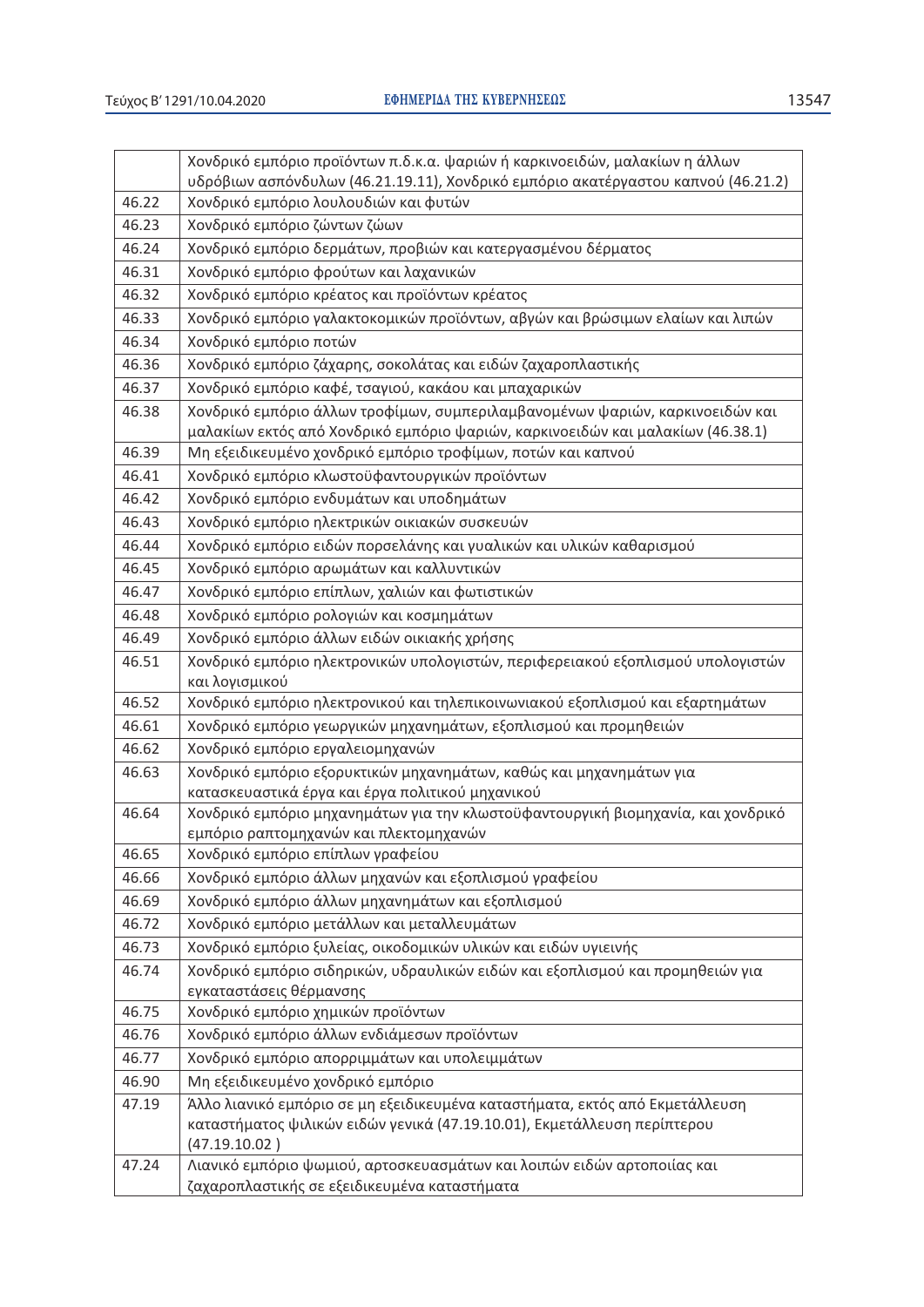| | |
|---|---|
| | Χονδρικό εμπόριο προϊόντων π.δ.κ.α. ψαριών ή καρκινοειδών, μαλακίων η άλλων υδρόβιων ασπόνδυλων (46.21.19.11), Χονδρικό εμπόριο ακατέργαστου καπνού (46.21.2) |
| 46.22 | Χονδρικό εμπόριο λουλουδιών και φυτών |
| 46.23 | Χονδρικό εμπόριο ζώντων ζώων |
| 46.24 | Χονδρικό εμπόριο δερμάτων, προβιών και κατεργασμένου δέρματος |
| 46.31 | Χονδρικό εμπόριο φρούτων και λαχανικών |
| 46.32 | Χονδρικό εμπόριο κρέατος και προϊόντων κρέατος |
| 46.33 | Χονδρικό εμπόριο γαλακτοκομικών προϊόντων, αβγών και βρώσιμων ελαίων και λιπών |
| 46.34 | Χονδρικό εμπόριο ποτών |
| 46.36 | Χονδρικό εμπόριο ζάχαρης, σοκολάτας και ειδών ζαχαροπλαστικής |
| 46.37 | Χονδρικό εμπόριο καφέ, τσαγιού, κακάου και μπαχαρικών |
| 46.38 | Χονδρικό εμπόριο άλλων τροφίμων, συμπεριλαμβανομένων ψαριών, καρκινοειδών και μαλακίων εκτός από Χονδρικό εμπόριο ψαριών, καρκινοειδών και μαλακίων (46.38.1) |
| 46.39 | Μη εξειδικευμένο χονδρικό εμπόριο τροφίμων, ποτών και καπνού |
| 46.41 | Χονδρικό εμπόριο κλωστοϋφαντουργικών προϊόντων |
| 46.42 | Χονδρικό εμπόριο ενδυμάτων και υποδημάτων |
| 46.43 | Χονδρικό εμπόριο ηλεκτρικών οικιακών συσκευών |
| 46.44 | Χονδρικό εμπόριο ειδών πορσελάνης και γυαλικών και υλικών καθαρισμού |
| 46.45 | Χονδρικό εμπόριο αρωμάτων και καλλυντικών |
| 46.47 | Χονδρικό εμπόριο επίπλων, χαλιών και φωτιστικών |
| 46.48 | Χονδρικό εμπόριο ρολογιών και κοσμημάτων |
| 46.49 | Χονδρικό εμπόριο άλλων ειδών οικιακής χρήσης |
| 46.51 | Χονδρικό εμπόριο ηλεκτρονικών υπολογιστών, περιφερειακού εξοπλισμού υπολογιστών και λογισμικού |
| 46.52 | Χονδρικό εμπόριο ηλεκτρονικού και τηλεπικοινωνιακού εξοπλισμού και εξαρτημάτων |
| 46.61 | Χονδρικό εμπόριο γεωργικών μηχανημάτων, εξοπλισμού και προμηθειών |
| 46.62 | Χονδρικό εμπόριο εργαλειομηχανών |
| 46.63 | Χονδρικό εμπόριο εξορυκτικών μηχανημάτων, καθώς και μηχανημάτων για κατασκευαστικά έργα και έργα πολιτικού μηχανικού |
| 46.64 | Χονδρικό εμπόριο μηχανημάτων για την κλωστοϋφαντουργική βιομηχανία, και χονδρικό εμπόριο ραπτομηχανών και πλεκτομηχανών |
| 46.65 | Χονδρικό εμπόριο επίπλων γραφείου |
| 46.66 | Χονδρικό εμπόριο άλλων μηχανών και εξοπλισμού γραφείου |
| 46.69 | Χονδρικό εμπόριο άλλων μηχανημάτων και εξοπλισμού |
| 46.72 | Χονδρικό εμπόριο μετάλλων και μεταλλευμάτων |
| 46.73 | Χονδρικό εμπόριο ξυλείας, οικοδομικών υλικών και ειδών υγιεινής |
| 46.74 | Χονδρικό εμπόριο σιδηρικών, υδραυλικών ειδών και εξοπλισμού και προμηθειών για εγκαταστάσεις θέρμανσης |
| 46.75 | Χονδρικό εμπόριο χημικών προϊόντων |
| 46.76 | Χονδρικό εμπόριο άλλων ενδιάμεσων προϊόντων |
| 46.77 | Χονδρικό εμπόριο απορριμμάτων και υπολειμμάτων |
| 46.90 | Μη εξειδικευμένο χονδρικό εμπόριο |
| 47.19 | Άλλο λιανικό εμπόριο σε μη εξειδικευμένα καταστήματα, εκτός από Εκμετάλλευση καταστήματος ψιλικών ειδών γενικά (47.19.10.01), Εκμετάλλευση περίπτερου (47.19.10.02 ) |
| 47.24 | Λιανικό εμπόριο ψωμιού, αρτοσκευασμάτων και λοιπών ειδών αρτοποιίας και ζαχαροπλαστικής σε εξειδικευμένα καταστήματα |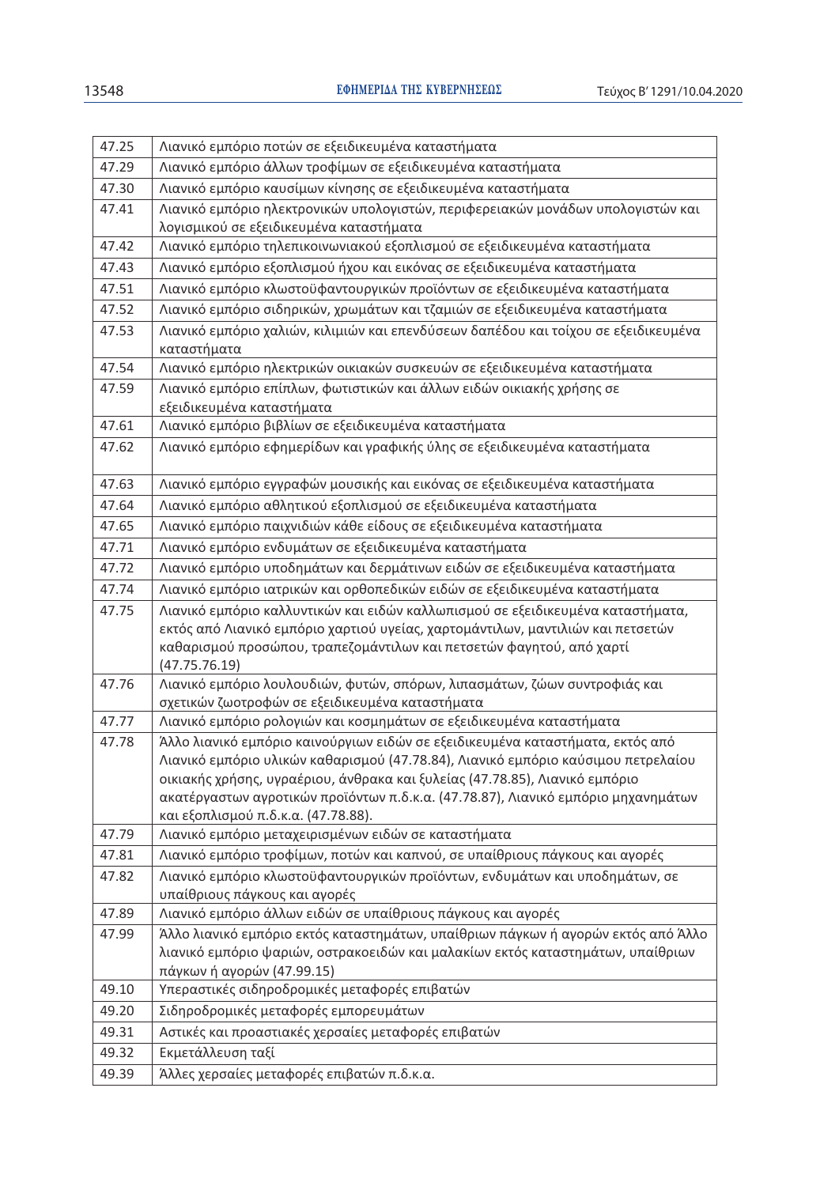| 47.25 | Λιανικό εμπόριο ποτών σε εξειδικευμένα καταστήματα |
|---|---|
| 47.29 | Λιανικό εμπόριο άλλων τροφίμων σε εξειδικευμένα καταστήματα |
| 47.30 | Λιανικό εμπόριο καυσίμων κίνησης σε εξειδικευμένα καταστήματα |
| 47.41 | Λιανικό εμπόριο ηλεκτρονικών υπολογιστών, περιφερειακών μονάδων υπολογιστών και λογισμικού σε εξειδικευμένα καταστήματα |
| 47.42 | Λιανικό εμπόριο τηλεπικοινωνιακού εξοπλισμού σε εξειδικευμένα καταστήματα |
| 47.43 | Λιανικό εμπόριο εξοπλισμού ήχου και εικόνας σε εξειδικευμένα καταστήματα |
| 47.51 | Λιανικό εμπόριο κλωστοϋφαντουργικών προϊόντων σε εξειδικευμένα καταστήματα |
| 47.52 | Λιανικό εμπόριο σιδηρικών, χρωμάτων και τζαμιών σε εξειδικευμένα καταστήματα |
| 47.53 | Λιανικό εμπόριο χαλιών, κιλιμιών και επενδύσεων δαπέδου και τοίχου σε εξειδικευμένα καταστήματα |
| 47.54 | Λιανικό εμπόριο ηλεκτρικών οικιακών συσκευών σε εξειδικευμένα καταστήματα |
| 47.59 | Λιανικό εμπόριο επίπλων, φωτιστικών και άλλων ειδών οικιακής χρήσης σε εξειδικευμένα καταστήματα |
| 47.61 | Λιανικό εμπόριο βιβλίων σε εξειδικευμένα καταστήματα |
| 47.62 | Λιανικό εμπόριο εφημερίδων και γραφικής ύλης σε εξειδικευμένα καταστήματα |
| 47.63 | Λιανικό εμπόριο εγγραφών μουσικής και εικόνας σε εξειδικευμένα καταστήματα |
| 47.64 | Λιανικό εμπόριο αθλητικού εξοπλισμού σε εξειδικευμένα καταστήματα |
| 47.65 | Λιανικό εμπόριο παιχνιδιών κάθε είδους σε εξειδικευμένα καταστήματα |
| 47.71 | Λιανικό εμπόριο ενδυμάτων σε εξειδικευμένα καταστήματα |
| 47.72 | Λιανικό εμπόριο υποδημάτων και δερμάτινων ειδών σε εξειδικευμένα καταστήματα |
| 47.74 | Λιανικό εμπόριο ιατρικών και ορθοπεδικών ειδών σε εξειδικευμένα καταστήματα |
| 47.75 | Λιανικό εμπόριο καλλυντικών και ειδών καλλωπισμού σε εξειδικευμένα καταστήματα, εκτός από Λιανικό εμπόριο χαρτιού υγείας, χαρτομάντιλων, μαντιλιών και πετσετών καθαρισμού προσώπου, τραπεζομάντιλων και πετσετών φαγητού, από χαρτί (47.75.76.19) |
| 47.76 | Λιανικό εμπόριο λουλουδιών, φυτών, σπόρων, λιπασμάτων, ζώων συντροφιάς και σχετικών ζωοτροφών σε εξειδικευμένα καταστήματα |
| 47.77 | Λιανικό εμπόριο ρολογιών και κοσμημάτων σε εξειδικευμένα καταστήματα |
| 47.78 | Άλλο λιανικό εμπόριο καινούργιων ειδών σε εξειδικευμένα καταστήματα, εκτός από Λιανικό εμπόριο υλικών καθαρισμού (47.78.84), Λιανικό εμπόριο καύσιμου πετρελαίου οικιακής χρήσης, υγραερίου, άνθρακα και ξυλείας (47.78.85), Λιανικό εμπόριο ακατέργαστων αγροτικών προϊόντων π.δ.κ.α. (47.78.87), Λιανικό εμπόριο μηχανημάτων και εξοπλισμού π.δ.κ.α. (47.78.88). |
| 47.79 | Λιανικό εμπόριο μεταχειρισμένων ειδών σε καταστήματα |
| 47.81 | Λιανικό εμπόριο τροφίμων, ποτών και καπνού, σε υπαίθριους πάγκους και αγορές |
| 47.82 | Λιανικό εμπόριο κλωστοϋφαντουργικών προϊόντων, ενδυμάτων και υποδημάτων, σε υπαίθριους πάγκους και αγορές |
| 47.89 | Λιανικό εμπόριο άλλων ειδών σε υπαίθριους πάγκους και αγορές |
| 47.99 | Άλλο λιανικό εμπόριο εκτός καταστημάτων, υπαίθριων πάγκων ή αγορών εκτός από Άλλο λιανικό εμπόριο ψαριών, οστρακοειδών και μαλακίων εκτός καταστημάτων, υπαίθριων πάγκων ή αγορών (47.99.15) |
| 49.10 | Υπεραστικές σιδηροδρομικές μεταφορές επιβατών |
| 49.20 | Σιδηροδρομικές μεταφορές εμπορευμάτων |
| 49.31 | Αστικές και προαστιακές χερσαίες μεταφορές επιβατών |
| 49.32 | Εκμετάλλευση ταξί |
| 49.39 | Άλλες χερσαίες μεταφορές επιβατών π.δ.κ.α. |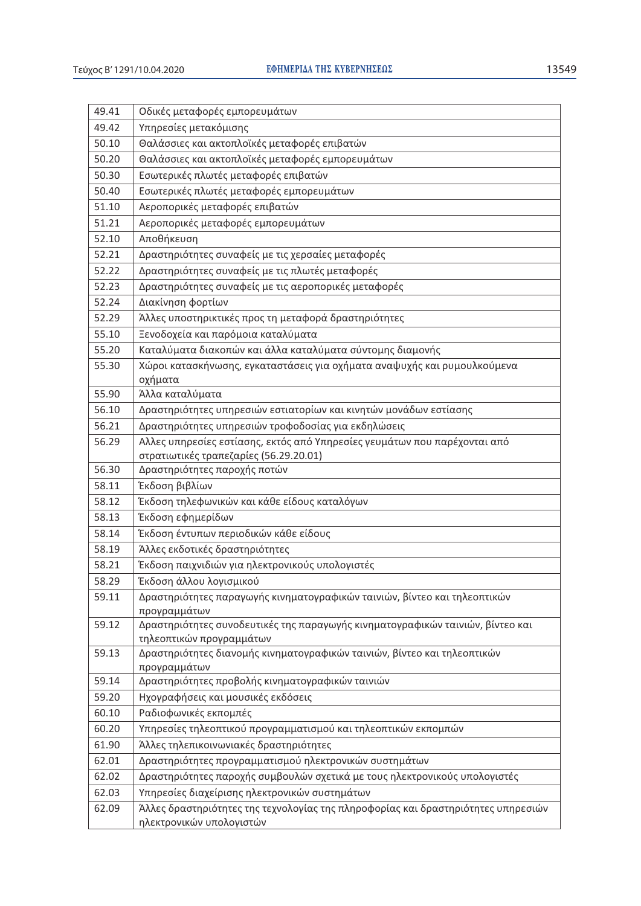| 49.41 | Οδικές μεταφορές εμπορευμάτων |
|---|---|
| 49.42 | Υπηρεσίες μετακόμισης |
| 50.10 | Θαλάσσιες και ακτοπλοϊκές μεταφορές επιβατών |
| 50.20 | Θαλάσσιες και ακτοπλοϊκές μεταφορές εμπορευμάτων |
| 50.30 | Εσωτερικές πλωτές μεταφορές επιβατών |
| 50.40 | Εσωτερικές πλωτές μεταφορές εμπορευμάτων |
| 51.10 | Αεροπορικές μεταφορές επιβατών |
| 51.21 | Αεροπορικές μεταφορές εμπορευμάτων |
| 52.10 | Αποθήκευση |
| 52.21 | Δραστηριότητες συναφείς με τις χερσαίες μεταφορές |
| 52.22 | Δραστηριότητες συναφείς με τις πλωτές μεταφορές |
| 52.23 | Δραστηριότητες συναφείς με τις αεροπορικές μεταφορές |
| 52.24 | Διακίνηση φορτίων |
| 52.29 | Άλλες υποστηρικτικές προς τη μεταφορά δραστηριότητες |
| 55.10 | Ξενοδοχεία και παρόμοια καταλύματα |
| 55.20 | Καταλύματα διακοπών και άλλα καταλύματα σύντομης διαμονής |
| 55.30 | Χώροι κατασκήνωσης, εγκαταστάσεις για οχήματα αναψυχής και ρυμουλκούμενα οχήματα |
| 55.90 | Άλλα καταλύματα |
| 56.10 | Δραστηριότητες υπηρεσιών εστιατορίων και κινητών μονάδων εστίασης |
| 56.21 | Δραστηριότητες υπηρεσιών τροφοδοσίας για εκδηλώσεις |
| 56.29 | Αλλες υπηρεσίες εστίασης, εκτός από Υπηρεσίες γευμάτων που παρέχονται από στρατιωτικές τραπεζαρίες (56.29.20.01) |
| 56.30 | Δραστηριότητες παροχής ποτών |
| 58.11 | Έκδοση βιβλίων |
| 58.12 | Έκδοση τηλεφωνικών και κάθε είδους καταλόγων |
| 58.13 | Έκδοση εφημερίδων |
| 58.14 | Έκδοση έντυπων περιοδικών κάθε είδους |
| 58.19 | Άλλες εκδοτικές δραστηριότητες |
| 58.21 | Έκδοση παιχνιδιών για ηλεκτρονικούς υπολογιστές |
| 58.29 | Έκδοση άλλου λογισμικού |
| 59.11 | Δραστηριότητες παραγωγής κινηματογραφικών ταινιών, βίντεο και τηλεοπτικών προγραμμάτων |
| 59.12 | Δραστηριότητες συνοδευτικές της παραγωγής κινηματογραφικών ταινιών, βίντεο και τηλεοπτικών προγραμμάτων |
| 59.13 | Δραστηριότητες διανομής κινηματογραφικών ταινιών, βίντεο και τηλεοπτικών προγραμμάτων |
| 59.14 | Δραστηριότητες προβολής κινηματογραφικών ταινιών |
| 59.20 | Ηχογραφήσεις και μουσικές εκδόσεις |
| 60.10 | Ραδιοφωνικές εκπομπές |
| 60.20 | Υπηρεσίες τηλεοπτικού προγραμματισμού και τηλεοπτικών εκπομπών |
| 61.90 | Άλλες τηλεπικοινωνιακές δραστηριότητες |
| 62.01 | Δραστηριότητες προγραμματισμού ηλεκτρονικών συστημάτων |
| 62.02 | Δραστηριότητες παροχής συμβουλών σχετικά με τους ηλεκτρονικούς υπολογιστές |
| 62.03 | Υπηρεσίες διαχείρισης ηλεκτρονικών συστημάτων |
| 62.09 | Άλλες δραστηριότητες της τεχνολογίας της πληροφορίας και δραστηριότητες υπηρεσιών ηλεκτρονικών υπολογιστών |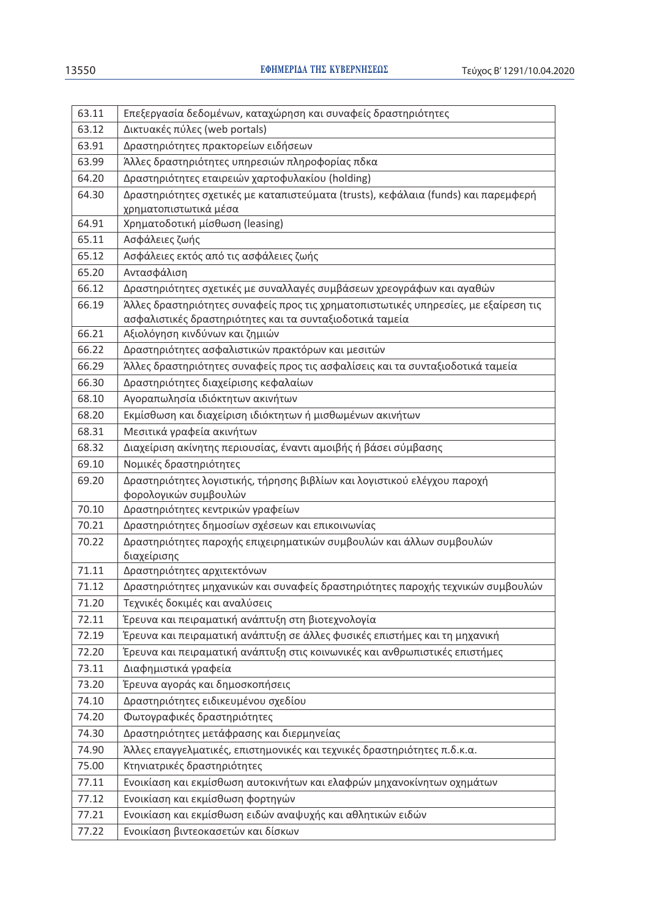| 63.11 | Επεξεργασία δεδομένων, καταχώρηση και συναφείς δραστηριότητες |
|---|---|
| 63.12 | Δικτυακές πύλες (web portals) |
| 63.91 | Δραστηριότητες πρακτορείων ειδήσεων |
| 63.99 | Άλλες δραστηριότητες υπηρεσιών πληροφορίας πδκα |
| 64.20 | Δραστηριότητες εταιρειών χαρτοφυλακίου (holding) |
| 64.30 | Δραστηριότητες σχετικές με καταπιστεύματα (trusts), κεφάλαια (funds) και παρεμφερή χρηματοπιστωτικά μέσα |
| 64.91 | Χρηματοδοτική μίσθωση (leasing) |
| 65.11 | Ασφάλειες ζωής |
| 65.12 | Ασφάλειες εκτός από τις ασφάλειες ζωής |
| 65.20 | Αντασφάλιση |
| 66.12 | Δραστηριότητες σχετικές με συναλλαγές συμβάσεων χρεογράφων και αγαθών |
| 66.19 | Άλλες δραστηριότητες συναφείς προς τις χρηματοπιστωτικές υπηρεσίες, με εξαίρεση τις ασφαλιστικές δραστηριότητες και τα συνταξιοδοτικά ταμεία |
| 66.21 | Αξιολόγηση κινδύνων και ζημιών |
| 66.22 | Δραστηριότητες ασφαλιστικών πρακτόρων και μεσιτών |
| 66.29 | Άλλες δραστηριότητες συναφείς προς τις ασφαλίσεις και τα συνταξιοδοτικά ταμεία |
| 66.30 | Δραστηριότητες διαχείρισης κεφαλαίων |
| 68.10 | Αγοραπωλησία ιδιόκτητων ακινήτων |
| 68.20 | Εκμίσθωση και διαχείριση ιδιόκτητων ή μισθωμένων ακινήτων |
| 68.31 | Μεσιτικά γραφεία ακινήτων |
| 68.32 | Διαχείριση ακίνητης περιουσίας, έναντι αμοιβής ή βάσει σύμβασης |
| 69.10 | Νομικές δραστηριότητες |
| 69.20 | Δραστηριότητες λογιστικής, τήρησης βιβλίων και λογιστικού ελέγχου παροχή φορολογικών συμβουλών |
| 70.10 | Δραστηριότητες κεντρικών γραφείων |
| 70.21 | Δραστηριότητες δημοσίων σχέσεων και επικοινωνίας |
| 70.22 | Δραστηριότητες παροχής επιχειρηματικών συμβουλών και άλλων συμβουλών διαχείρισης |
| 71.11 | Δραστηριότητες αρχιτεκτόνων |
| 71.12 | Δραστηριότητες μηχανικών και συναφείς δραστηριότητες παροχής τεχνικών συμβουλών |
| 71.20 | Τεχνικές δοκιμές και αναλύσεις |
| 72.11 | Έρευνα και πειραματική ανάπτυξη στη βιοτεχνολογία |
| 72.19 | Έρευνα και πειραματική ανάπτυξη σε άλλες φυσικές επιστήμες και τη μηχανική |
| 72.20 | Έρευνα και πειραματική ανάπτυξη στις κοινωνικές και ανθρωπιστικές επιστήμες |
| 73.11 | Διαφημιστικά γραφεία |
| 73.20 | Έρευνα αγοράς και δημοσκοπήσεις |
| 74.10 | Δραστηριότητες ειδικευμένου σχεδίου |
| 74.20 | Φωτογραφικές δραστηριότητες |
| 74.30 | Δραστηριότητες μετάφρασης και διερμηνείας |
| 74.90 | Άλλες επαγγελματικές, επιστημονικές και τεχνικές δραστηριότητες π.δ.κ.α. |
| 75.00 | Κτηνιατρικές δραστηριότητες |
| 77.11 | Ενοικίαση και εκμίσθωση αυτοκινήτων και ελαφρών μηχανοκίνητων οχημάτων |
| 77.12 | Ενοικίαση και εκμίσθωση φορτηγών |
| 77.21 | Ενοικίαση και εκμίσθωση ειδών αναψυχής και αθλητικών ειδών |
| 77.22 | Ενοικίαση βιντεοκασετών και δίσκων |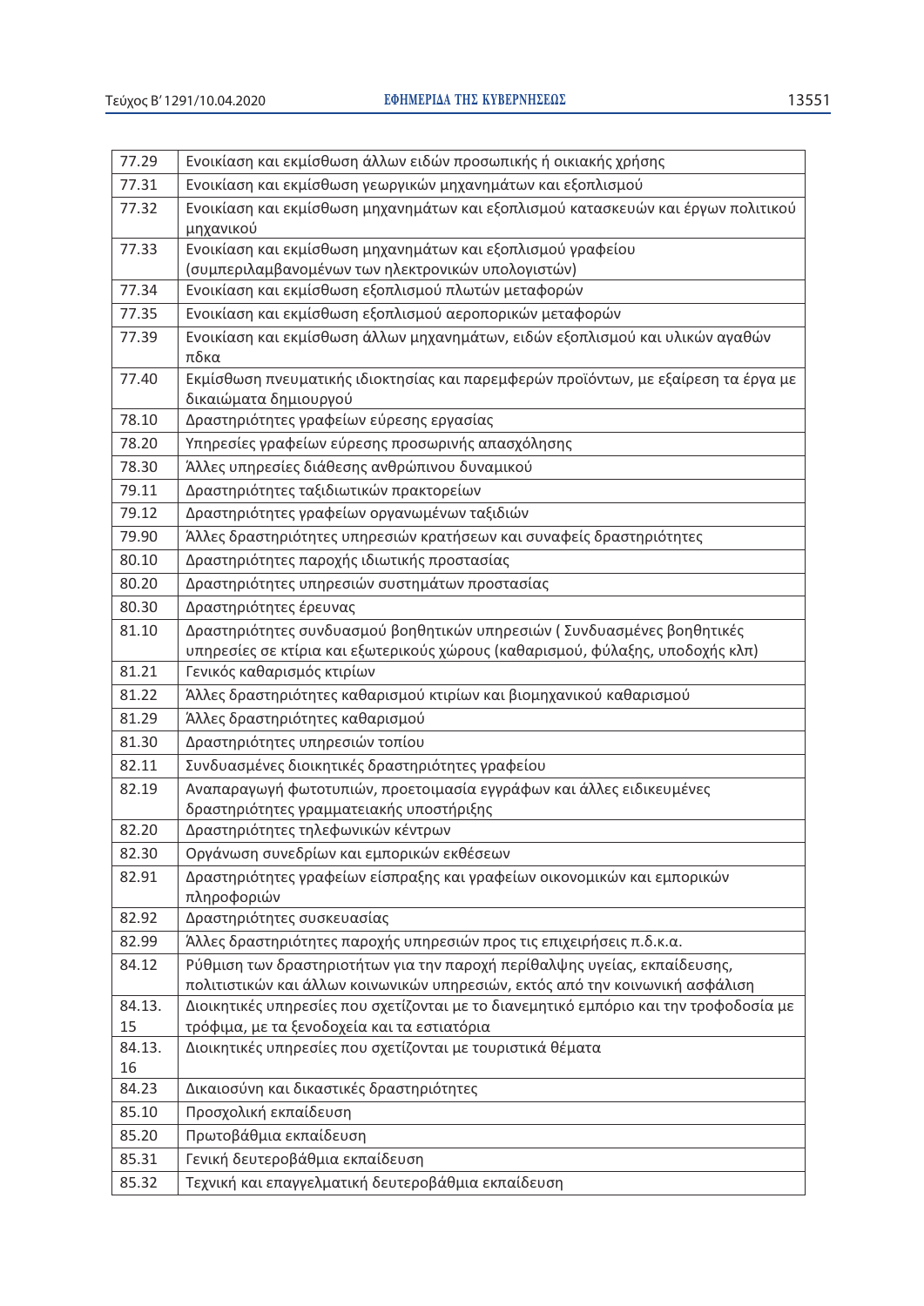| | |
|---|---|
| 77.29 | Ενοικίαση και εκμίσθωση άλλων ειδών προσωπικής ή οικιακής χρήσης |
| 77.31 | Ενοικίαση και εκμίσθωση γεωργικών μηχανημάτων και εξοπλισμού |
| 77.32 | Ενοικίαση και εκμίσθωση μηχανημάτων και εξοπλισμού κατασκευών και έργων πολιτικού μηχανικού |
| 77.33 | Ενοικίαση και εκμίσθωση μηχανημάτων και εξοπλισμού γραφείου (συμπεριλαμβανομένων των ηλεκτρονικών υπολογιστών) |
| 77.34 | Ενοικίαση και εκμίσθωση εξοπλισμού πλωτών μεταφορών |
| 77.35 | Ενοικίαση και εκμίσθωση εξοπλισμού αεροπορικών μεταφορών |
| 77.39 | Ενοικίαση και εκμίσθωση άλλων μηχανημάτων, ειδών εξοπλισμού και υλικών αγαθών πδκα |
| 77.40 | Εκμίσθωση πνευματικής ιδιοκτησίας και παρεμφερών προϊόντων, με εξαίρεση τα έργα με δικαιώματα δημιουργού |
| 78.10 | Δραστηριότητες γραφείων εύρεσης εργασίας |
| 78.20 | Υπηρεσίες γραφείων εύρεσης προσωρινής απασχόλησης |
| 78.30 | Άλλες υπηρεσίες διάθεσης ανθρώπινου δυναμικού |
| 79.11 | Δραστηριότητες ταξιδιωτικών πρακτορείων |
| 79.12 | Δραστηριότητες γραφείων οργανωμένων ταξιδιών |
| 79.90 | Άλλες δραστηριότητες υπηρεσιών κρατήσεων και συναφείς δραστηριότητες |
| 80.10 | Δραστηριότητες παροχής ιδιωτικής προστασίας |
| 80.20 | Δραστηριότητες υπηρεσιών συστημάτων προστασίας |
| 80.30 | Δραστηριότητες έρευνας |
| 81.10 | Δραστηριότητες συνδυασμού βοηθητικών υπηρεσιών ( Συνδυασμένες βοηθητικές υπηρεσίες σε κτίρια και εξωτερικούς χώρους (καθαρισμού, φύλαξης, υποδοχής κλπ) |
| 81.21 | Γενικός καθαρισμός κτιρίων |
| 81.22 | Άλλες δραστηριότητες καθαρισμού κτιρίων και βιομηχανικού καθαρισμού |
| 81.29 | Άλλες δραστηριότητες καθαρισμού |
| 81.30 | Δραστηριότητες υπηρεσιών τοπίου |
| 82.11 | Συνδυασμένες διοικητικές δραστηριότητες γραφείου |
| 82.19 | Αναπαραγωγή φωτοτυπιών, προετοιμασία εγγράφων και άλλες ειδικευμένες δραστηριότητες γραμματειακής υποστήριξης |
| 82.20 | Δραστηριότητες τηλεφωνικών κέντρων |
| 82.30 | Οργάνωση συνεδρίων και εμπορικών εκθέσεων |
| 82.91 | Δραστηριότητες γραφείων είσπραξης και γραφείων οικονομικών και εμπορικών πληροφοριών |
| 82.92 | Δραστηριότητες συσκευασίας |
| 82.99 | Άλλες δραστηριότητες παροχής υπηρεσιών προς τις επιχειρήσεις π.δ.κ.α. |
| 84.12 | Ρύθμιση των δραστηριοτήτων για την παροχή περίθαλψης υγείας, εκπαίδευσης, πολιτιστικών και άλλων κοινωνικών υπηρεσιών, εκτός από την κοινωνική ασφάλιση |
| 84.13.15 | Διοικητικές υπηρεσίες που σχετίζονται με το διανεμητικό εμπόριο και την τροφοδοσία με τρόφιμα, με τα ξενοδοχεία και τα εστιατόρια |
| 84.13.16 | Διοικητικές υπηρεσίες που σχετίζονται με τουριστικά θέματα |
| 84.23 | Δικαιοσύνη και δικαστικές δραστηριότητες |
| 85.10 | Προσχολική εκπαίδευση |
| 85.20 | Πρωτοβάθμια εκπαίδευση |
| 85.31 | Γενική δευτεροβάθμια εκπαίδευση |
| 85.32 | Τεχνική και επαγγελματική δευτεροβάθμια εκπαίδευση |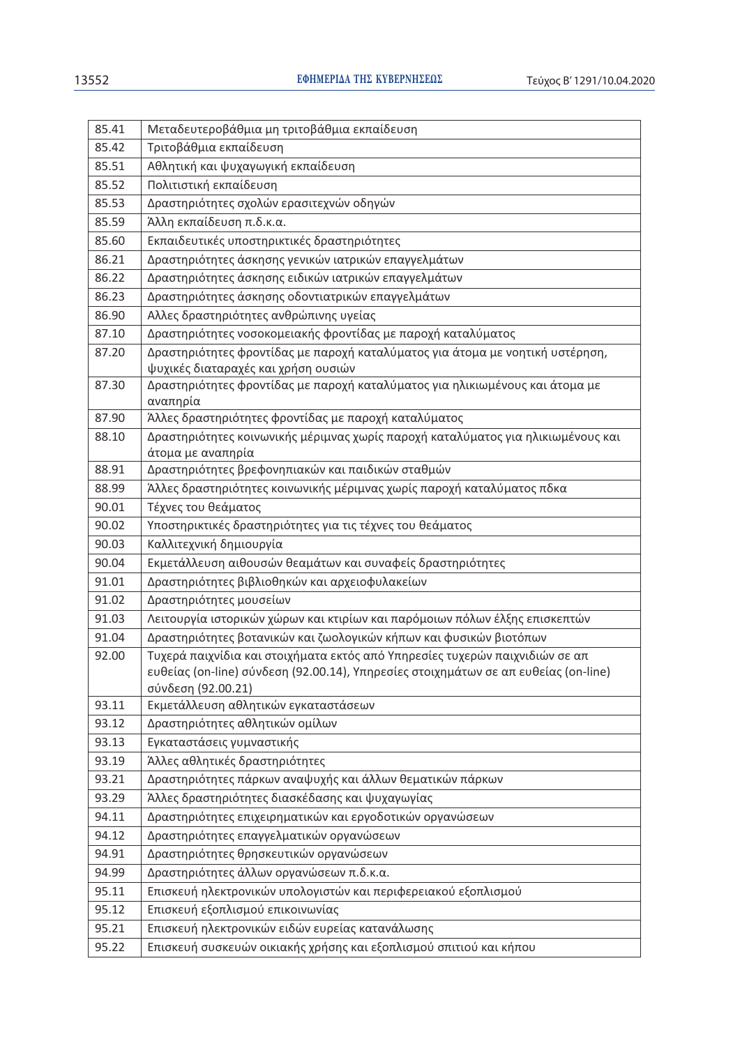| 85.41 | Μεταδευτεροβάθμια μη τριτοβάθμια εκπαίδευση |
|---|---|
| 85.42 | Τριτοβάθμια εκπαίδευση |
| 85.51 | Αθλητική και ψυχαγωγική εκπαίδευση |
| 85.52 | Πολιτιστική εκπαίδευση |
| 85.53 | Δραστηριότητες σχολών ερασιτεχνών οδηγών |
| 85.59 | Άλλη εκπαίδευση π.δ.κ.α. |
| 85.60 | Εκπαιδευτικές υποστηρικτικές δραστηριότητες |
| 86.21 | Δραστηριότητες άσκησης γενικών ιατρικών επαγγελμάτων |
| 86.22 | Δραστηριότητες άσκησης ειδικών ιατρικών επαγγελμάτων |
| 86.23 | Δραστηριότητες άσκησης οδοντιατρικών επαγγελμάτων |
| 86.90 | Αλλες δραστηριότητες ανθρώπινης υγείας |
| 87.10 | Δραστηριότητες νοσοκομειακής φροντίδας με παροχή καταλύματος |
| 87.20 | Δραστηριότητες φροντίδας με παροχή καταλύματος για άτομα με νοητική υστέρηση, ψυχικές διαταραχές και χρήση ουσιών |
| 87.30 | Δραστηριότητες φροντίδας με παροχή καταλύματος για ηλικιωμένους και άτομα με αναπηρία |
| 87.90 | Άλλες δραστηριότητες φροντίδας με παροχή καταλύματος |
| 88.10 | Δραστηριότητες κοινωνικής μέριμνας χωρίς παροχή καταλύματος για ηλικιωμένους και άτομα με αναπηρία |
| 88.91 | Δραστηριότητες βρεφονηπιακών και παιδικών σταθμών |
| 88.99 | Άλλες δραστηριότητες κοινωνικής μέριμνας χωρίς παροχή καταλύματος πδκα |
| 90.01 | Τέχνες του θεάματος |
| 90.02 | Υποστηρικτικές δραστηριότητες για τις τέχνες του θεάματος |
| 90.03 | Καλλιτεχνική δημιουργία |
| 90.04 | Εκμετάλλευση αιθουσών θεαμάτων και συναφείς δραστηριότητες |
| 91.01 | Δραστηριότητες βιβλιοθηκών και αρχειοφυλακείων |
| 91.02 | Δραστηριότητες μουσείων |
| 91.03 | Λειτουργία ιστορικών χώρων και κτιρίων και παρόμοιων πόλων έλξης επισκεπτών |
| 91.04 | Δραστηριότητες βοτανικών και ζωολογικών κήπων και φυσικών βιοτόπων |
| 92.00 | Τυχερά παιχνίδια και στοιχήματα εκτός από Υπηρεσίες τυχερών παιχνιδιών σε απ ευθείας (on-line) σύνδεση (92.00.14), Υπηρεσίες στοιχημάτων σε απ ευθείας (on-line) σύνδεση (92.00.21) |
| 93.11 | Εκμετάλλευση αθλητικών εγκαταστάσεων |
| 93.12 | Δραστηριότητες αθλητικών ομίλων |
| 93.13 | Εγκαταστάσεις γυμναστικής |
| 93.19 | Άλλες αθλητικές δραστηριότητες |
| 93.21 | Δραστηριότητες πάρκων αναψυχής και άλλων θεματικών πάρκων |
| 93.29 | Άλλες δραστηριότητες διασκέδασης και ψυχαγωγίας |
| 94.11 | Δραστηριότητες επιχειρηματικών και εργοδοτικών οργανώσεων |
| 94.12 | Δραστηριότητες επαγγελματικών οργανώσεων |
| 94.91 | Δραστηριότητες θρησκευτικών οργανώσεων |
| 94.99 | Δραστηριότητες άλλων οργανώσεων π.δ.κ.α. |
| 95.11 | Επισκευή ηλεκτρονικών υπολογιστών και περιφερειακού εξοπλισμού |
| 95.12 | Επισκευή εξοπλισμού επικοινωνίας |
| 95.21 | Επισκευή ηλεκτρονικών ειδών ευρείας κατανάλωσης |
| 95.22 | Επισκευή συσκευών οικιακής χρήσης και εξοπλισμού σπιτιού και κήπου |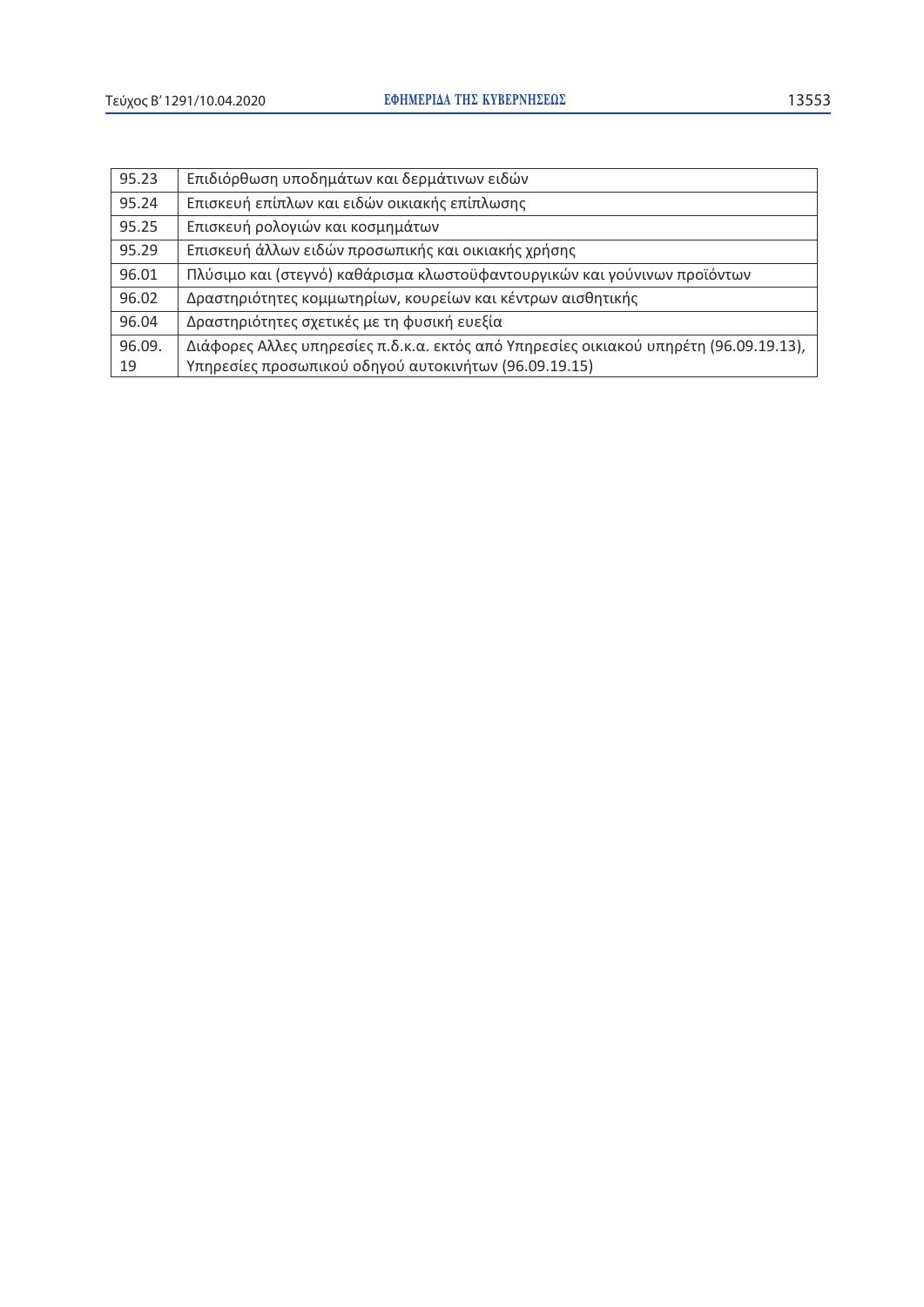| 95.23 | Επιδιόρθωση υποδημάτων και δερμάτινων ειδών |
|---|---|
| 95.24 | Επισκευή επίπλων και ειδών οικιακής επίπλωσης |
| 95.25 | Επισκευή ρολογιών και κοσμημάτων |
| 95.29 | Επισκευή άλλων ειδών προσωπικής και οικιακής χρήσης |
| 96.01 | Πλύσιμο και (στεγνό) καθάρισμα κλωστοϋφαντουργικών και γούνινων προϊόντων |
| 96.02 | Δραστηριότητες κομμωτηρίων, κουρείων και κέντρων αισθητικής |
| 96.04 | Δραστηριότητες σχετικές με τη φυσική ευεξία |
| 96.09.19 | Διάφορες Αλλες υπηρεσίες π.δ.κ.α. εκτός από Υπηρεσίες οικιακού υπηρέτη (96.09.19.13), Υπηρεσίες προσωπικού οδηγού αυτοκινήτων (96.09.19.15) |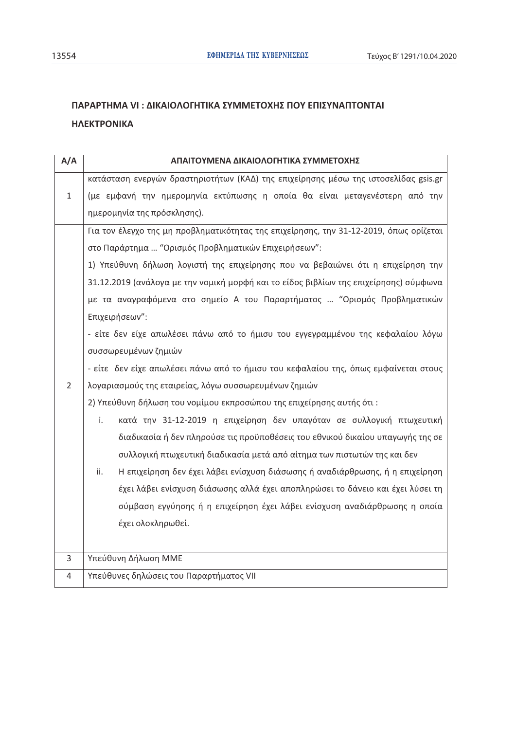## ΠΑΡΑΡΤΗΜΑ VI : ΔΙΚΑΙΟΛΟΓΗΤΙΚΑ ΣΥΜΜΕΤΟΧΗΣ ΠΟΥ ΕΠΙΣΥΝΑΠΤΟΝΤΑΙ ΗΛΕΚΤΡΟΝΙΚΑ

| Α/Α | ΑΠΑΙΤΟΥΜΕΝΑ ΔΙΚΑΙΟΛΟΓΗΤΙΚΑ ΣΥΜΜΕΤΟΧΗΣ |
|---|---|
| 1 | κατάσταση ενεργών δραστηριοτήτων (ΚΑΔ) της επιχείρησης μέσω της ιστοσελίδας gsis.gr (με εμφανή την ημερομηνία εκτύπωσης η οποία θα είναι μεταγενέστερη από την ημερομηνία της πρόσκλησης). |
| 2 | Για τον έλεγχο της μη προβληματικότητας της επιχείρησης, την 31-12-2019, όπως ορίζεται στο Παράρτημα … "Ορισμός Προβληματικών Επιχειρήσεων":<br>1) Υπεύθυνη δήλωση λογιστή της επιχείρησης που να βεβαιώνει ότι η επιχείρηση την 31.12.2019 (ανάλογα με την νομική μορφή και το είδος βιβλίων της επιχείρησης) σύμφωνα με τα αναγραφόμενα στο σημείο Α του Παραρτήματος … "Ορισμός Προβληματικών Επιχειρήσεων":<br>- είτε δεν είχε απωλέσει πάνω από το ήμισυ του εγγεγραμμένου της κεφαλαίου λόγω συσσωρευμένων ζημιών<br>- είτε δεν είχε απωλέσει πάνω από το ήμισυ του κεφαλαίου της, όπως εμφαίνεται στους λογαριασμούς της εταιρείας, λόγω συσσωρευμένων ζημιών<br>2) Υπεύθυνη δήλωση του νομίμου εκπροσώπου της επιχείρησης αυτής ότι :<br>i. κατά την 31-12-2019 η επιχείρηση δεν υπαγόταν σε συλλογική πτωχευτική διαδικασία ή δεν πληρούσε τις προϋποθέσεις του εθνικού δικαίου υπαγωγής της σε συλλογική πτωχευτική διαδικασία μετά από αίτημα των πιστωτών της και δεν<br>ii. Η επιχείρηση δεν έχει λάβει ενίσχυση διάσωσης ή αναδιάρθρωσης, ή η επιχείρηση έχει λάβει ενίσχυση διάσωσης αλλά έχει αποπληρώσει το δάνειο και έχει λύσει τη σύμβαση εγγύησης ή η επιχείρηση έχει λάβει ενίσχυση αναδιάρθρωσης η οποία έχει ολοκληρωθεί. |
| 3 | Υπεύθυνη Δήλωση ΜΜΕ |
| 4 | Υπεύθυνες δηλώσεις του Παραρτήματος VII |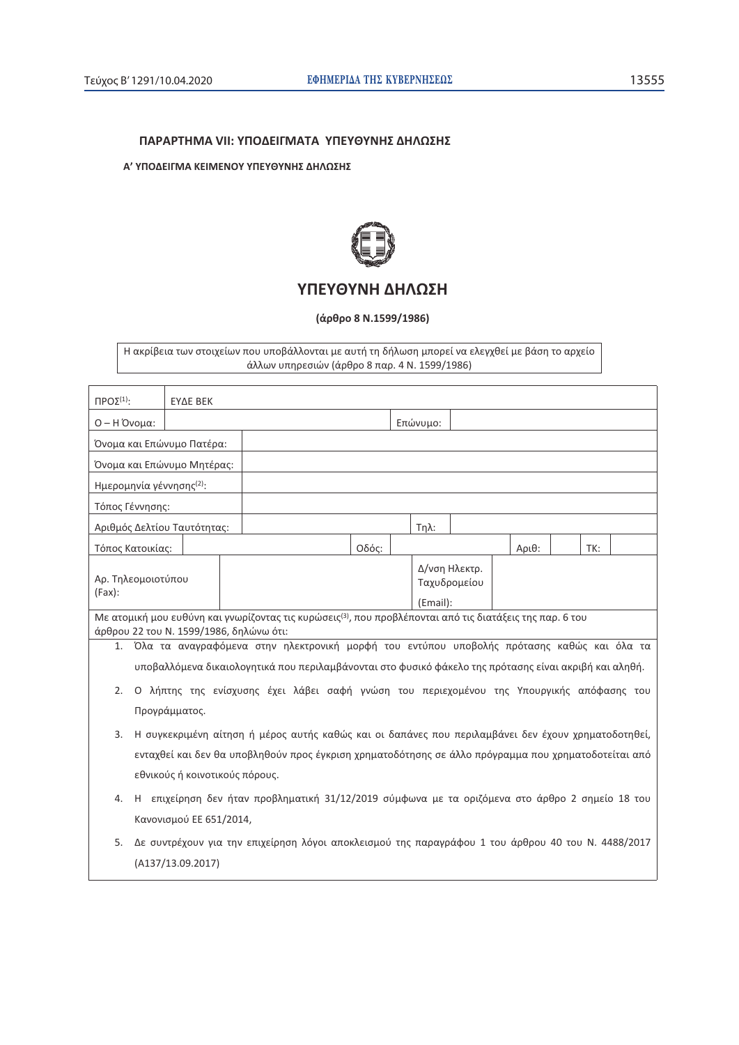**ΠΑΡΑΡΤΗΜΑ VII: ΥΠΟΔΕΙΓΜΑΤΑ ΥΠΕΥΘΥΝΗΣ ΔΗΛΩΣΗΣ**

**Α' ΥΠΟΔΕΙΓΜΑ ΚΕΙΜΕΝΟΥ ΥΠΕΥΘΥΝΗΣ ΔΗΛΩΣΗΣ**

## ΥΠΕΥΘΥΝΗ ΔΗΛΩΣΗ

**(άρθρο 8 Ν.1599/1986)**

Η ακρίβεια των στοιχείων που υποβάλλονται με αυτή τη δήλωση μπορεί να ελεγχθεί με βάση το αρχείο άλλων υπηρεσιών (άρθρο 8 παρ. 4 Ν. 1599/1986)

| ΠΡΟΣ[1]: | ΕΥΔΕ ΒΕΚ | | | | | | |
|---|---|---|---|---|---|---|---|
| Ο – Η Όνομα: | | | | Επώνυμο: | | | |
| Όνομα και Επώνυμο Πατέρα: | | | | | | | |
| Όνομα και Επώνυμο Μητέρας: | | | | | | | |
| Ημερομηνία γέννησης[2]: | | | | | | | |
| Τόπος Γέννησης: | | | | | | | |
| Αριθμός Δελτίου Ταυτότητας: | | | | Τηλ: | | | |
| Τόπος Κατοικίας: | | Οδός: | | | Αριθ: | | ΤΚ: |
| Αρ. Τηλεομοιοτύπου (Fax): | | | | Δ/νση Ηλεκτρ. Ταχυδρομείου (Email): | | | |

Με ατομική μου ευθύνη και γνωρίζοντας τις κυρώσεις[3], που προβλέπονται από τις διατάξεις της παρ. 6 του άρθρου 22 του Ν. 1599/1986, δηλώνω ότι:

1. Όλα τα αναγραφόμενα στην ηλεκτρονική μορφή του εντύπου υποβολής πρότασης καθώς και όλα τα υποβαλλόμενα δικαιολογητικά που περιλαμβάνονται στο φυσικό φάκελο της πρότασης είναι ακριβή και αληθή.
2. Ο λήπτης της ενίσχυσης έχει λάβει σαφή γνώση του περιεχομένου της Υπουργικής απόφασης του Προγράμματος.
3. Η συγκεκριμένη αίτηση ή μέρος αυτής καθώς και οι δαπάνες που περιλαμβάνει δεν έχουν χρηματοδοτηθεί, ενταχθεί και δεν θα υποβληθούν προς έγκριση χρηματοδότησης σε άλλο πρόγραμμα που χρηματοδοτείται από εθνικούς ή κοινοτικούς πόρους.
4. Η επιχείρηση δεν ήταν προβληματική 31/12/2019 σύμφωνα με τα οριζόμενα στο άρθρο 2 σημείο 18 του Κανονισμού ΕΕ 651/2014,
5. Δε συντρέχουν για την επιχείρηση λόγοι αποκλεισμού της παραγράφου 1 του άρθρου 40 του Ν. 4488/2017 (Α137/13.09.2017)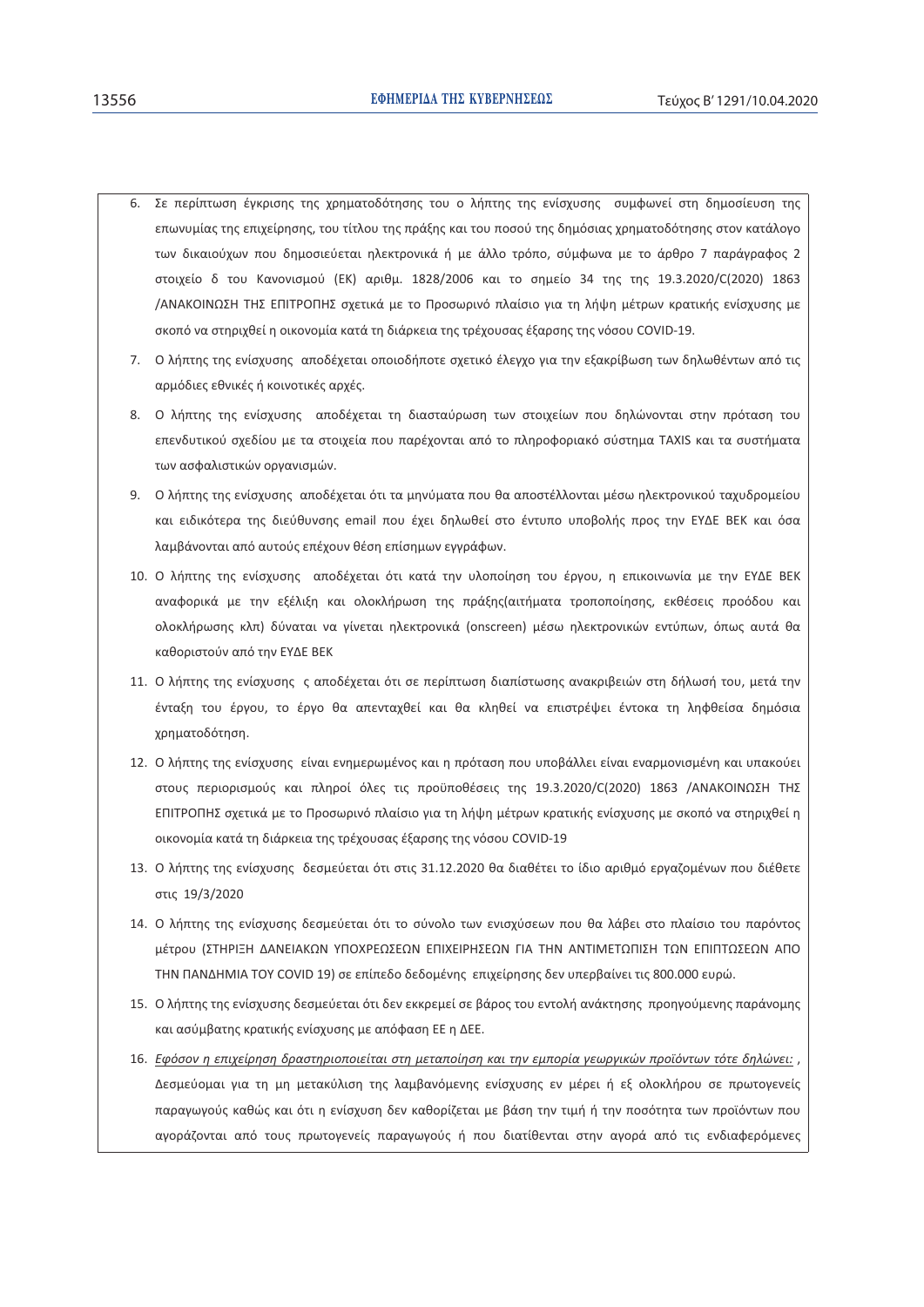6. Σε περίπτωση έγκρισης της χρηματοδότησης του ο λήπτης της ενίσχυσης συμφωνεί στη δημοσίευση της επωνυμίας της επιχείρησης, του τίτλου της πράξης και του ποσού της δημόσιας χρηματοδότησης στον κατάλογο των δικαιούχων που δημοσιεύεται ηλεκτρονικά ή με άλλο τρόπο, σύμφωνα με το άρθρο 7 παράγραφος 2 στοιχείο δ του Κανονισμού (ΕΚ) αριθμ. 1828/2006 και το σημείο 34 της της 19.3.2020/C(2020) 1863 /ΑΝΑΚΟΙΝΩΣΗ ΤΗΣ ΕΠΙΤΡΟΠΗΣ σχετικά με το Προσωρινό πλαίσιο για τη λήψη μέτρων κρατικής ενίσχυσης με σκοπό να στηριχθεί η οικονομία κατά τη διάρκεια της τρέχουσας έξαρσης της νόσου COVID-19.
7. Ο λήπτης της ενίσχυσης αποδέχεται οποιοδήποτε σχετικό έλεγχο για την εξακρίβωση των δηλωθέντων από τις αρμόδιες εθνικές ή κοινοτικές αρχές.
8. Ο λήπτης της ενίσχυσης αποδέχεται τη διασταύρωση των στοιχείων που δηλώνονται στην πρόταση του επενδυτικού σχεδίου με τα στοιχεία που παρέχονται από το πληροφοριακό σύστημα TAXIS και τα συστήματα των ασφαλιστικών οργανισμών.
9. Ο λήπτης της ενίσχυσης αποδέχεται ότι τα μηνύματα που θα αποστέλλονται μέσω ηλεκτρονικού ταχυδρομείου και ειδικότερα της διεύθυνσης email που έχει δηλωθεί στο έντυπο υποβολής προς την ΕΥΔΕ ΒΕΚ και όσα λαμβάνονται από αυτούς επέχουν θέση επίσημων εγγράφων.
10. Ο λήπτης της ενίσχυσης αποδέχεται ότι κατά την υλοποίηση του έργου, η επικοινωνία με την ΕΥΔΕ ΒΕΚ αναφορικά με την εξέλιξη και ολοκλήρωση της πράξης(αιτήματα τροποποίησης, εκθέσεις προόδου και ολοκλήρωσης κλπ) δύναται να γίνεται ηλεκτρονικά (onscreen) μέσω ηλεκτρονικών εντύπων, όπως αυτά θα καθοριστούν από την ΕΥΔΕ ΒΕΚ
11. Ο λήπτης της ενίσχυσης ς αποδέχεται ότι σε περίπτωση διαπίστωσης ανακριβειών στη δήλωσή του, μετά την ένταξη του έργου, το έργο θα απενταχθεί και θα κληθεί να επιστρέψει έντοκα τη ληφθείσα δημόσια χρηματοδότηση.
12. Ο λήπτης της ενίσχυσης είναι ενημερωμένος και η πρόταση που υποβάλλει είναι εναρμονισμένη και υπακούει στους περιορισμούς και πληροί όλες τις προϋποθέσεις της 19.3.2020/C(2020) 1863 /ΑΝΑΚΟΙΝΩΣΗ ΤΗΣ ΕΠΙΤΡΟΠΗΣ σχετικά με το Προσωρινό πλαίσιο για τη λήψη μέτρων κρατικής ενίσχυσης με σκοπό να στηριχθεί η οικονομία κατά τη διάρκεια της τρέχουσας έξαρσης της νόσου COVID-19
13. Ο λήπτης της ενίσχυσης δεσμεύεται ότι στις 31.12.2020 θα διαθέτει το ίδιο αριθμό εργαζομένων που διέθετε στις 19/3/2020
14. Ο λήπτης της ενίσχυσης δεσμεύεται ότι το σύνολο των ενισχύσεων που θα λάβει στο πλαίσιο του παρόντος μέτρου (ΣΤΗΡΙΞΗ ΔΑΝΕΙΑΚΩΝ ΥΠΟΧΡΕΩΣΕΩΝ ΕΠΙΧΕΙΡΗΣΕΩΝ ΓΙΑ ΤΗΝ ΑΝΤΙΜΕΤΩΠΙΣΗ ΤΩΝ ΕΠΙΠΤΩΣΕΩΝ ΑΠΟ ΤΗΝ ΠΑΝΔΗΜΙΑ ΤΟΥ COVID 19) σε επίπεδο δεδομένης επιχείρησης δεν υπερβαίνει τις 800.000 ευρώ.
15. Ο λήπτης της ενίσχυσης δεσμεύεται ότι δεν εκκρεμεί σε βάρος του εντολή ανάκτησης προηγούμενης παράνομης και ασύμβατης κρατικής ενίσχυσης με απόφαση ΕΕ η ΔΕΕ.
16. *Εφόσον η επιχείρηση δραστηριοποιείται στη μεταποίηση και την εμπορία γεωργικών προϊόντων τότε δηλώνει:* , Δεσμεύομαι για τη μη μετακύλιση της λαμβανόμενης ενίσχυσης εν μέρει ή εξ ολοκλήρου σε πρωτογενείς παραγωγούς καθώς και ότι η ενίσχυση δεν καθορίζεται με βάση την τιμή ή την ποσότητα των προϊόντων που αγοράζονται από τους πρωτογενείς παραγωγούς ή που διατίθενται στην αγορά από τις ενδιαφερόμενες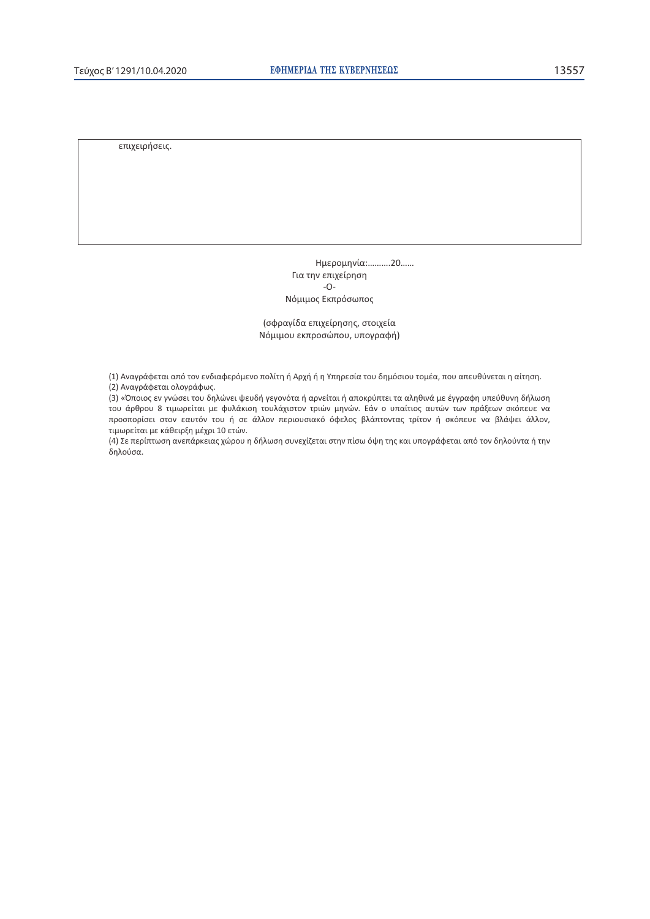| επιχειρήσεις. |
| --- |

Ημερομηνία:……….20……

Για την επιχείρηση

-Ο-

Νόμιμος Εκπρόσωπος

(σφραγίδα επιχείρησης, στοιχεία Νόμιμου εκπροσώπου, υπογραφή)

(1) Αναγράφεται από τον ενδιαφερόμενο πολίτη ή Αρχή ή η Υπηρεσία του δημόσιου τομέα, που απευθύνεται η αίτηση.

(2) Αναγράφεται ολογράφως.

(3) «Όποιος εν γνώσει του δηλώνει ψευδή γεγονότα ή αρνείται ή αποκρύπτει τα αληθινά με έγγραφη υπεύθυνη δήλωση του άρθρου 8 τιμωρείται με φυλάκιση τουλάχιστον τριών μηνών. Εάν ο υπαίτιος αυτών των πράξεων σκόπευε να προσπορίσει στον εαυτόν του ή σε άλλον περιουσιακό όφελος βλάπτοντας τρίτον ή σκόπευε να βλάψει άλλον, τιμωρείται με κάθειρξη μέχρι 10 ετών.

(4) Σε περίπτωση ανεπάρκειας χώρου η δήλωση συνεχίζεται στην πίσω όψη της και υπογράφεται από τον δηλούντα ή την δηλούσα.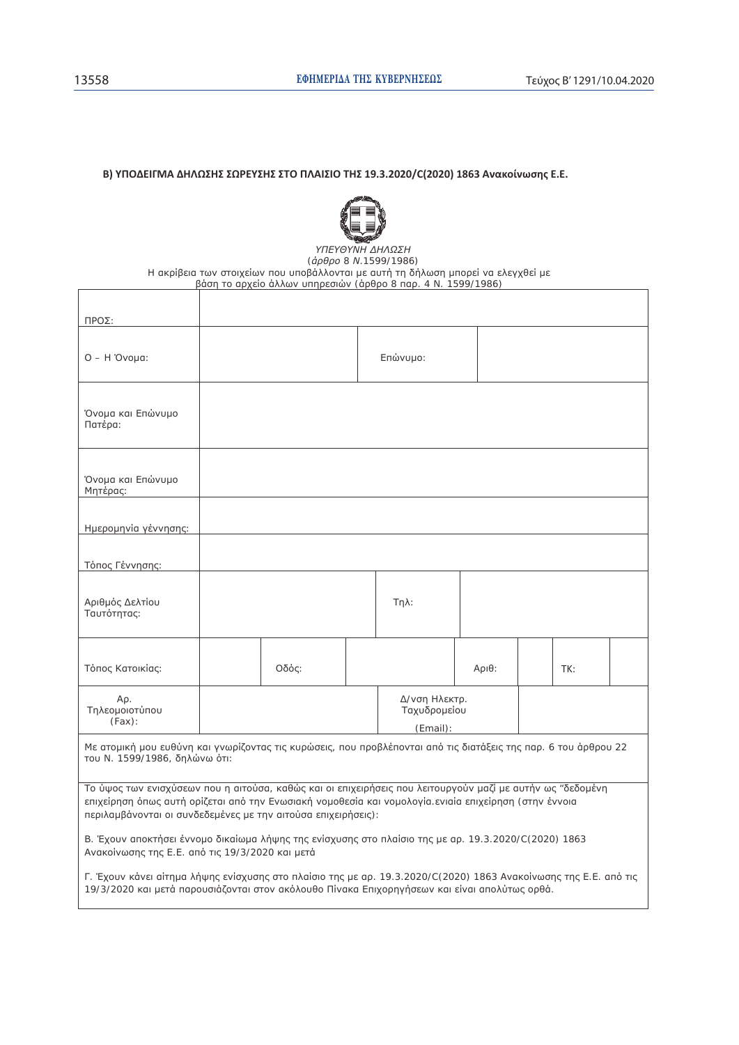**Β) ΥΠΟΔΕΙΓΜΑ ΔΗΛΩΣΗΣ ΣΩΡΕΥΣΗΣ ΣΤΟ ΠΛΑΙΣΙΟ ΤΗΣ 19.3.2020/C(2020) 1863 Ανακοίνωσης Ε.Ε.**

*ΥΠΕΥΘΥΝΗ ΔΗΛΩΣΗ*

(*άρθρο* 8 *Ν*.1599/1986)

Η ακρίβεια των στοιχείων που υποβάλλονται με αυτή τη δήλωση μπορεί να ελεγχθεί με βάση το αρχείο άλλων υπηρεσιών (άρθρο 8 παρ. 4 Ν. 1599/1986)

| | | | | | | | |
|---|---|---|---|---|---|---|---|
| ΠΡΟΣ: | | | | | | | |
| Ο – Η Όνομα: | | | Επώνυμο: | | | | |
| Όνομα και Επώνυμο Πατέρα: | | | | | | | |
| Όνομα και Επώνυμο Μητέρας: | | | | | | | |
| Ημερομηνία γέννησης: | | | | | | | |
| Τόπος Γέννησης: | | | | | | | |
| Αριθμός Δελτίου Ταυτότητας: | | | Τηλ: | | | | |
| Τόπος Κατοικίας: | | Οδός: | | Αριθ: | | ΤΚ: | |
| Αρ. Τηλεομοιοτύπου (Fax): | | | Δ/νση Ηλεκτρ. Ταχυδρομείου (Email): | | | | |

Με ατομική μου ευθύνη και γνωρίζοντας τις κυρώσεις, που προβλέπονται από τις διατάξεις της παρ. 6 του άρθρου 22 του Ν. 1599/1986, δηλώνω ότι:

Το ύψος των ενισχύσεων που η αιτούσα, καθώς και οι επιχειρήσεις που λειτουργούν μαζί με αυτήν ως "δεδομένη επιχείρηση όπως αυτή ορίζεται από την Ενωσιακή νομοθεσία και νομολογία.ενιαία επιχείρηση (στην έννοια περιλαμβάνονται οι συνδεδεμένες με την αιτούσα επιχειρήσεις):

Β. Έχουν αποκτήσει έννομο δικαίωμα λήψης της ενίσχυσης στο πλαίσιο της με αρ. 19.3.2020/C(2020) 1863 Ανακοίνωσης της Ε.Ε. από τις 19/3/2020 και μετά

Γ. Έχουν κάνει αίτημα λήψης ενίσχυσης στο πλαίσιο της με αρ. 19.3.2020/C(2020) 1863 Ανακοίνωσης της Ε.Ε. από τις 19/3/2020 και μετά παρουσιάζονται στον ακόλουθο Πίνακα Επιχορηγήσεων και είναι απολύτως ορθά.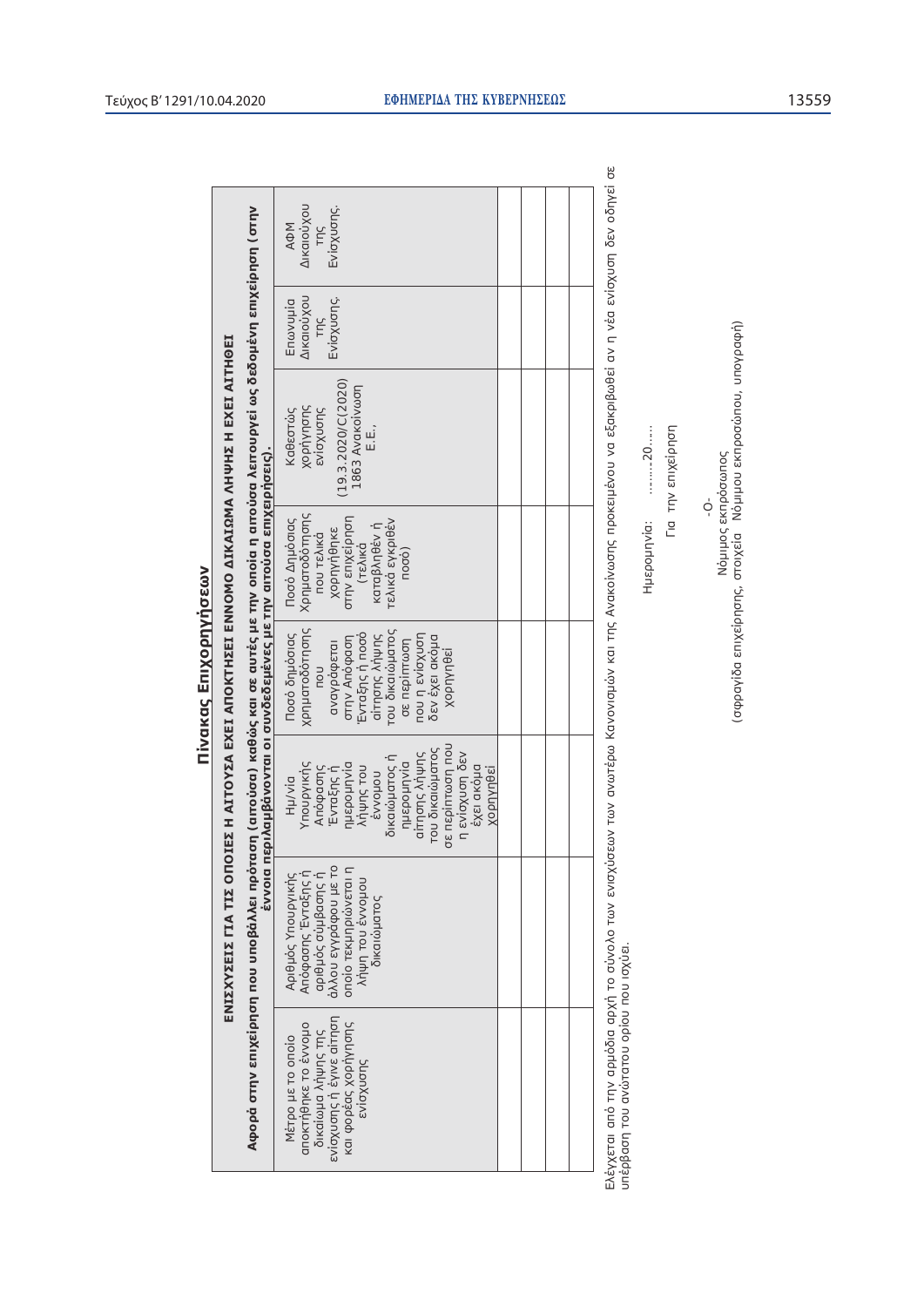# Πίνακας Επιχορηγήσεων

| ΕΝΙΣΧΥΣΕΙΣ ΓΙΑ ΤΙΣ ΟΠΟΙΕΣ Η ΑΙΤΟΥΣΑ ΕΧΕΙ ΑΠΟΚΤΗΣΕΙ ΕΝΝΟΜΟ ΔΙΚΑΙΩΜΑ ΛΗΨΗΣ Η ΕΧΕΙ ΑΙΤΗΘΕΙ | | | | | | | |
|---|---|---|---|---|---|---|---|
| **Αφορά στην επιχείρηση που υποβάλλει πρόταση (αιτούσα) καθώς και σε αυτές με την οποία η αιτούσα λειτουργεί ως δεδομένη επιχείρηση επιχείρηση (στην έννοια περιλαμβάνονται οι συνδεδεμένες με την αιτούσα επιχειρήσεις).** | | | | | | | |
| Μέτρο με το οποίο αποκτήθηκε το έννομο δικαίωμα λήψης της ενίσχυσης ή έγινε αίτηση και φορέας χορήγησης ενίσχυσης | Αριθμός Υπουργικής Απόφασης Ένταξης ή αριθμός σύμβασης ή άλλου εγγράφου με το οποίο τεκμηριώνεται η λήψη του έννομου δικαιώματος | Ημ/νία Υπουργικής Απόφασης Ένταξης ή ημερομηνία λήψης του έννομου δικαιώματος ή ημερομηνία αίτησης λήψης του δικαιώματος σε περίπτωση που η ενίσχυση δεν έχει ακόμα χορηγηθεί | Ποσό δημόσιας χρηματοδότησης που αναγράφεται στην Απόφαση Ένταξης ή ποσό αίτησης λήψης του δικαιώματος σε περίπτωση που η ενίσχυση δεν έχει ακόμα χορηγηθεί | Ποσό Δημόσιας Χρηματοδότησης που τελικά χορηγήθηκε στην επιχείρηση (τελικά καταβληθέν ή τελικά εγκριθέν ποσό) | Καθεστώς χορήγησης ενίσχυσης (19.3.2020/C(2020) 1863 Ανακοίνωση Ε.Ε., | Επωνυμία Δικαιούχου της Ενίσχυσης. | ΑΦΜ Δικαιούχου της Ενίσχυσης. |
| | | | | | | | |
| | | | | | | | |
| | | | | | | | |
| | | | | | | | |

Ελέγχεται από την αρμόδια αρχή το σύνολο των ενισχύσεων των ανωτέρω Κανονισμών και της Ανακοίνωσης προκειμένου να εξακριβωθεί αν η νέα ενίσχυση δεν οδηγεί σε υπέρβαση του ανώτατου ορίου που ισχύει.

Ημερομηνία: ........20......

Για την επιχείρηση

-Ο-

Νόμιμος εκπρόσωπος

(σφραγίδα επιχείρησης, στοιχεία Νόμιμου εκπροσώπου, υπογραφή)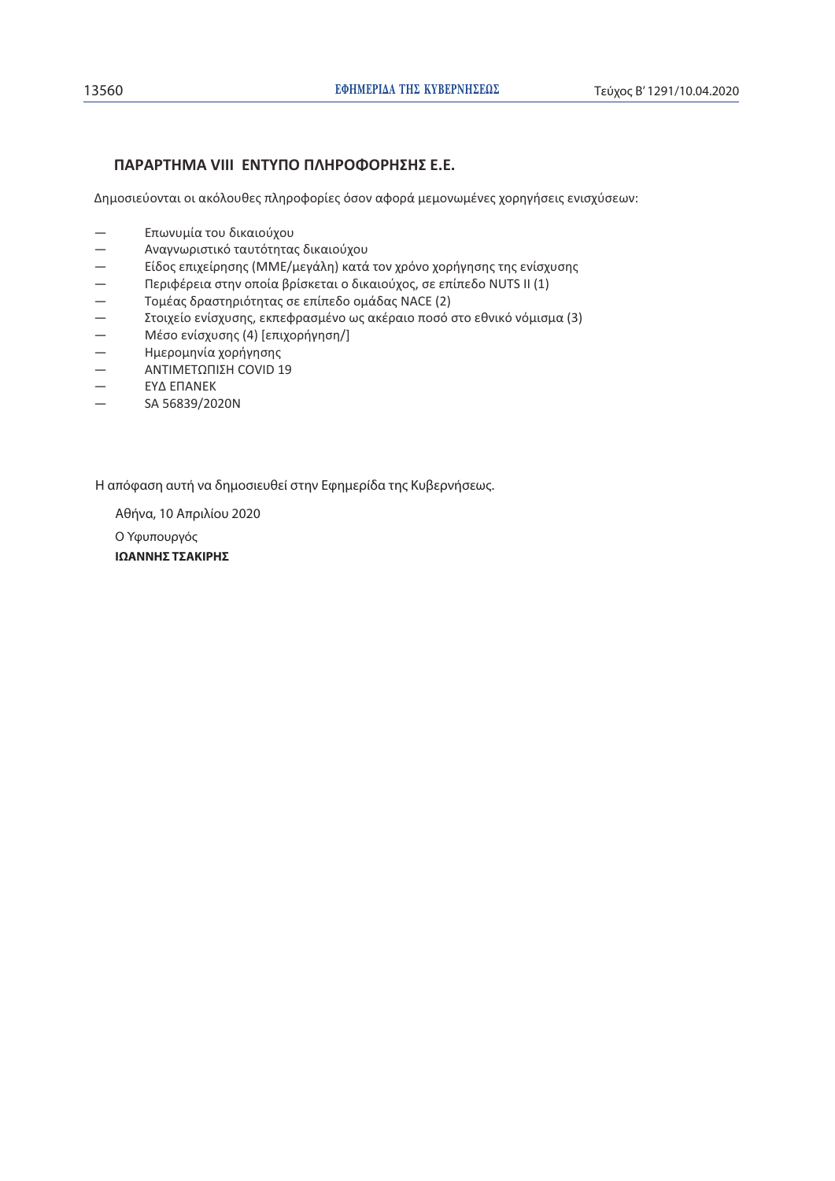## ΠΑΡΑΡΤΗΜΑ VIII ΕΝΤΥΠΟ ΠΛΗΡΟΦΟΡΗΣΗΣ Ε.Ε.

Δημοσιεύονται οι ακόλουθες πληροφορίες όσον αφορά μεμονωμένες χορηγήσεις ενισχύσεων:

— Επωνυμία του δικαιούχου
— Αναγνωριστικό ταυτότητας δικαιούχου
— Είδος επιχείρησης (ΜΜΕ/μεγάλη) κατά τον χρόνο χορήγησης της ενίσχυσης
— Περιφέρεια στην οποία βρίσκεται ο δικαιούχος, σε επίπεδο NUTS II (1)
— Τομέας δραστηριότητας σε επίπεδο ομάδας NACE (2)
— Στοιχείο ενίσχυσης, εκπεφρασμένο ως ακέραιο ποσό στο εθνικό νόμισμα (3)
— Μέσο ενίσχυσης (4) [επιχορήγηση/]
— Ημερομηνία χορήγησης
— ΑΝΤΙΜΕΤΩΠΙΣΗ COVID 19
— ΕΥΔ ΕΠΑΝΕΚ
— SA 56839/2020N

Η απόφαση αυτή να δημοσιευθεί στην Εφημερίδα της Κυβερνήσεως.

Αθήνα, 10 Απριλίου 2020

Ο Υφυπουργός

**ΙΩΑΝΝΗΣ ΤΣΑΚΙΡΗΣ**